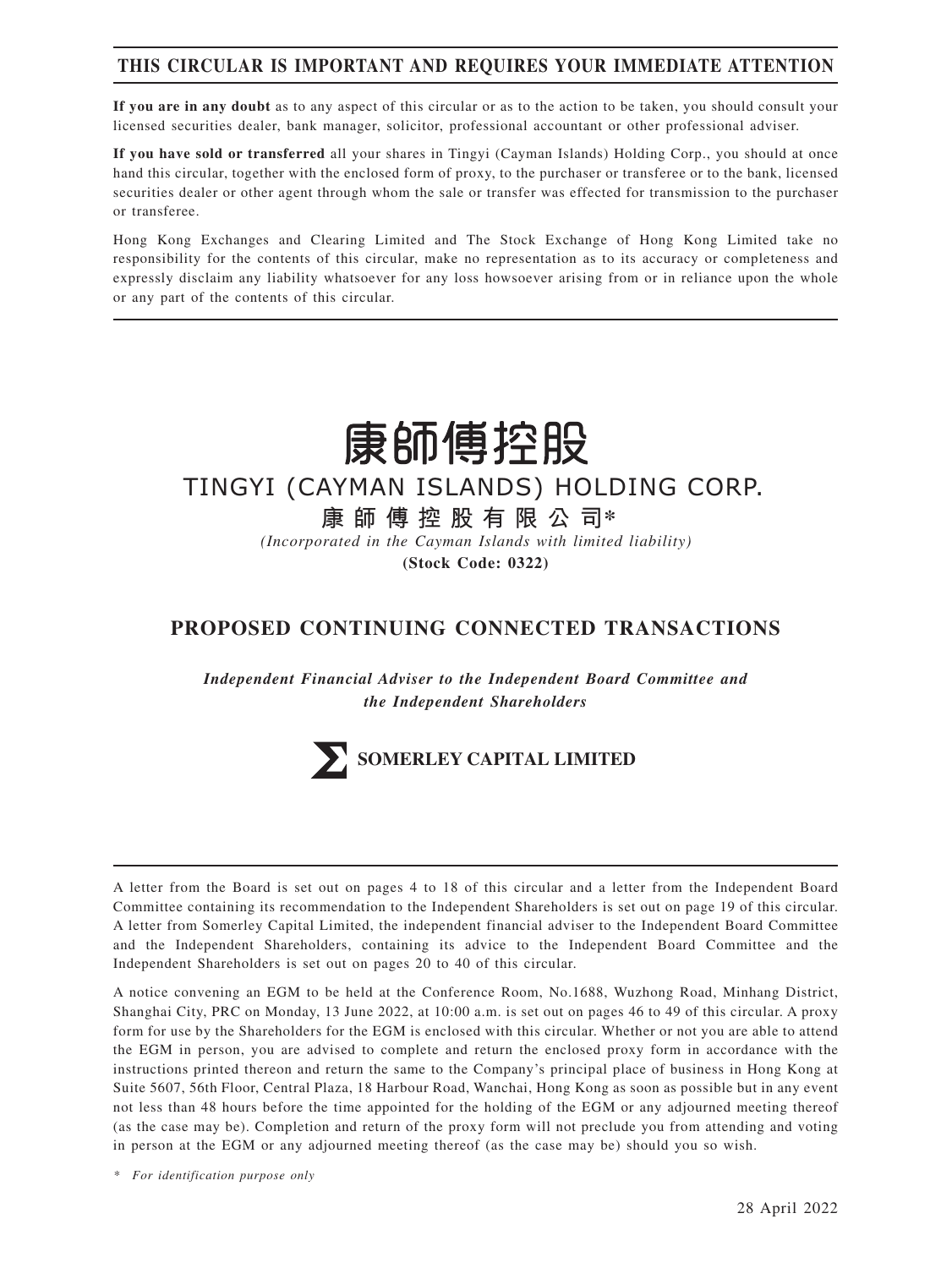**THIS CIRCULAR IS IMPORTANT AND REQUIRES YOUR IMMEDIATE ATTENTION**

**If you are in any doubt** as to any aspect of this circular or as to the action to be taken, you should consult your licensed securities dealer, bank manager, solicitor, professional accountant or other professional adviser.

**If you have sold or transferred** all your shares in Tingyi (Cayman Islands) Holding Corp., you should at once hand this circular, together with the enclosed form of proxy, to the purchaser or transferee or to the bank, licensed securities dealer or other agent through whom the sale or transfer was effected for transmission to the purchaser or transferee.

Hong Kong Exchanges and Clearing Limited and The Stock Exchange of Hong Kong Limited take no responsibility for the contents of this circular, make no representation as to its accuracy or completeness and expressly disclaim any liability whatsoever for any loss howsoever arising from or in reliance upon the whole or any part of the contents of this circular.

# 康師傅控股

# TINGYI (CAYMAN ISLANDS) HOLDING CORP.

**康 師 傅 控 股 有 限 公 司***

*(Incorporated in the Cayman Islands with limited liability)*

**(Stock Code: 0322)**

## PROPOSED CONTINUING CONNECTED TRANSACTIONS

***Independent Financial Adviser to the Independent Board Committee and the Independent Shareholders***

**SOMERLEY CAPITAL LIMITED**

A letter from the Board is set out on pages 4 to 18 of this circular and a letter from the Independent Board Committee containing its recommendation to the Independent Shareholders is set out on page 19 of this circular. A letter from Somerley Capital Limited, the independent financial adviser to the Independent Board Committee and the Independent Shareholders, containing its advice to the Independent Board Committee and the Independent Shareholders is set out on pages 20 to 40 of this circular.

A notice convening an EGM to be held at the Conference Room, No.1688, Wuzhong Road, Minhang District, Shanghai City, PRC on Monday, 13 June 2022, at 10:00 a.m. is set out on pages 46 to 49 of this circular. A proxy form for use by the Shareholders for the EGM is enclosed with this circular. Whether or not you are able to attend the EGM in person, you are advised to complete and return the enclosed proxy form in accordance with the instructions printed thereon and return the same to the Company's principal place of business in Hong Kong at Suite 5607, 56th Floor, Central Plaza, 18 Harbour Road, Wanchai, Hong Kong as soon as possible but in any event not less than 48 hours before the time appointed for the holding of the EGM or any adjourned meeting thereof (as the case may be). Completion and return of the proxy form will not preclude you from attending and voting in person at the EGM or any adjourned meeting thereof (as the case may be) should you so wish.

\* *For identification purpose only*

28 April 2022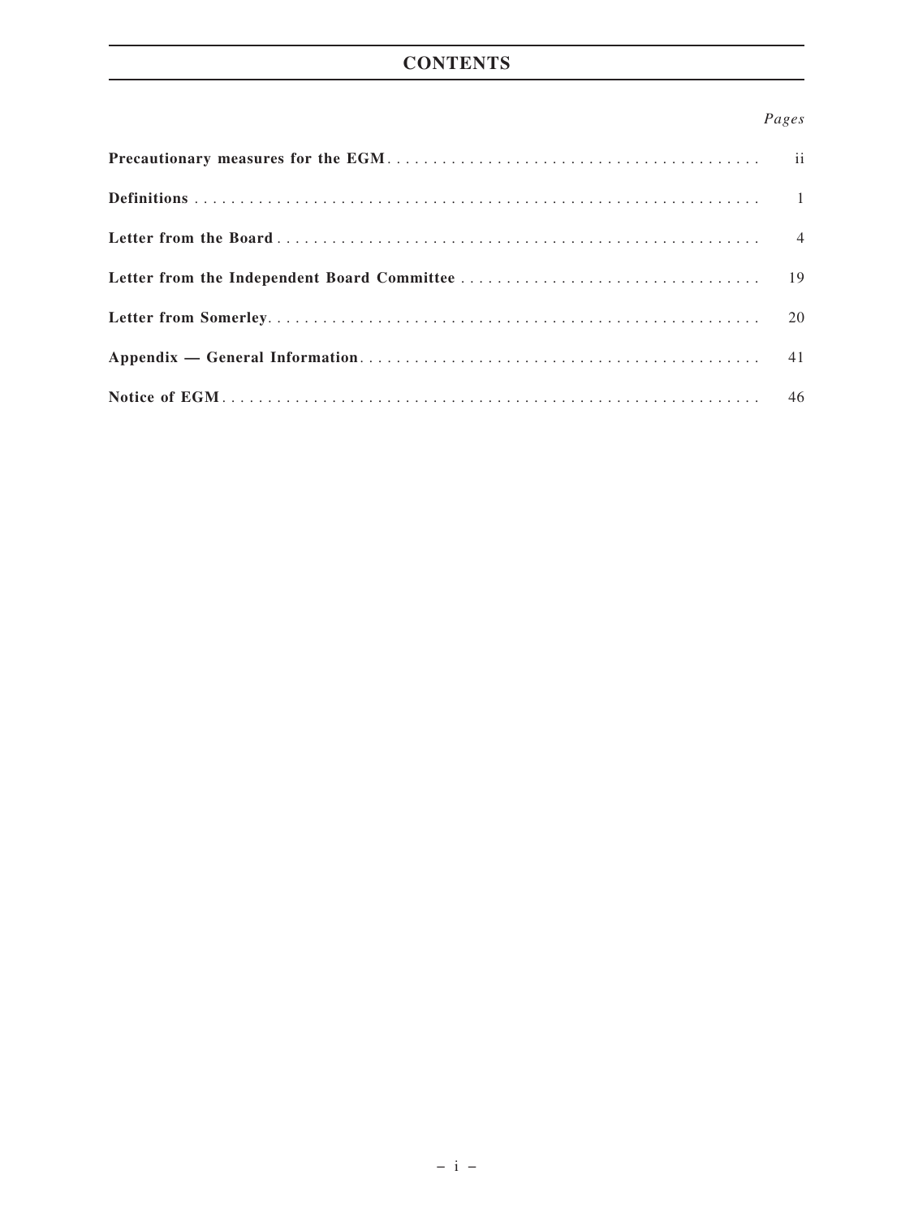# CONTENTS

| | *Pages* |
|---|---|
| **Precautionary measures for the EGM** | ii |
| **Definitions** | 1 |
| **Letter from the Board** | 4 |
| **Letter from the Independent Board Committee** | 19 |
| **Letter from Somerley** | 20 |
| **Appendix — General Information** | 41 |
| **Notice of EGM** | 46 |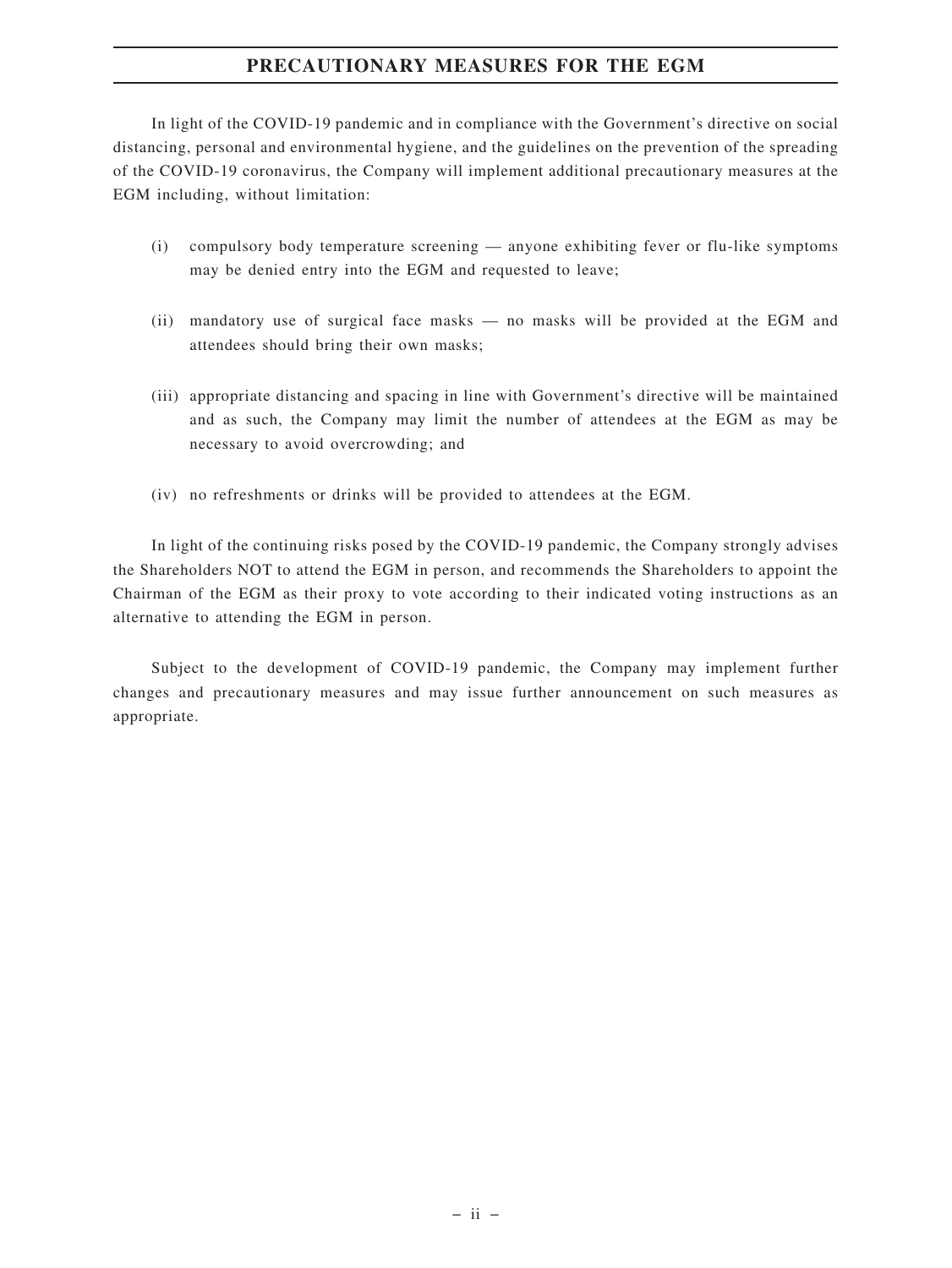# PRECAUTIONARY MEASURES FOR THE EGM

In light of the COVID-19 pandemic and in compliance with the Government's directive on social distancing, personal and environmental hygiene, and the guidelines on the prevention of the spreading of the COVID-19 coronavirus, the Company will implement additional precautionary measures at the EGM including, without limitation:

(i) compulsory body temperature screening — anyone exhibiting fever or flu-like symptoms may be denied entry into the EGM and requested to leave;

(ii) mandatory use of surgical face masks — no masks will be provided at the EGM and attendees should bring their own masks;

(iii) appropriate distancing and spacing in line with Government's directive will be maintained and as such, the Company may limit the number of attendees at the EGM as may be necessary to avoid overcrowding; and

(iv) no refreshments or drinks will be provided to attendees at the EGM.

In light of the continuing risks posed by the COVID-19 pandemic, the Company strongly advises the Shareholders NOT to attend the EGM in person, and recommends the Shareholders to appoint the Chairman of the EGM as their proxy to vote according to their indicated voting instructions as an alternative to attending the EGM in person.

Subject to the development of COVID-19 pandemic, the Company may implement further changes and precautionary measures and may issue further announcement on such measures as appropriate.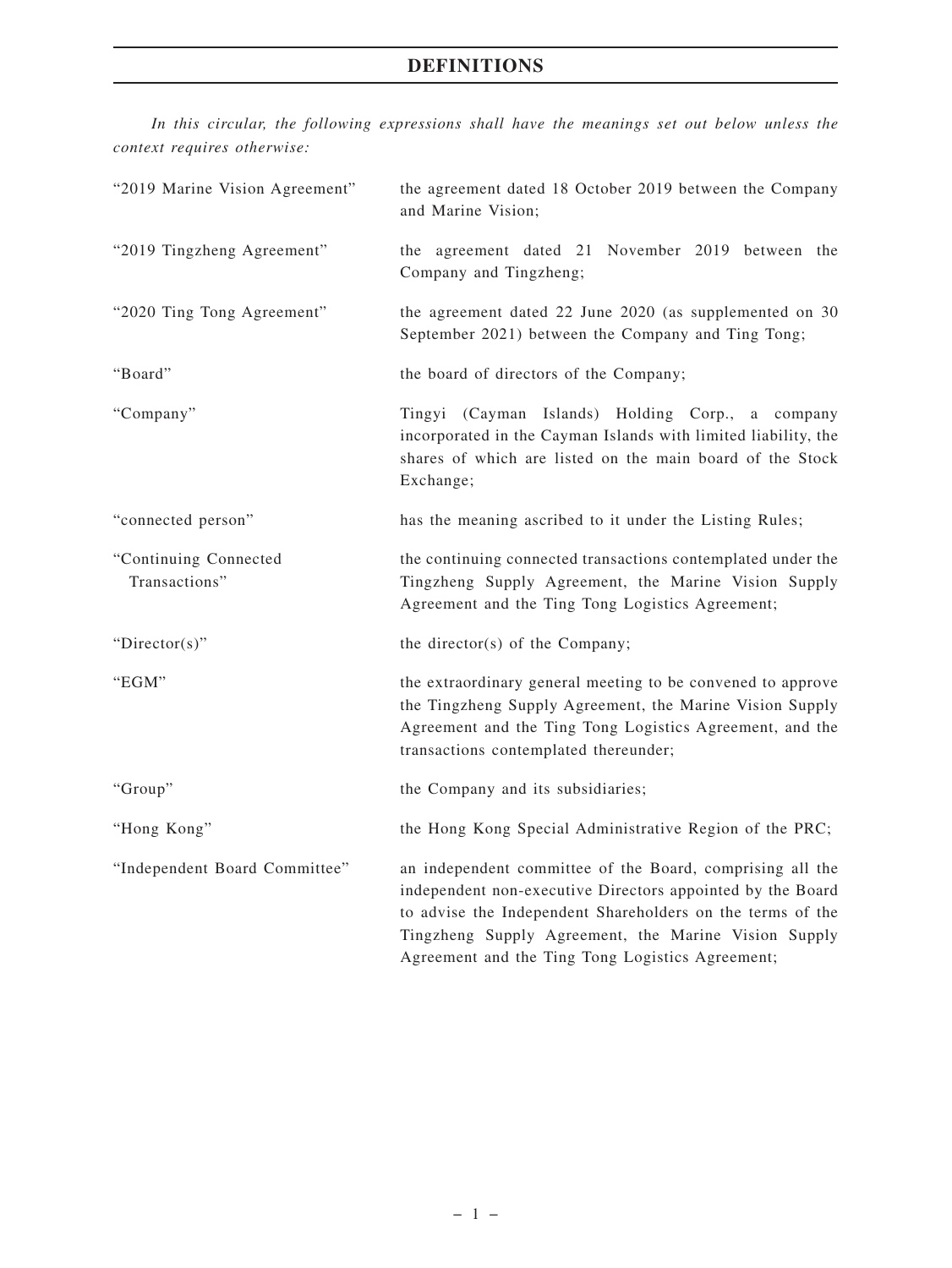# DEFINITIONS

*In this circular, the following expressions shall have the meanings set out below unless the context requires otherwise:*

| | |
|---|---|
| "2019 Marine Vision Agreement" | the agreement dated 18 October 2019 between the Company and Marine Vision; |
| "2019 Tingzheng Agreement" | the agreement dated 21 November 2019 between the Company and Tingzheng; |
| "2020 Ting Tong Agreement" | the agreement dated 22 June 2020 (as supplemented on 30 September 2021) between the Company and Ting Tong; |
| "Board" | the board of directors of the Company; |
| "Company" | Tingyi (Cayman Islands) Holding Corp., a company incorporated in the Cayman Islands with limited liability, the shares of which are listed on the main board of the Stock Exchange; |
| "connected person" | has the meaning ascribed to it under the Listing Rules; |
| "Continuing Connected Transactions" | the continuing connected transactions contemplated under the Tingzheng Supply Agreement, the Marine Vision Supply Agreement and the Ting Tong Logistics Agreement; |
| "Director(s)" | the director(s) of the Company; |
| "EGM" | the extraordinary general meeting to be convened to approve the Tingzheng Supply Agreement, the Marine Vision Supply Agreement and the Ting Tong Logistics Agreement, and the transactions contemplated thereunder; |
| "Group" | the Company and its subsidiaries; |
| "Hong Kong" | the Hong Kong Special Administrative Region of the PRC; |
| "Independent Board Committee" | an independent committee of the Board, comprising all the independent non-executive Directors appointed by the Board to advise the Independent Shareholders on the terms of the Tingzheng Supply Agreement, the Marine Vision Supply Agreement and the Ting Tong Logistics Agreement; |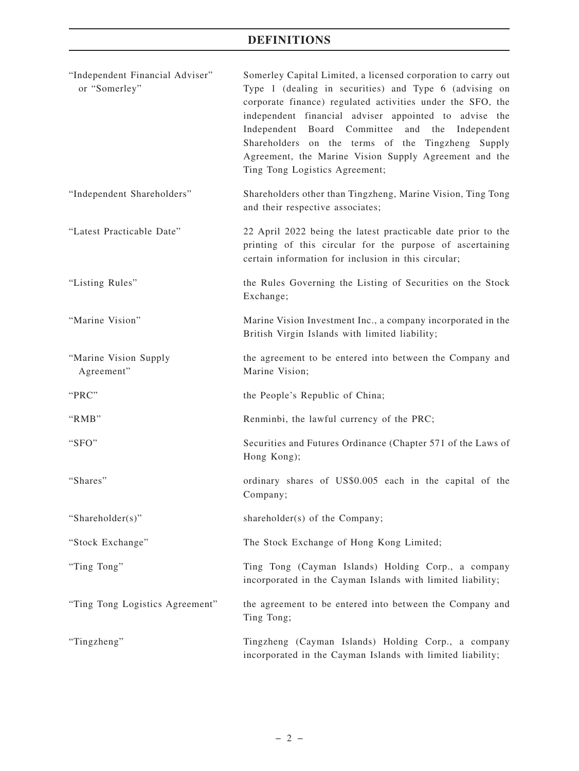# DEFINITIONS

| | |
|---|---|
| "Independent Financial Adviser" or "Somerley" | Somerley Capital Limited, a licensed corporation to carry out Type 1 (dealing in securities) and Type 6 (advising on corporate finance) regulated activities under the SFO, the independent financial adviser appointed to advise the Independent Board Committee and the Independent Shareholders on the terms of the Tingzheng Supply Agreement, the Marine Vision Supply Agreement and the Ting Tong Logistics Agreement; |
| "Independent Shareholders" | Shareholders other than Tingzheng, Marine Vision, Ting Tong and their respective associates; |
| "Latest Practicable Date" | 22 April 2022 being the latest practicable date prior to the printing of this circular for the purpose of ascertaining certain information for inclusion in this circular; |
| "Listing Rules" | the Rules Governing the Listing of Securities on the Stock Exchange; |
| "Marine Vision" | Marine Vision Investment Inc., a company incorporated in the British Virgin Islands with limited liability; |
| "Marine Vision Supply Agreement" | the agreement to be entered into between the Company and Marine Vision; |
| "PRC" | the People's Republic of China; |
| "RMB" | Renminbi, the lawful currency of the PRC; |
| "SFO" | Securities and Futures Ordinance (Chapter 571 of the Laws of Hong Kong); |
| "Shares" | ordinary shares of US$0.005 each in the capital of the Company; |
| "Shareholder(s)" | shareholder(s) of the Company; |
| "Stock Exchange" | The Stock Exchange of Hong Kong Limited; |
| "Ting Tong" | Ting Tong (Cayman Islands) Holding Corp., a company incorporated in the Cayman Islands with limited liability; |
| "Ting Tong Logistics Agreement" | the agreement to be entered into between the Company and Ting Tong; |
| "Tingzheng" | Tingzheng (Cayman Islands) Holding Corp., a company incorporated in the Cayman Islands with limited liability; |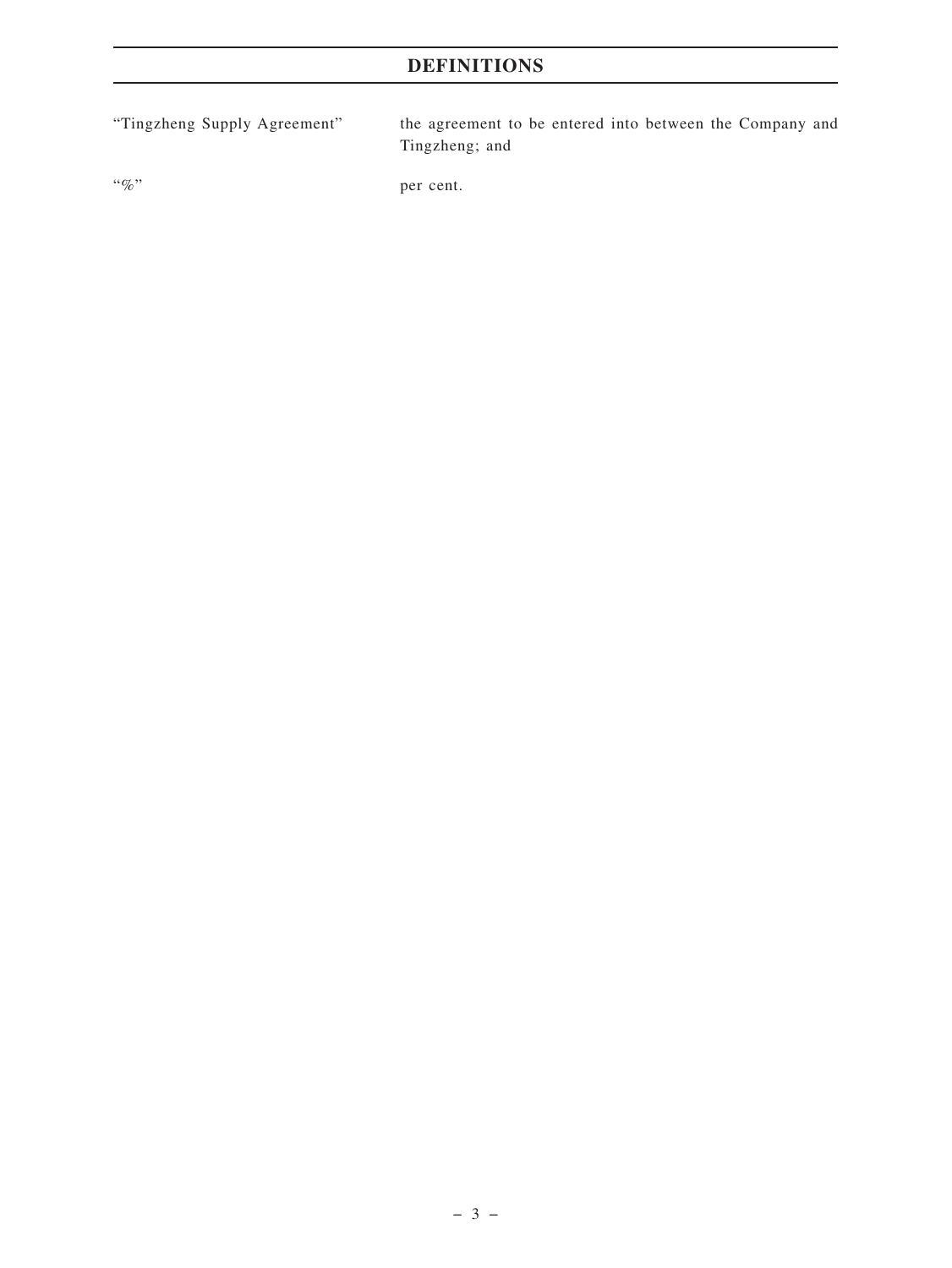# DEFINITIONS

| | |
|---|---|
| "Tingzheng Supply Agreement" | the agreement to be entered into between the Company and Tingzheng; and |
| "%" | per cent. |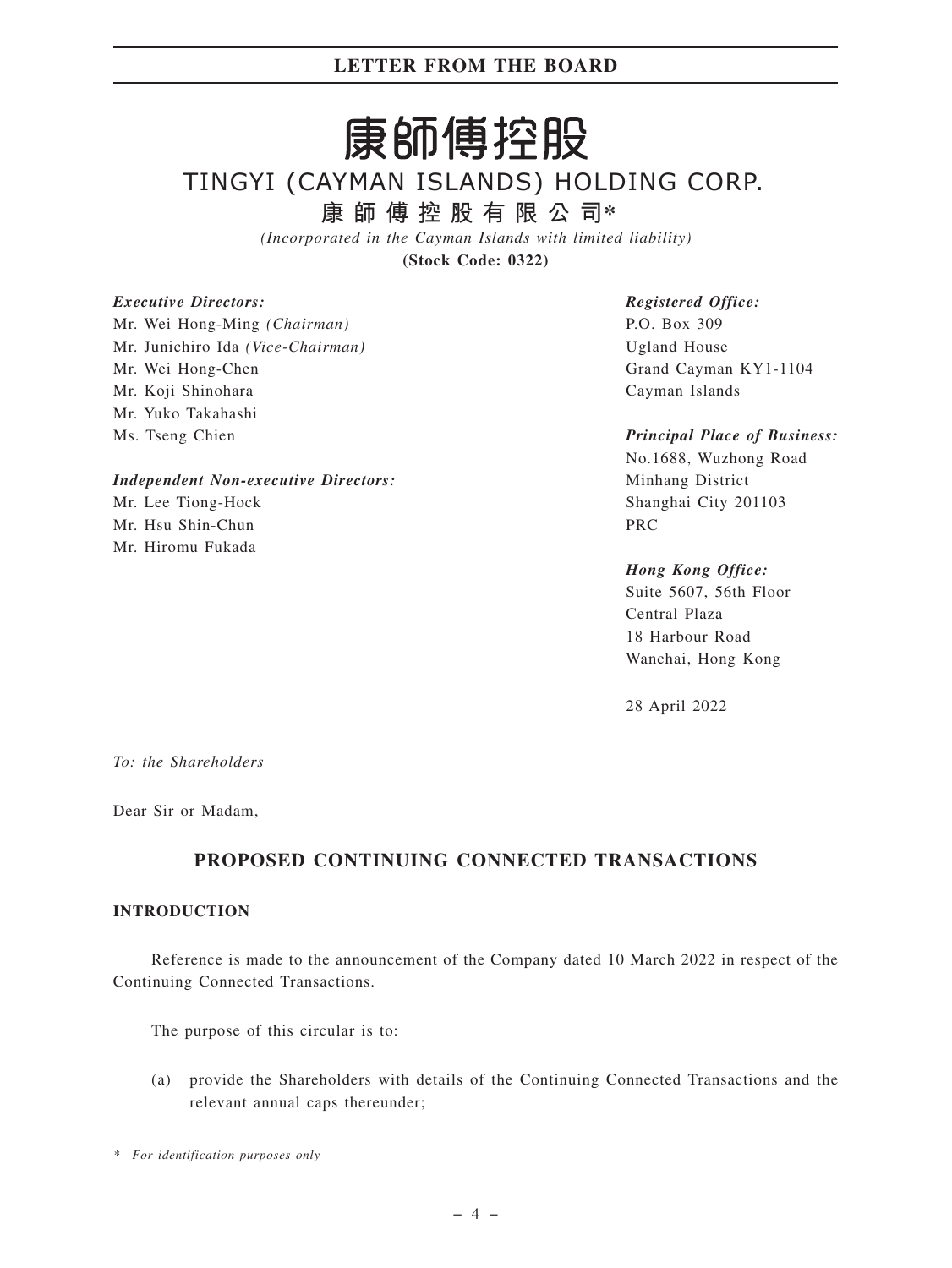# LETTER FROM THE BOARD

# 康師傅控股

## TINGYI (CAYMAN ISLANDS) HOLDING CORP.

### 康師傅控股有限公司*

*(Incorporated in the Cayman Islands with limited liability)*

**(Stock Code: 0322)**

***Executive Directors:***
Mr. Wei Hong-Ming *(Chairman)*
Mr. Junichiro Ida *(Vice-Chairman)*
Mr. Wei Hong-Chen
Mr. Koji Shinohara
Mr. Yuko Takahashi
Ms. Tseng Chien

***Independent Non-executive Directors:***
Mr. Lee Tiong-Hock
Mr. Hsu Shin-Chun
Mr. Hiromu Fukada

***Registered Office:***
P.O. Box 309
Ugland House
Grand Cayman KY1-1104
Cayman Islands

***Principal Place of Business:***
No.1688, Wuzhong Road
Minhang District
Shanghai City 201103
PRC

***Hong Kong Office:***
Suite 5607, 56th Floor
Central Plaza
18 Harbour Road
Wanchai, Hong Kong

28 April 2022

*To: the Shareholders*

Dear Sir or Madam,

## PROPOSED CONTINUING CONNECTED TRANSACTIONS

### INTRODUCTION

Reference is made to the announcement of the Company dated 10 March 2022 in respect of the Continuing Connected Transactions.

The purpose of this circular is to:

(a) provide the Shareholders with details of the Continuing Connected Transactions and the relevant annual caps thereunder;

*\* For identification purposes only*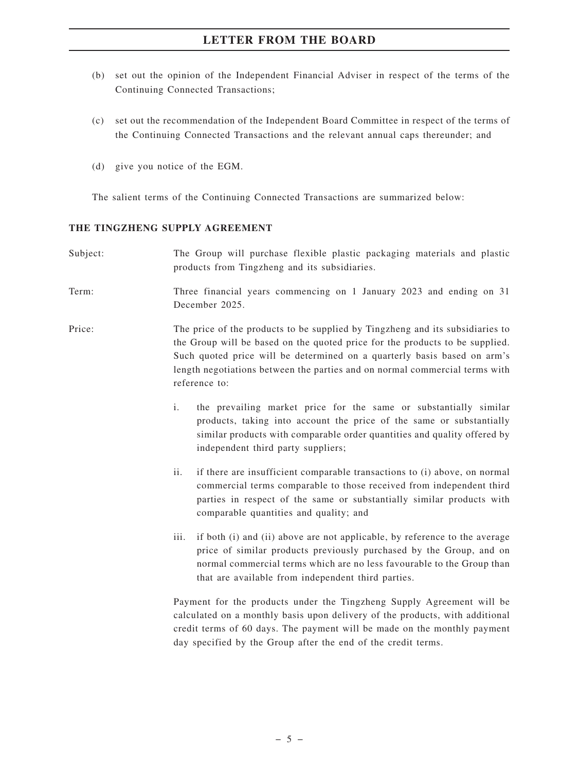(b) set out the opinion of the Independent Financial Adviser in respect of the terms of the Continuing Connected Transactions;

(c) set out the recommendation of the Independent Board Committee in respect of the terms of the Continuing Connected Transactions and the relevant annual caps thereunder; and

(d) give you notice of the EGM.

The salient terms of the Continuing Connected Transactions are summarized below:

**THE TINGZHENG SUPPLY AGREEMENT**

Subject: The Group will purchase flexible plastic packaging materials and plastic products from Tingzheng and its subsidiaries.

Term: Three financial years commencing on 1 January 2023 and ending on 31 December 2025.

Price: The price of the products to be supplied by Tingzheng and its subsidiaries to the Group will be based on the quoted price for the products to be supplied. Such quoted price will be determined on a quarterly basis based on arm's length negotiations between the parties and on normal commercial terms with reference to:

i. the prevailing market price for the same or substantially similar products, taking into account the price of the same or substantially similar products with comparable order quantities and quality offered by independent third party suppliers;

ii. if there are insufficient comparable transactions to (i) above, on normal commercial terms comparable to those received from independent third parties in respect of the same or substantially similar products with comparable quantities and quality; and

iii. if both (i) and (ii) above are not applicable, by reference to the average price of similar products previously purchased by the Group, and on normal commercial terms which are no less favourable to the Group than that are available from independent third parties.

Payment for the products under the Tingzheng Supply Agreement will be calculated on a monthly basis upon delivery of the products, with additional credit terms of 60 days. The payment will be made on the monthly payment day specified by the Group after the end of the credit terms.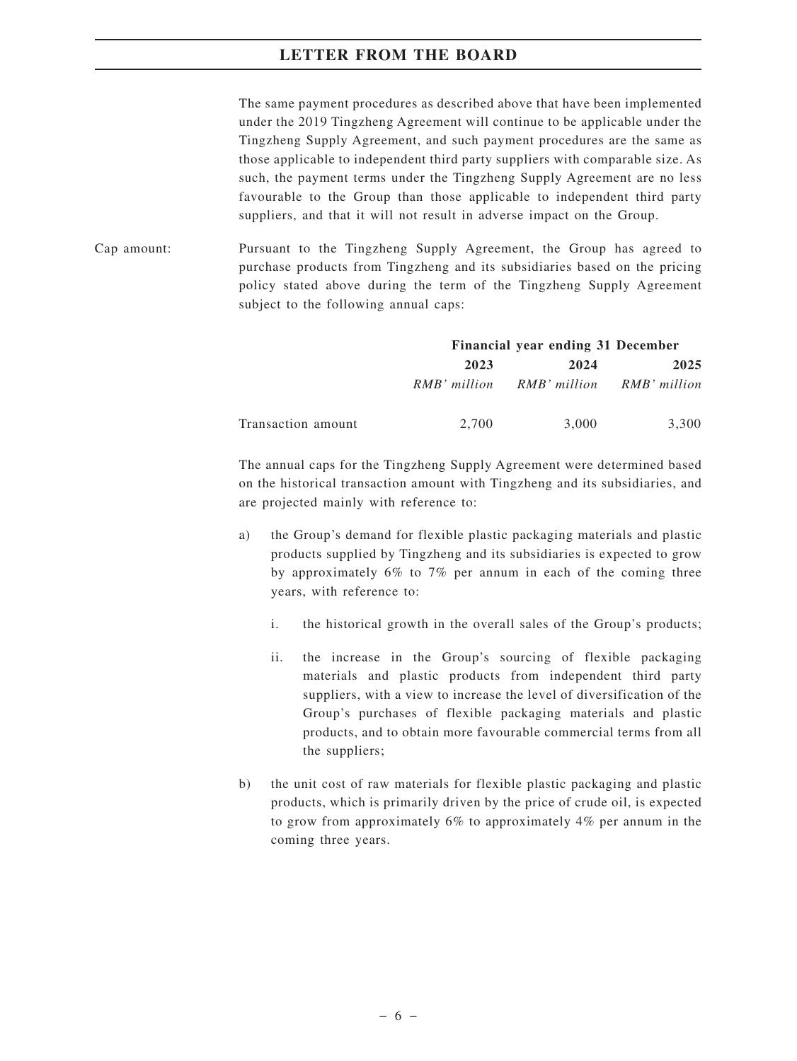The same payment procedures as described above that have been implemented under the 2019 Tingzheng Agreement will continue to be applicable under the Tingzheng Supply Agreement, and such payment procedures are the same as those applicable to independent third party suppliers with comparable size. As such, the payment terms under the Tingzheng Supply Agreement are no less favourable to the Group than those applicable to independent third party suppliers, and that it will not result in adverse impact on the Group.

Cap amount: Pursuant to the Tingzheng Supply Agreement, the Group has agreed to purchase products from Tingzheng and its subsidiaries based on the pricing policy stated above during the term of the Tingzheng Supply Agreement subject to the following annual caps:

| | Financial year ending 31 December | | |
|---|---|---|---|
| | **2023** | **2024** | **2025** |
| | *RMB' million* | *RMB' million* | *RMB' million* |
| Transaction amount | 2,700 | 3,000 | 3,300 |

The annual caps for the Tingzheng Supply Agreement were determined based on the historical transaction amount with Tingzheng and its subsidiaries, and are projected mainly with reference to:

a) the Group's demand for flexible plastic packaging materials and plastic products supplied by Tingzheng and its subsidiaries is expected to grow by approximately 6% to 7% per annum in each of the coming three years, with reference to:

   i. the historical growth in the overall sales of the Group's products;

   ii. the increase in the Group's sourcing of flexible packaging materials and plastic products from independent third party suppliers, with a view to increase the level of diversification of the Group's purchases of flexible packaging materials and plastic products, and to obtain more favourable commercial terms from all the suppliers;

b) the unit cost of raw materials for flexible plastic packaging and plastic products, which is primarily driven by the price of crude oil, is expected to grow from approximately 6% to approximately 4% per annum in the coming three years.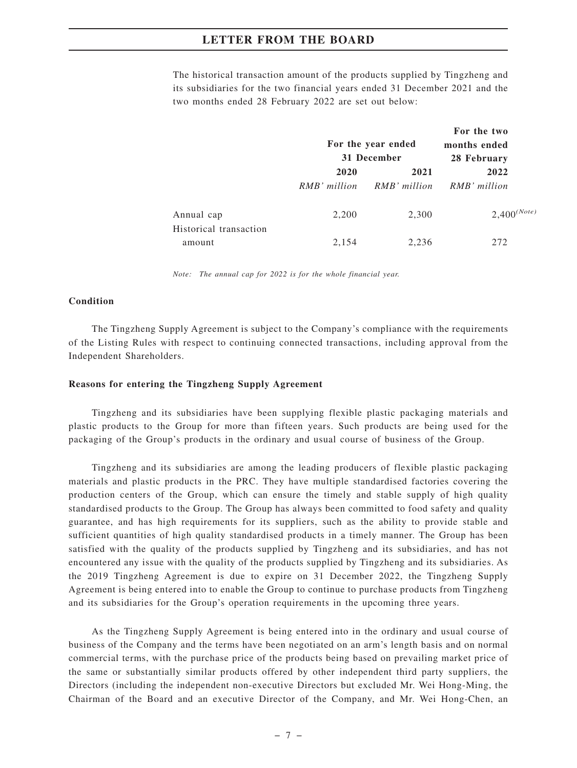The historical transaction amount of the products supplied by Tingzheng and its subsidiaries for the two financial years ended 31 December 2021 and the two months ended 28 February 2022 are set out below:

| | For the year ended 31 December | | For the two months ended 28 February |
|---|---|---|---|
| | **2020** | **2021** | **2022** |
| | *RMB' million* | *RMB' million* | *RMB' million* |
| Annual cap | 2,200 | 2,300 | 2,400 (Note) |
| Historical transaction amount | 2,154 | 2,236 | 272 |

*Note: The annual cap for 2022 is for the whole financial year.*

**Condition**

The Tingzheng Supply Agreement is subject to the Company's compliance with the requirements of the Listing Rules with respect to continuing connected transactions, including approval from the Independent Shareholders.

**Reasons for entering the Tingzheng Supply Agreement**

Tingzheng and its subsidiaries have been supplying flexible plastic packaging materials and plastic products to the Group for more than fifteen years. Such products are being used for the packaging of the Group's products in the ordinary and usual course of business of the Group.

Tingzheng and its subsidiaries are among the leading producers of flexible plastic packaging materials and plastic products in the PRC. They have multiple standardised factories covering the production centers of the Group, which can ensure the timely and stable supply of high quality standardised products to the Group. The Group has always been committed to food safety and quality guarantee, and has high requirements for its suppliers, such as the ability to provide stable and sufficient quantities of high quality standardised products in a timely manner. The Group has been satisfied with the quality of the products supplied by Tingzheng and its subsidiaries, and has not encountered any issue with the quality of the products supplied by Tingzheng and its subsidiaries. As the 2019 Tingzheng Agreement is due to expire on 31 December 2022, the Tingzheng Supply Agreement is being entered into to enable the Group to continue to purchase products from Tingzheng and its subsidiaries for the Group's operation requirements in the upcoming three years.

As the Tingzheng Supply Agreement is being entered into in the ordinary and usual course of business of the Company and the terms have been negotiated on an arm's length basis and on normal commercial terms, with the purchase price of the products being based on prevailing market price of the same or substantially similar products offered by other independent third party suppliers, the Directors (including the independent non-executive Directors but excluded Mr. Wei Hong-Ming, the Chairman of the Board and an executive Director of the Company, and Mr. Wei Hong-Chen, an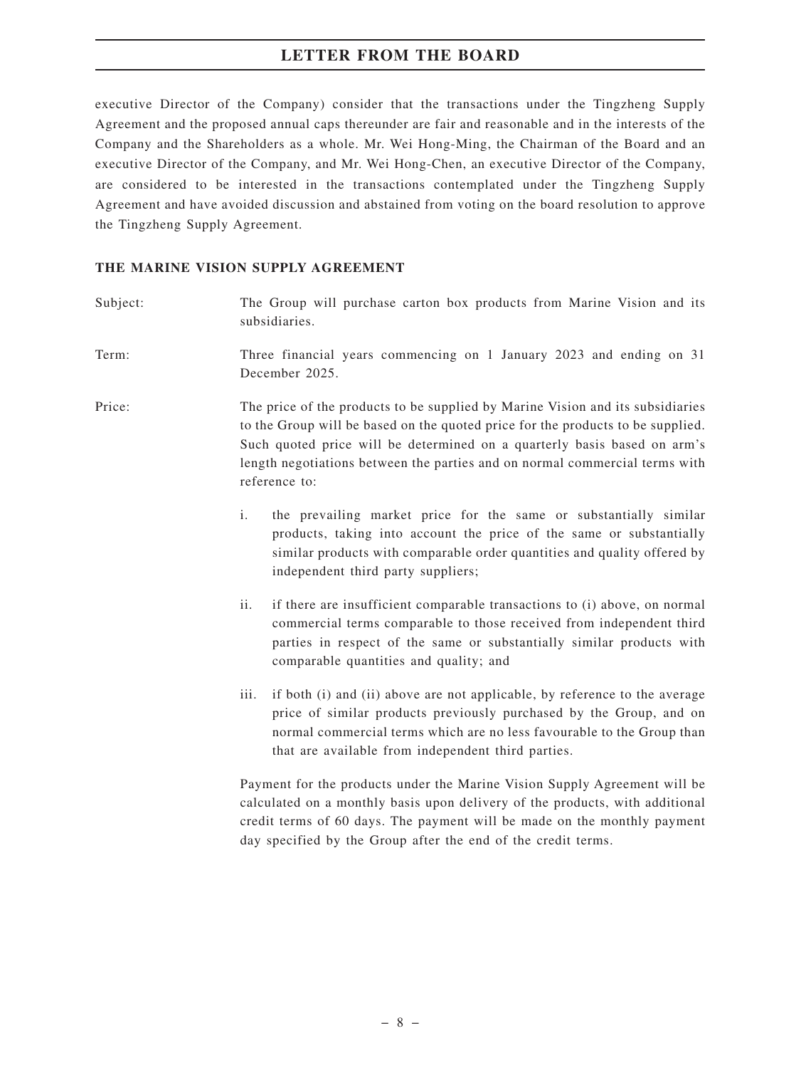executive Director of the Company) consider that the transactions under the Tingzheng Supply Agreement and the proposed annual caps thereunder are fair and reasonable and in the interests of the Company and the Shareholders as a whole. Mr. Wei Hong-Ming, the Chairman of the Board and an executive Director of the Company, and Mr. Wei Hong-Chen, an executive Director of the Company, are considered to be interested in the transactions contemplated under the Tingzheng Supply Agreement and have avoided discussion and abstained from voting on the board resolution to approve the Tingzheng Supply Agreement.

**THE MARINE VISION SUPPLY AGREEMENT**

Subject: The Group will purchase carton box products from Marine Vision and its subsidiaries.

Term: Three financial years commencing on 1 January 2023 and ending on 31 December 2025.

Price: The price of the products to be supplied by Marine Vision and its subsidiaries to the Group will be based on the quoted price for the products to be supplied. Such quoted price will be determined on a quarterly basis based on arm's length negotiations between the parties and on normal commercial terms with reference to:

i. the prevailing market price for the same or substantially similar products, taking into account the price of the same or substantially similar products with comparable order quantities and quality offered by independent third party suppliers;

ii. if there are insufficient comparable transactions to (i) above, on normal commercial terms comparable to those received from independent third parties in respect of the same or substantially similar products with comparable quantities and quality; and

iii. if both (i) and (ii) above are not applicable, by reference to the average price of similar products previously purchased by the Group, and on normal commercial terms which are no less favourable to the Group than that are available from independent third parties.

Payment for the products under the Marine Vision Supply Agreement will be calculated on a monthly basis upon delivery of the products, with additional credit terms of 60 days. The payment will be made on the monthly payment day specified by the Group after the end of the credit terms.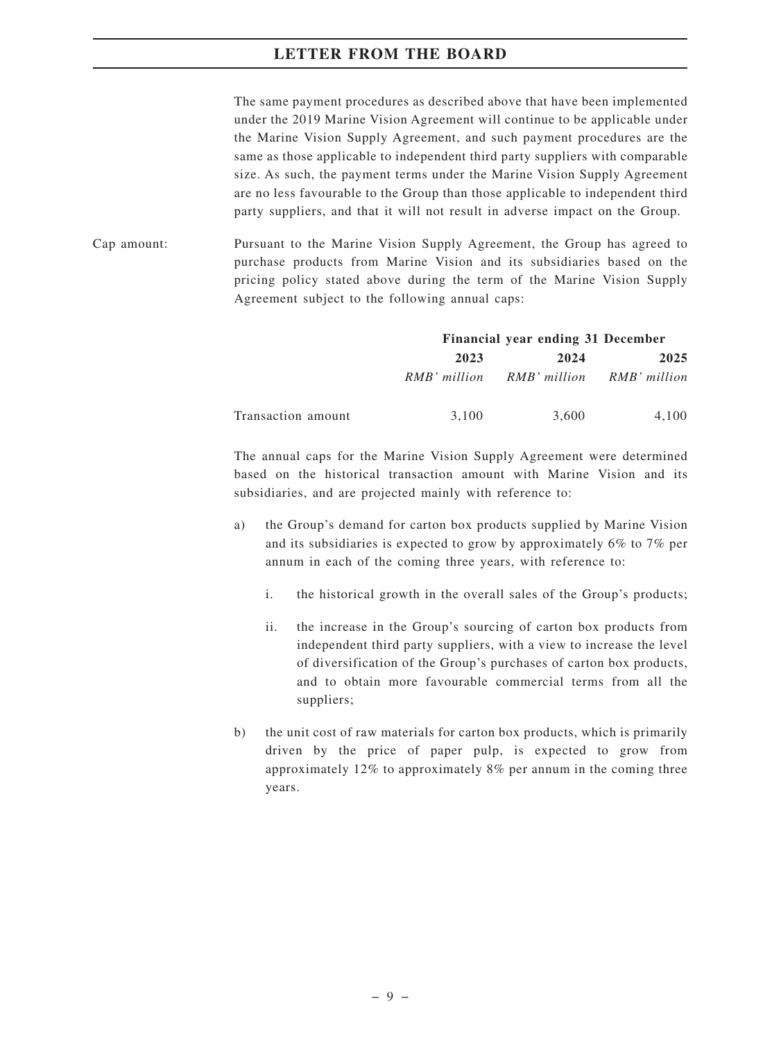The same payment procedures as described above that have been implemented under the 2019 Marine Vision Agreement will continue to be applicable under the Marine Vision Supply Agreement, and such payment procedures are the same as those applicable to independent third party suppliers with comparable size. As such, the payment terms under the Marine Vision Supply Agreement are no less favourable to the Group than those applicable to independent third party suppliers, and that it will not result in adverse impact on the Group.

Cap amount: Pursuant to the Marine Vision Supply Agreement, the Group has agreed to purchase products from Marine Vision and its subsidiaries based on the pricing policy stated above during the term of the Marine Vision Supply Agreement subject to the following annual caps:

| | **Financial year ending 31 December** | | |
|---|---|---|---|
| | **2023** | **2024** | **2025** |
| | *RMB' million* | *RMB' million* | *RMB' million* |
| Transaction amount | 3,100 | 3,600 | 4,100 |

The annual caps for the Marine Vision Supply Agreement were determined based on the historical transaction amount with Marine Vision and its subsidiaries, and are projected mainly with reference to:

a) the Group's demand for carton box products supplied by Marine Vision and its subsidiaries is expected to grow by approximately 6% to 7% per annum in each of the coming three years, with reference to:

   i. the historical growth in the overall sales of the Group's products;

   ii. the increase in the Group's sourcing of carton box products from independent third party suppliers, with a view to increase the level of diversification of the Group's purchases of carton box products, and to obtain more favourable commercial terms from all the suppliers;

b) the unit cost of raw materials for carton box products, which is primarily driven by the price of paper pulp, is expected to grow from approximately 12% to approximately 8% per annum in the coming three years.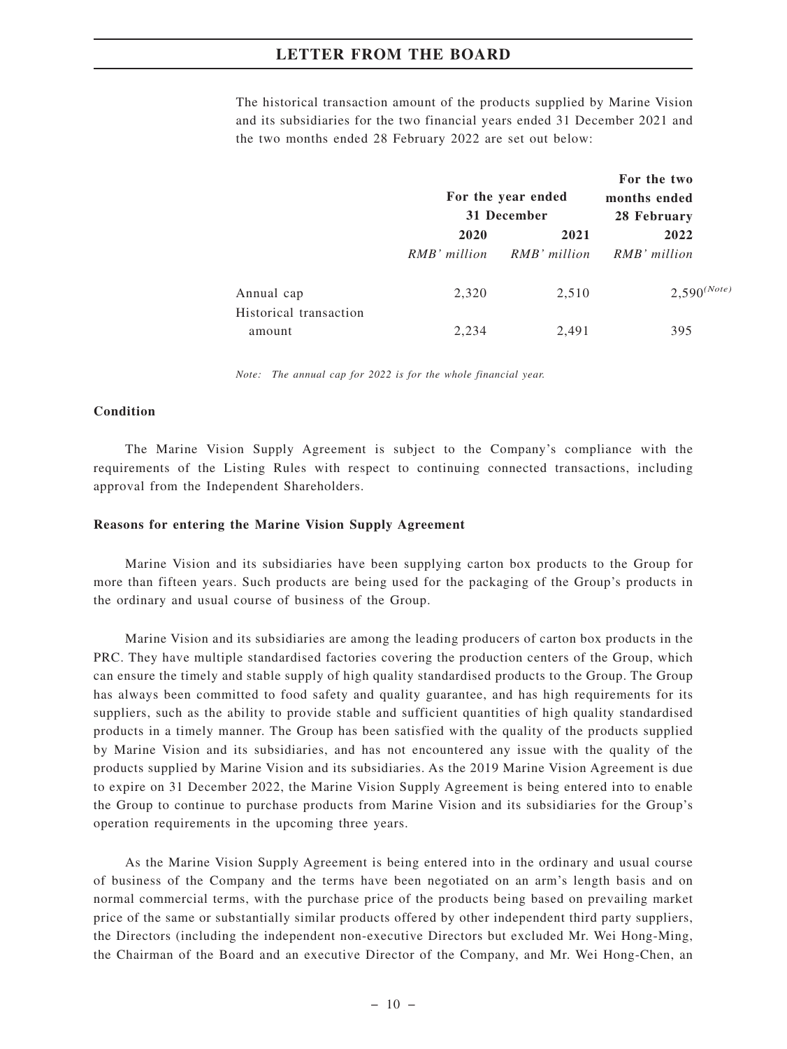The historical transaction amount of the products supplied by Marine Vision and its subsidiaries for the two financial years ended 31 December 2021 and the two months ended 28 February 2022 are set out below:

| | For the year ended 31 December | | For the two months ended 28 February |
|---|---|---|---|
| | 2020 | 2021 | 2022 |
| | *RMB' million* | *RMB' million* | *RMB' million* |
| Annual cap | 2,320 | 2,510 | 2,590(Note) |
| Historical transaction amount | 2,234 | 2,491 | 395 |

*Note: The annual cap for 2022 is for the whole financial year.*

**Condition**

The Marine Vision Supply Agreement is subject to the Company's compliance with the requirements of the Listing Rules with respect to continuing connected transactions, including approval from the Independent Shareholders.

**Reasons for entering the Marine Vision Supply Agreement**

Marine Vision and its subsidiaries have been supplying carton box products to the Group for more than fifteen years. Such products are being used for the packaging of the Group's products in the ordinary and usual course of business of the Group.

Marine Vision and its subsidiaries are among the leading producers of carton box products in the PRC. They have multiple standardised factories covering the production centers of the Group, which can ensure the timely and stable supply of high quality standardised products to the Group. The Group has always been committed to food safety and quality guarantee, and has high requirements for its suppliers, such as the ability to provide stable and sufficient quantities of high quality standardised products in a timely manner. The Group has been satisfied with the quality of the products supplied by Marine Vision and its subsidiaries, and has not encountered any issue with the quality of the products supplied by Marine Vision and its subsidiaries. As the 2019 Marine Vision Agreement is due to expire on 31 December 2022, the Marine Vision Supply Agreement is being entered into to enable the Group to continue to purchase products from Marine Vision and its subsidiaries for the Group's operation requirements in the upcoming three years.

As the Marine Vision Supply Agreement is being entered into in the ordinary and usual course of business of the Company and the terms have been negotiated on an arm's length basis and on normal commercial terms, with the purchase price of the products being based on prevailing market price of the same or substantially similar products offered by other independent third party suppliers, the Directors (including the independent non-executive Directors but excluded Mr. Wei Hong-Ming, the Chairman of the Board and an executive Director of the Company, and Mr. Wei Hong-Chen, an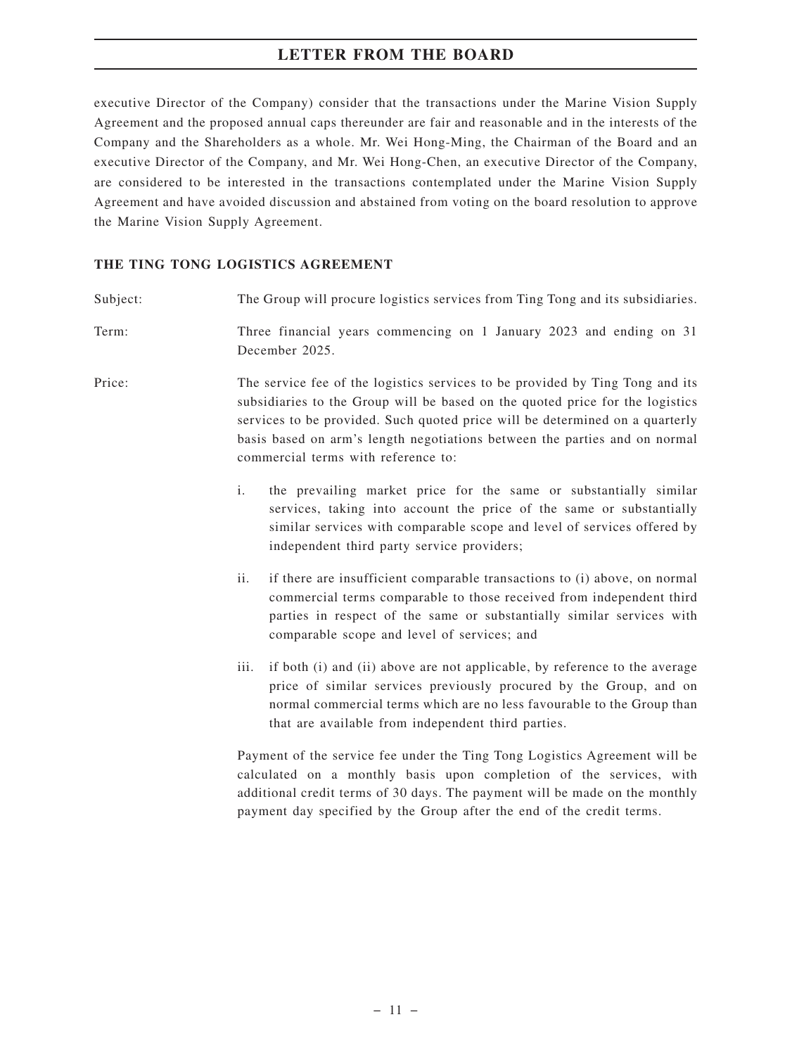executive Director of the Company) consider that the transactions under the Marine Vision Supply Agreement and the proposed annual caps thereunder are fair and reasonable and in the interests of the Company and the Shareholders as a whole. Mr. Wei Hong-Ming, the Chairman of the Board and an executive Director of the Company, and Mr. Wei Hong-Chen, an executive Director of the Company, are considered to be interested in the transactions contemplated under the Marine Vision Supply Agreement and have avoided discussion and abstained from voting on the board resolution to approve the Marine Vision Supply Agreement.

**THE TING TONG LOGISTICS AGREEMENT**

Subject: The Group will procure logistics services from Ting Tong and its subsidiaries.

Term: Three financial years commencing on 1 January 2023 and ending on 31 December 2025.

Price: The service fee of the logistics services to be provided by Ting Tong and its subsidiaries to the Group will be based on the quoted price for the logistics services to be provided. Such quoted price will be determined on a quarterly basis based on arm's length negotiations between the parties and on normal commercial terms with reference to:

i. the prevailing market price for the same or substantially similar services, taking into account the price of the same or substantially similar services with comparable scope and level of services offered by independent third party service providers;

ii. if there are insufficient comparable transactions to (i) above, on normal commercial terms comparable to those received from independent third parties in respect of the same or substantially similar services with comparable scope and level of services; and

iii. if both (i) and (ii) above are not applicable, by reference to the average price of similar services previously procured by the Group, and on normal commercial terms which are no less favourable to the Group than that are available from independent third parties.

Payment of the service fee under the Ting Tong Logistics Agreement will be calculated on a monthly basis upon completion of the services, with additional credit terms of 30 days. The payment will be made on the monthly payment day specified by the Group after the end of the credit terms.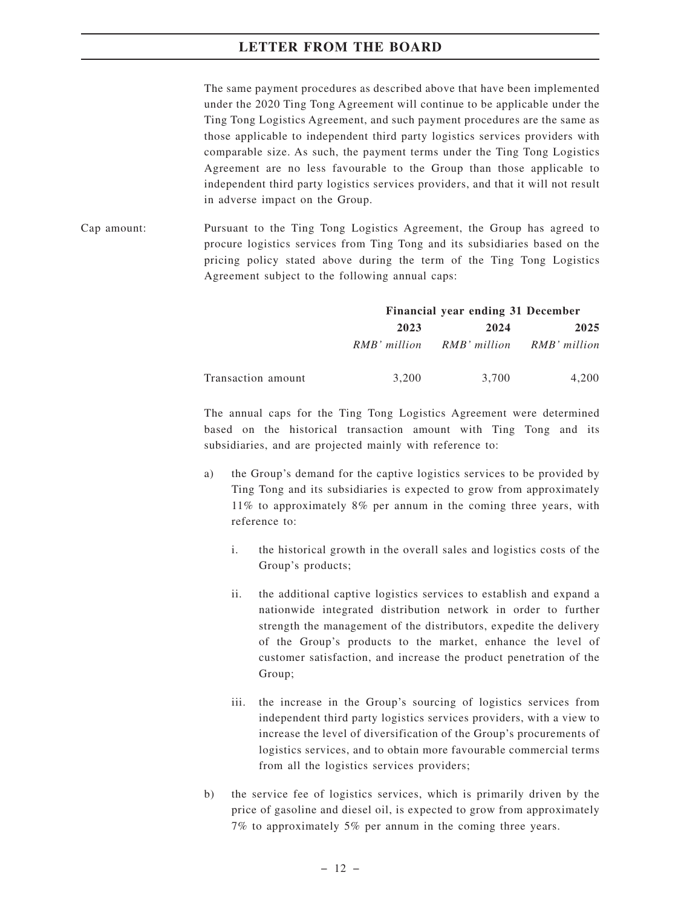The same payment procedures as described above that have been implemented under the 2020 Ting Tong Agreement will continue to be applicable under the Ting Tong Logistics Agreement, and such payment procedures are the same as those applicable to independent third party logistics services providers with comparable size. As such, the payment terms under the Ting Tong Logistics Agreement are no less favourable to the Group than those applicable to independent third party logistics services providers, and that it will not result in adverse impact on the Group.

Cap amount: Pursuant to the Ting Tong Logistics Agreement, the Group has agreed to procure logistics services from Ting Tong and its subsidiaries based on the pricing policy stated above during the term of the Ting Tong Logistics Agreement subject to the following annual caps:

| | **Financial year ending 31 December** | | |
|---|---|---|---|
| | **2023** | **2024** | **2025** |
| | *RMB' million* | *RMB' million* | *RMB' million* |
| Transaction amount | 3,200 | 3,700 | 4,200 |

The annual caps for the Ting Tong Logistics Agreement were determined based on the historical transaction amount with Ting Tong and its subsidiaries, and are projected mainly with reference to:

a) the Group's demand for the captive logistics services to be provided by Ting Tong and its subsidiaries is expected to grow from approximately 11% to approximately 8% per annum in the coming three years, with reference to:

   i. the historical growth in the overall sales and logistics costs of the Group's products;

   ii. the additional captive logistics services to establish and expand a nationwide integrated distribution network in order to further strength the management of the distributors, expedite the delivery of the Group's products to the market, enhance the level of customer satisfaction, and increase the product penetration of the Group;

   iii. the increase in the Group's sourcing of logistics services from independent third party logistics services providers, with a view to increase the level of diversification of the Group's procurements of logistics services, and to obtain more favourable commercial terms from all the logistics services providers;

b) the service fee of logistics services, which is primarily driven by the price of gasoline and diesel oil, is expected to grow from approximately 7% to approximately 5% per annum in the coming three years.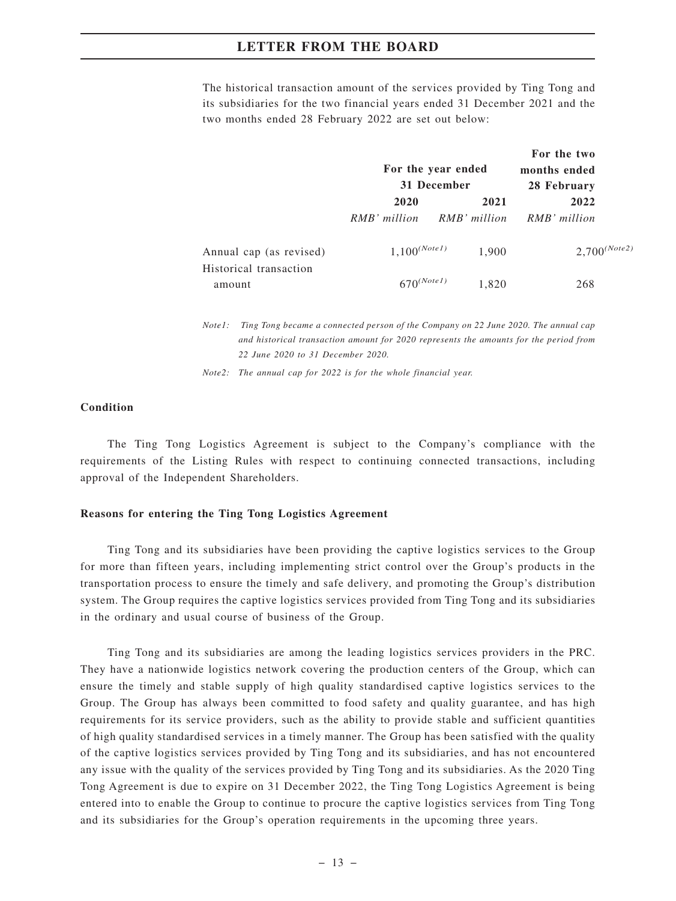The historical transaction amount of the services provided by Ting Tong and its subsidiaries for the two financial years ended 31 December 2021 and the two months ended 28 February 2022 are set out below:

| | For the year ended 31 December | | For the two months ended 28 February |
|---|---|---|---|
| | 2020 | 2021 | 2022 |
| | *RMB' million* | *RMB' million* | *RMB' million* |
| Annual cap (as revised) | 1,100 (Note1) | 1,900 | 2,700 (Note2) |
| Historical transaction amount | 670 (Note1) | 1,820 | 268 |

*Note1: Ting Tong became a connected person of the Company on 22 June 2020. The annual cap and historical transaction amount for 2020 represents the amounts for the period from 22 June 2020 to 31 December 2020.*

*Note2: The annual cap for 2022 is for the whole financial year.*

**Condition**

The Ting Tong Logistics Agreement is subject to the Company's compliance with the requirements of the Listing Rules with respect to continuing connected transactions, including approval of the Independent Shareholders.

**Reasons for entering the Ting Tong Logistics Agreement**

Ting Tong and its subsidiaries have been providing the captive logistics services to the Group for more than fifteen years, including implementing strict control over the Group's products in the transportation process to ensure the timely and safe delivery, and promoting the Group's distribution system. The Group requires the captive logistics services provided from Ting Tong and its subsidiaries in the ordinary and usual course of business of the Group.

Ting Tong and its subsidiaries are among the leading logistics services providers in the PRC. They have a nationwide logistics network covering the production centers of the Group, which can ensure the timely and stable supply of high quality standardised captive logistics services to the Group. The Group has always been committed to food safety and quality guarantee, and has high requirements for its service providers, such as the ability to provide stable and sufficient quantities of high quality standardised services in a timely manner. The Group has been satisfied with the quality of the captive logistics services provided by Ting Tong and its subsidiaries, and has not encountered any issue with the quality of the services provided by Ting Tong and its subsidiaries. As the 2020 Ting Tong Agreement is due to expire on 31 December 2022, the Ting Tong Logistics Agreement is being entered into to enable the Group to continue to procure the captive logistics services from Ting Tong and its subsidiaries for the Group's operation requirements in the upcoming three years.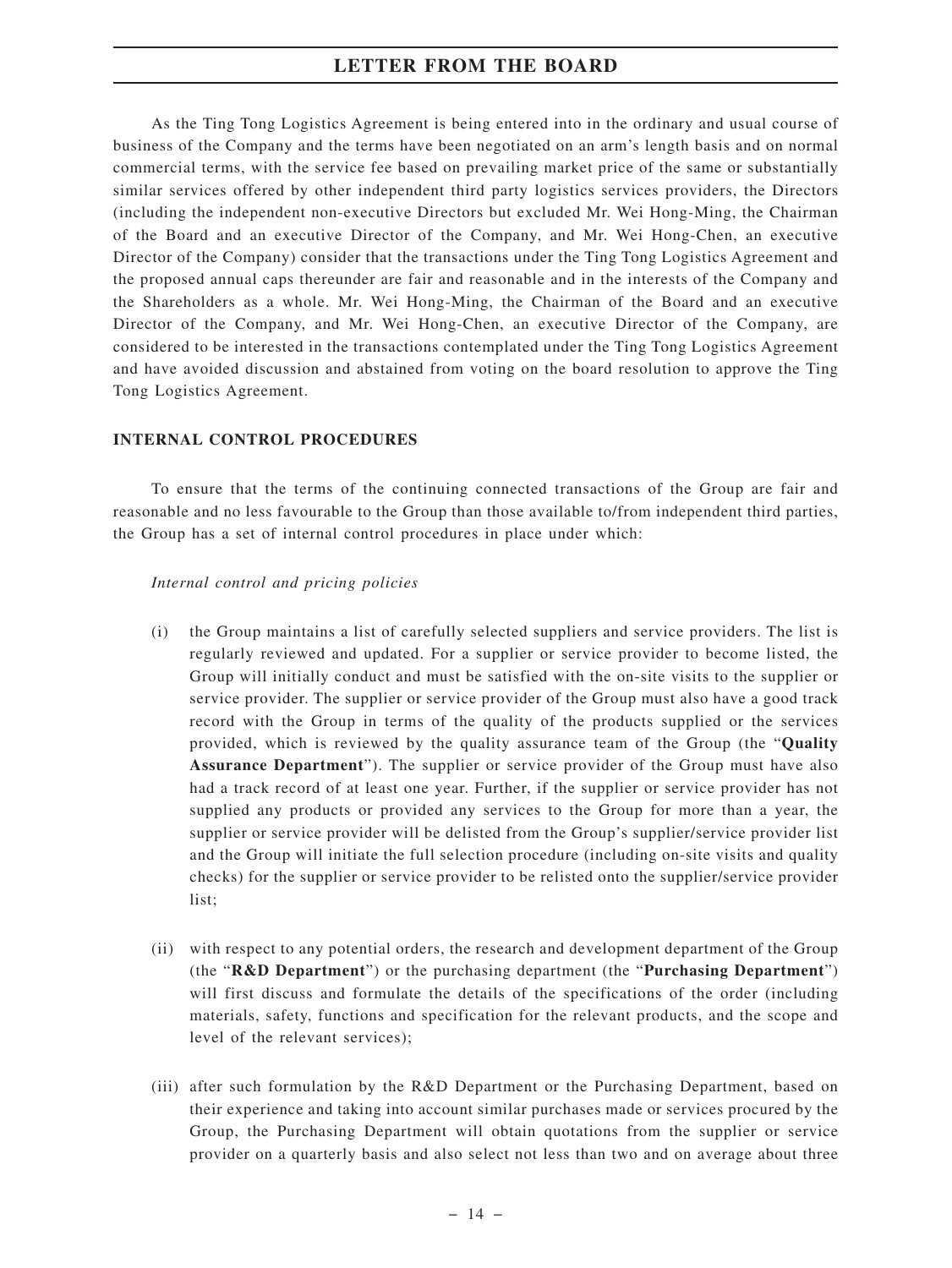As the Ting Tong Logistics Agreement is being entered into in the ordinary and usual course of business of the Company and the terms have been negotiated on an arm's length basis and on normal commercial terms, with the service fee based on prevailing market price of the same or substantially similar services offered by other independent third party logistics services providers, the Directors (including the independent non-executive Directors but excluded Mr. Wei Hong-Ming, the Chairman of the Board and an executive Director of the Company, and Mr. Wei Hong-Chen, an executive Director of the Company) consider that the transactions under the Ting Tong Logistics Agreement and the proposed annual caps thereunder are fair and reasonable and in the interests of the Company and the Shareholders as a whole. Mr. Wei Hong-Ming, the Chairman of the Board and an executive Director of the Company, and Mr. Wei Hong-Chen, an executive Director of the Company, are considered to be interested in the transactions contemplated under the Ting Tong Logistics Agreement and have avoided discussion and abstained from voting on the board resolution to approve the Ting Tong Logistics Agreement.

## INTERNAL CONTROL PROCEDURES

To ensure that the terms of the continuing connected transactions of the Group are fair and reasonable and no less favourable to the Group than those available to/from independent third parties, the Group has a set of internal control procedures in place under which:

*Internal control and pricing policies*

(i) the Group maintains a list of carefully selected suppliers and service providers. The list is regularly reviewed and updated. For a supplier or service provider to become listed, the Group will initially conduct and must be satisfied with the on-site visits to the supplier or service provider. The supplier or service provider of the Group must also have a good track record with the Group in terms of the quality of the products supplied or the services provided, which is reviewed by the quality assurance team of the Group (the "**Quality Assurance Department**"). The supplier or service provider of the Group must have also had a track record of at least one year. Further, if the supplier or service provider has not supplied any products or provided any services to the Group for more than a year, the supplier or service provider will be delisted from the Group's supplier/service provider list and the Group will initiate the full selection procedure (including on-site visits and quality checks) for the supplier or service provider to be relisted onto the supplier/service provider list;

(ii) with respect to any potential orders, the research and development department of the Group (the "**R&D Department**") or the purchasing department (the "**Purchasing Department**") will first discuss and formulate the details of the specifications of the order (including materials, safety, functions and specification for the relevant products, and the scope and level of the relevant services);

(iii) after such formulation by the R&D Department or the Purchasing Department, based on their experience and taking into account similar purchases made or services procured by the Group, the Purchasing Department will obtain quotations from the supplier or service provider on a quarterly basis and also select not less than two and on average about three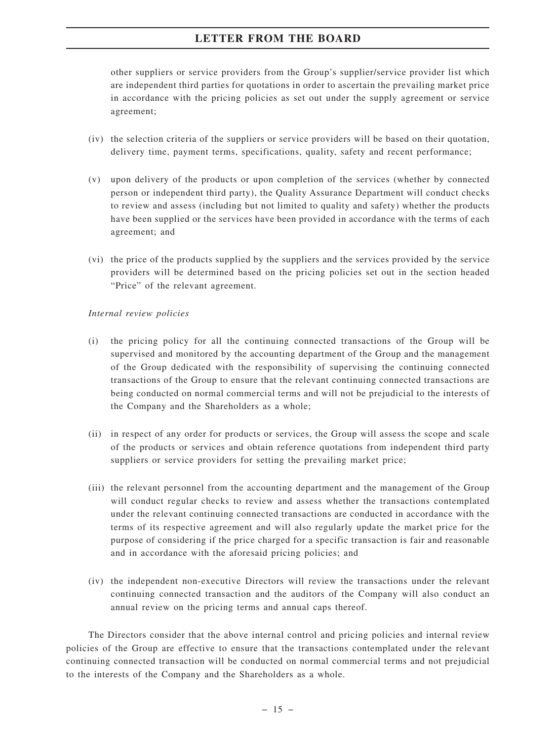other suppliers or service providers from the Group's supplier/service provider list which are independent third parties for quotations in order to ascertain the prevailing market price in accordance with the pricing policies as set out under the supply agreement or service agreement;

(iv) the selection criteria of the suppliers or service providers will be based on their quotation, delivery time, payment terms, specifications, quality, safety and recent performance;

(v) upon delivery of the products or upon completion of the services (whether by connected person or independent third party), the Quality Assurance Department will conduct checks to review and assess (including but not limited to quality and safety) whether the products have been supplied or the services have been provided in accordance with the terms of each agreement; and

(vi) the price of the products supplied by the suppliers and the services provided by the service providers will be determined based on the pricing policies set out in the section headed "Price" of the relevant agreement.

*Internal review policies*

(i) the pricing policy for all the continuing connected transactions of the Group will be supervised and monitored by the accounting department of the Group and the management of the Group dedicated with the responsibility of supervising the continuing connected transactions of the Group to ensure that the relevant continuing connected transactions are being conducted on normal commercial terms and will not be prejudicial to the interests of the Company and the Shareholders as a whole;

(ii) in respect of any order for products or services, the Group will assess the scope and scale of the products or services and obtain reference quotations from independent third party suppliers or service providers for setting the prevailing market price;

(iii) the relevant personnel from the accounting department and the management of the Group will conduct regular checks to review and assess whether the transactions contemplated under the relevant continuing connected transactions are conducted in accordance with the terms of its respective agreement and will also regularly update the market price for the purpose of considering if the price charged for a specific transaction is fair and reasonable and in accordance with the aforesaid pricing policies; and

(iv) the independent non-executive Directors will review the transactions under the relevant continuing connected transaction and the auditors of the Company will also conduct an annual review on the pricing terms and annual caps thereof.

The Directors consider that the above internal control and pricing policies and internal review policies of the Group are effective to ensure that the transactions contemplated under the relevant continuing connected transaction will be conducted on normal commercial terms and not prejudicial to the interests of the Company and the Shareholders as a whole.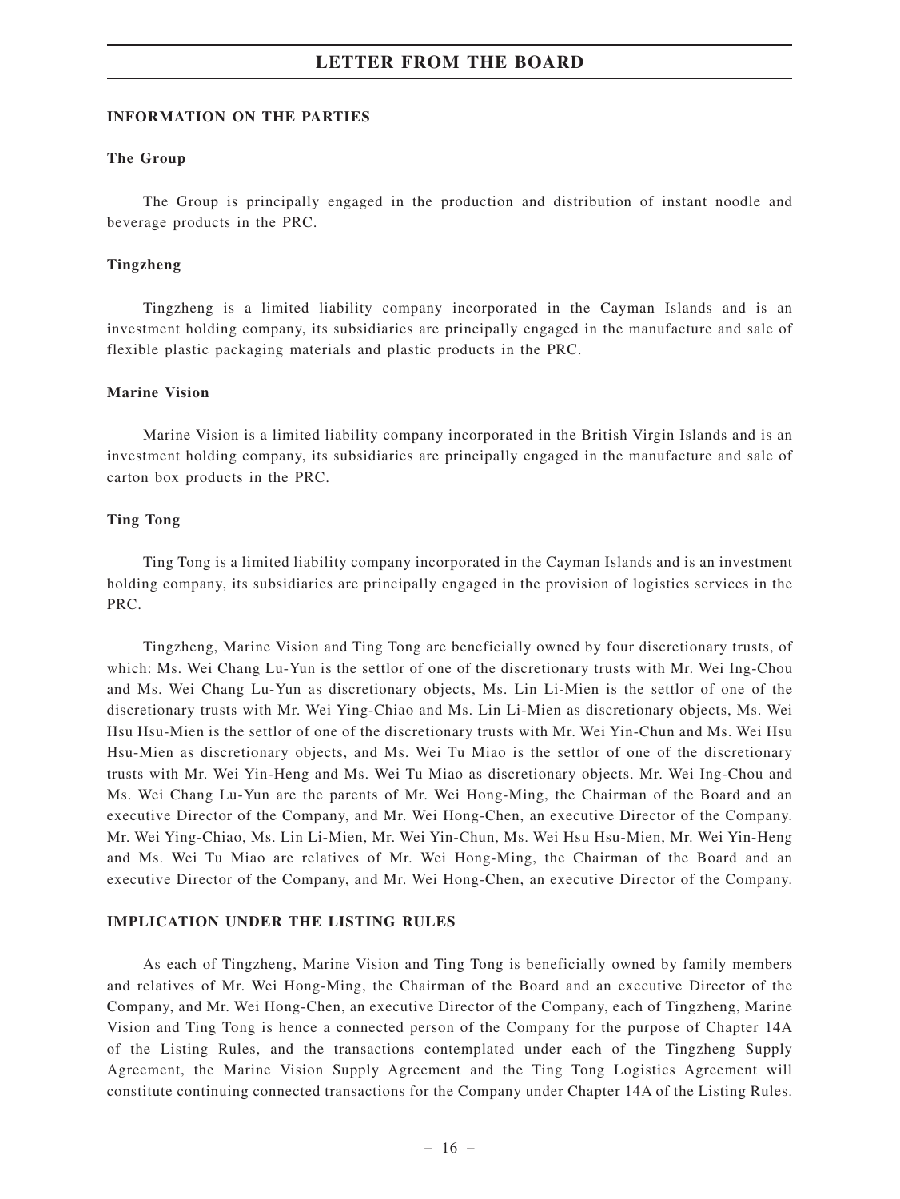## INFORMATION ON THE PARTIES

### The Group

The Group is principally engaged in the production and distribution of instant noodle and beverage products in the PRC.

### Tingzheng

Tingzheng is a limited liability company incorporated in the Cayman Islands and is an investment holding company, its subsidiaries are principally engaged in the manufacture and sale of flexible plastic packaging materials and plastic products in the PRC.

### Marine Vision

Marine Vision is a limited liability company incorporated in the British Virgin Islands and is an investment holding company, its subsidiaries are principally engaged in the manufacture and sale of carton box products in the PRC.

### Ting Tong

Ting Tong is a limited liability company incorporated in the Cayman Islands and is an investment holding company, its subsidiaries are principally engaged in the provision of logistics services in the PRC.

Tingzheng, Marine Vision and Ting Tong are beneficially owned by four discretionary trusts, of which: Ms. Wei Chang Lu-Yun is the settlor of one of the discretionary trusts with Mr. Wei Ing-Chou and Ms. Wei Chang Lu-Yun as discretionary objects, Ms. Lin Li-Mien is the settlor of one of the discretionary trusts with Mr. Wei Ying-Chiao and Ms. Lin Li-Mien as discretionary objects, Ms. Wei Hsu Hsu-Mien is the settlor of one of the discretionary trusts with Mr. Wei Yin-Chun and Ms. Wei Hsu Hsu-Mien as discretionary objects, and Ms. Wei Tu Miao is the settlor of one of the discretionary trusts with Mr. Wei Yin-Heng and Ms. Wei Tu Miao as discretionary objects. Mr. Wei Ing-Chou and Ms. Wei Chang Lu-Yun are the parents of Mr. Wei Hong-Ming, the Chairman of the Board and an executive Director of the Company, and Mr. Wei Hong-Chen, an executive Director of the Company. Mr. Wei Ying-Chiao, Ms. Lin Li-Mien, Mr. Wei Yin-Chun, Ms. Wei Hsu Hsu-Mien, Mr. Wei Yin-Heng and Ms. Wei Tu Miao are relatives of Mr. Wei Hong-Ming, the Chairman of the Board and an executive Director of the Company, and Mr. Wei Hong-Chen, an executive Director of the Company.

## IMPLICATION UNDER THE LISTING RULES

As each of Tingzheng, Marine Vision and Ting Tong is beneficially owned by family members and relatives of Mr. Wei Hong-Ming, the Chairman of the Board and an executive Director of the Company, and Mr. Wei Hong-Chen, an executive Director of the Company, each of Tingzheng, Marine Vision and Ting Tong is hence a connected person of the Company for the purpose of Chapter 14A of the Listing Rules, and the transactions contemplated under each of the Tingzheng Supply Agreement, the Marine Vision Supply Agreement and the Ting Tong Logistics Agreement will constitute continuing connected transactions for the Company under Chapter 14A of the Listing Rules.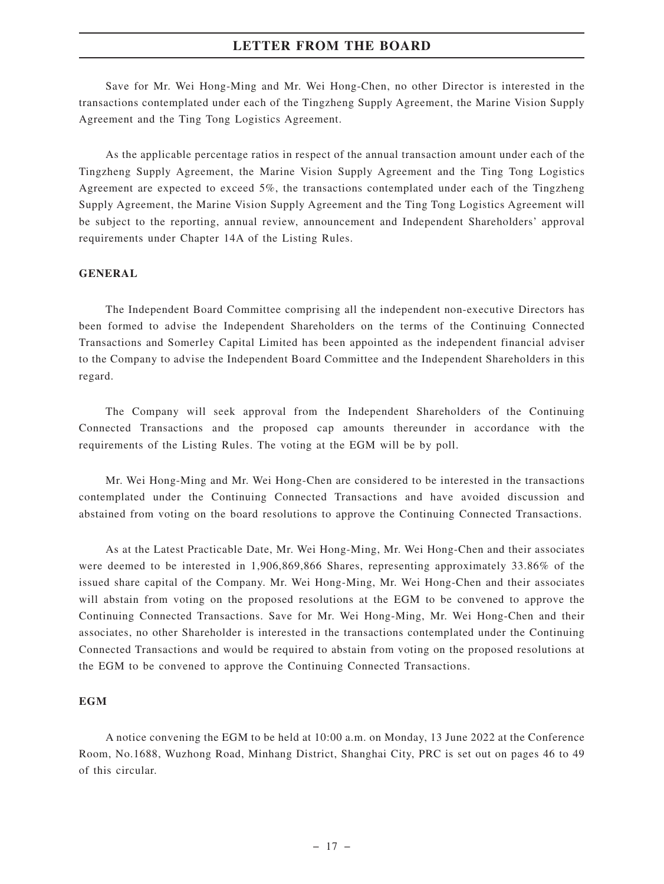Save for Mr. Wei Hong-Ming and Mr. Wei Hong-Chen, no other Director is interested in the transactions contemplated under each of the Tingzheng Supply Agreement, the Marine Vision Supply Agreement and the Ting Tong Logistics Agreement.

As the applicable percentage ratios in respect of the annual transaction amount under each of the Tingzheng Supply Agreement, the Marine Vision Supply Agreement and the Ting Tong Logistics Agreement are expected to exceed 5%, the transactions contemplated under each of the Tingzheng Supply Agreement, the Marine Vision Supply Agreement and the Ting Tong Logistics Agreement will be subject to the reporting, annual review, announcement and Independent Shareholders' approval requirements under Chapter 14A of the Listing Rules.

**GENERAL**

The Independent Board Committee comprising all the independent non-executive Directors has been formed to advise the Independent Shareholders on the terms of the Continuing Connected Transactions and Somerley Capital Limited has been appointed as the independent financial adviser to the Company to advise the Independent Board Committee and the Independent Shareholders in this regard.

The Company will seek approval from the Independent Shareholders of the Continuing Connected Transactions and the proposed cap amounts thereunder in accordance with the requirements of the Listing Rules. The voting at the EGM will be by poll.

Mr. Wei Hong-Ming and Mr. Wei Hong-Chen are considered to be interested in the transactions contemplated under the Continuing Connected Transactions and have avoided discussion and abstained from voting on the board resolutions to approve the Continuing Connected Transactions.

As at the Latest Practicable Date, Mr. Wei Hong-Ming, Mr. Wei Hong-Chen and their associates were deemed to be interested in 1,906,869,866 Shares, representing approximately 33.86% of the issued share capital of the Company. Mr. Wei Hong-Ming, Mr. Wei Hong-Chen and their associates will abstain from voting on the proposed resolutions at the EGM to be convened to approve the Continuing Connected Transactions. Save for Mr. Wei Hong-Ming, Mr. Wei Hong-Chen and their associates, no other Shareholder is interested in the transactions contemplated under the Continuing Connected Transactions and would be required to abstain from voting on the proposed resolutions at the EGM to be convened to approve the Continuing Connected Transactions.

**EGM**

A notice convening the EGM to be held at 10:00 a.m. on Monday, 13 June 2022 at the Conference Room, No.1688, Wuzhong Road, Minhang District, Shanghai City, PRC is set out on pages 46 to 49 of this circular.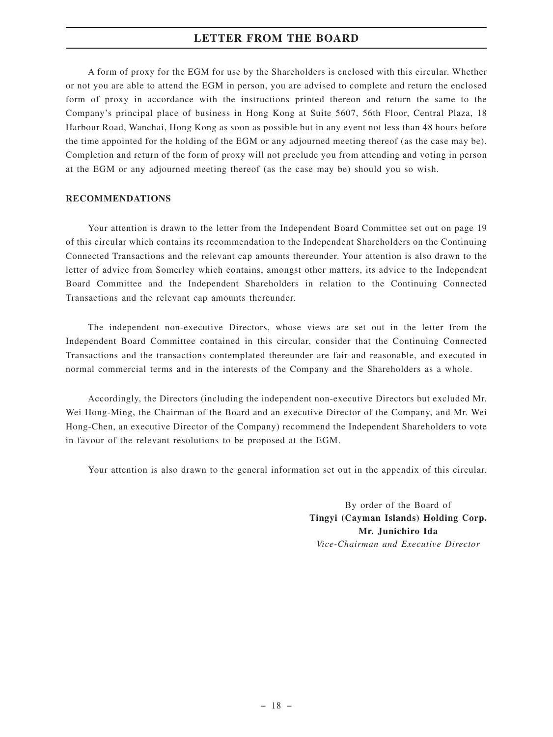A form of proxy for the EGM for use by the Shareholders is enclosed with this circular. Whether or not you are able to attend the EGM in person, you are advised to complete and return the enclosed form of proxy in accordance with the instructions printed thereon and return the same to the Company's principal place of business in Hong Kong at Suite 5607, 56th Floor, Central Plaza, 18 Harbour Road, Wanchai, Hong Kong as soon as possible but in any event not less than 48 hours before the time appointed for the holding of the EGM or any adjourned meeting thereof (as the case may be). Completion and return of the form of proxy will not preclude you from attending and voting in person at the EGM or any adjourned meeting thereof (as the case may be) should you so wish.

## RECOMMENDATIONS

Your attention is drawn to the letter from the Independent Board Committee set out on page 19 of this circular which contains its recommendation to the Independent Shareholders on the Continuing Connected Transactions and the relevant cap amounts thereunder. Your attention is also drawn to the letter of advice from Somerley which contains, amongst other matters, its advice to the Independent Board Committee and the Independent Shareholders in relation to the Continuing Connected Transactions and the relevant cap amounts thereunder.

The independent non-executive Directors, whose views are set out in the letter from the Independent Board Committee contained in this circular, consider that the Continuing Connected Transactions and the transactions contemplated thereunder are fair and reasonable, and executed in normal commercial terms and in the interests of the Company and the Shareholders as a whole.

Accordingly, the Directors (including the independent non-executive Directors but excluded Mr. Wei Hong-Ming, the Chairman of the Board and an executive Director of the Company, and Mr. Wei Hong-Chen, an executive Director of the Company) recommend the Independent Shareholders to vote in favour of the relevant resolutions to be proposed at the EGM.

Your attention is also drawn to the general information set out in the appendix of this circular.

By order of the Board of
**Tingyi (Cayman Islands) Holding Corp.**
**Mr. Junichiro Ida**
*Vice-Chairman and Executive Director*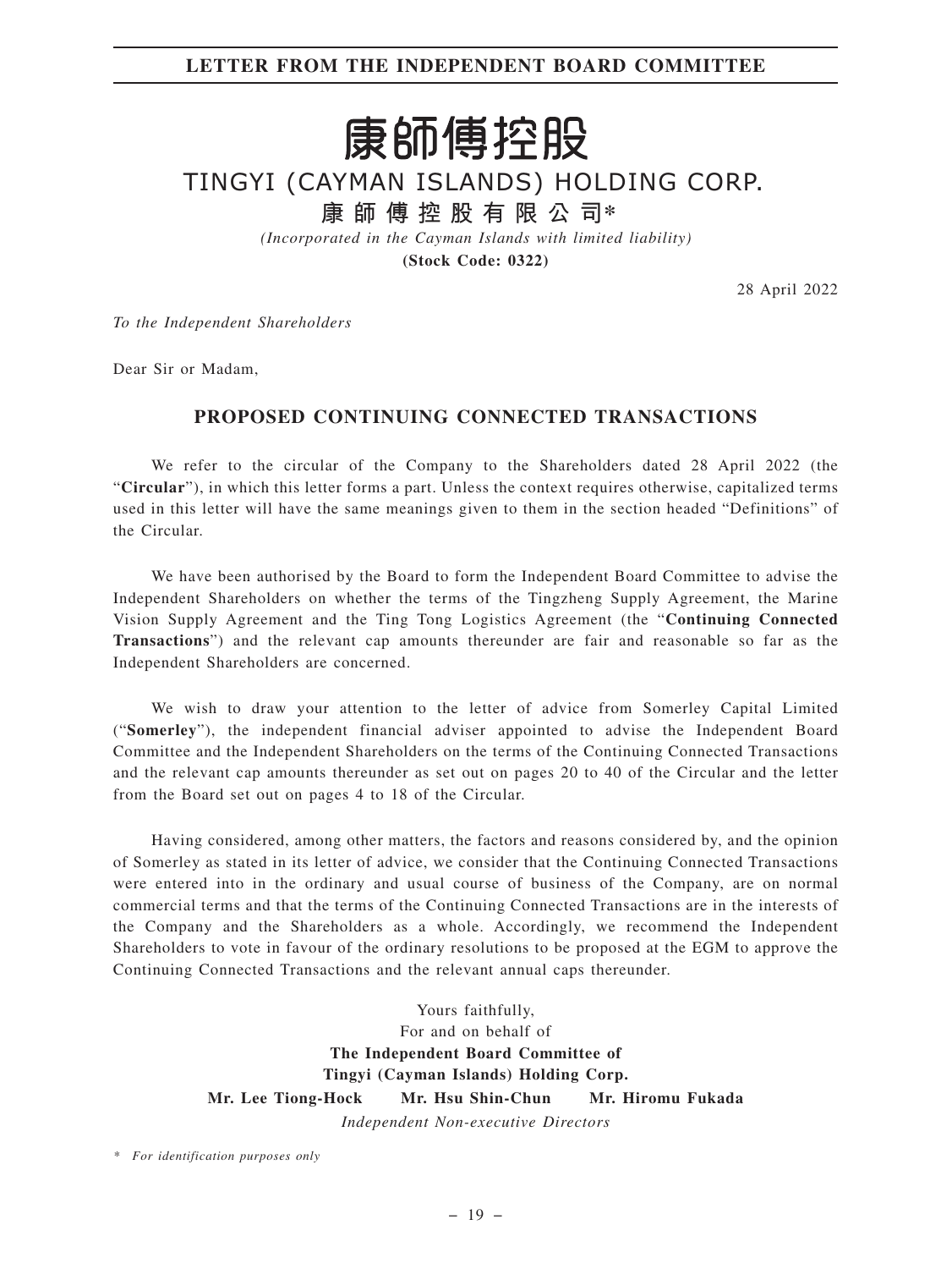# 康師傅控股

TINGYI (CAYMAN ISLANDS) HOLDING CORP.

**康師傅控股有限公司***

*(Incorporated in the Cayman Islands with limited liability)*

**(Stock Code: 0322)**

28 April 2022

*To the Independent Shareholders*

Dear Sir or Madam,

## PROPOSED CONTINUING CONNECTED TRANSACTIONS

We refer to the circular of the Company to the Shareholders dated 28 April 2022 (the "**Circular**"), in which this letter forms a part. Unless the context requires otherwise, capitalized terms used in this letter will have the same meanings given to them in the section headed "Definitions" of the Circular.

We have been authorised by the Board to form the Independent Board Committee to advise the Independent Shareholders on whether the terms of the Tingzheng Supply Agreement, the Marine Vision Supply Agreement and the Ting Tong Logistics Agreement (the "**Continuing Connected Transactions**") and the relevant cap amounts thereunder are fair and reasonable so far as the Independent Shareholders are concerned.

We wish to draw your attention to the letter of advice from Somerley Capital Limited ("**Somerley**"), the independent financial adviser appointed to advise the Independent Board Committee and the Independent Shareholders on the terms of the Continuing Connected Transactions and the relevant cap amounts thereunder as set out on pages 20 to 40 of the Circular and the letter from the Board set out on pages 4 to 18 of the Circular.

Having considered, among other matters, the factors and reasons considered by, and the opinion of Somerley as stated in its letter of advice, we consider that the Continuing Connected Transactions were entered into in the ordinary and usual course of business of the Company, are on normal commercial terms and that the terms of the Continuing Connected Transactions are in the interests of the Company and the Shareholders as a whole. Accordingly, we recommend the Independent Shareholders to vote in favour of the ordinary resolutions to be proposed at the EGM to approve the Continuing Connected Transactions and the relevant annual caps thereunder.

Yours faithfully,
For and on behalf of
**The Independent Board Committee of**
**Tingyi (Cayman Islands) Holding Corp.**
**Mr. Lee Tiong-Hock**　　**Mr. Hsu Shin-Chun**　　**Mr. Hiromu Fukada**
*Independent Non-executive Directors*

\* *For identification purposes only*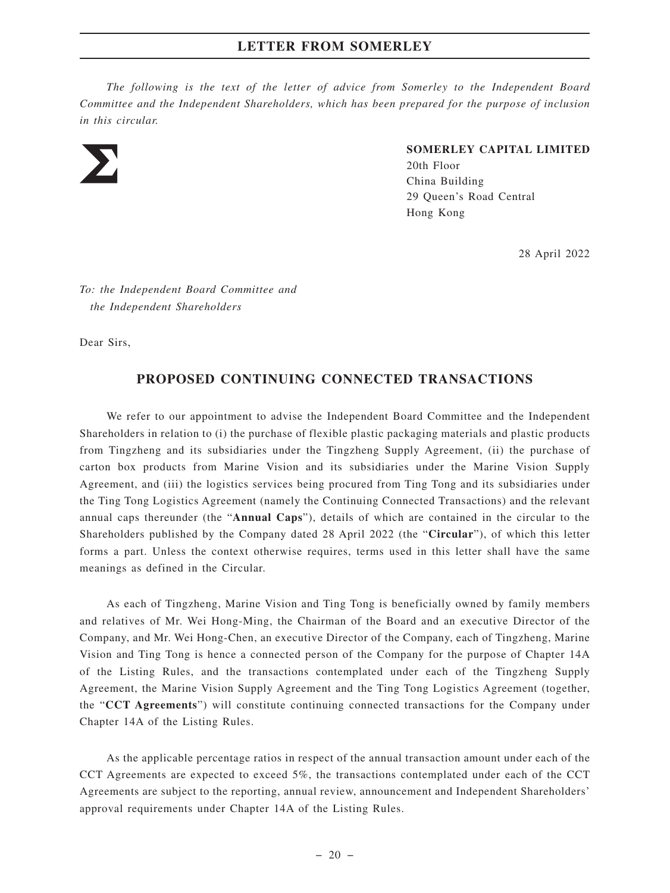*The following is the text of the letter of advice from Somerley to the Independent Board Committee and the Independent Shareholders, which has been prepared for the purpose of inclusion in this circular.*

**SOMERLEY CAPITAL LIMITED**
20th Floor
China Building
29 Queen's Road Central
Hong Kong

28 April 2022

*To: the Independent Board Committee and the Independent Shareholders*

Dear Sirs,

## PROPOSED CONTINUING CONNECTED TRANSACTIONS

We refer to our appointment to advise the Independent Board Committee and the Independent Shareholders in relation to (i) the purchase of flexible plastic packaging materials and plastic products from Tingzheng and its subsidiaries under the Tingzheng Supply Agreement, (ii) the purchase of carton box products from Marine Vision and its subsidiaries under the Marine Vision Supply Agreement, and (iii) the logistics services being procured from Ting Tong and its subsidiaries under the Ting Tong Logistics Agreement (namely the Continuing Connected Transactions) and the relevant annual caps thereunder (the "**Annual Caps**"), details of which are contained in the circular to the Shareholders published by the Company dated 28 April 2022 (the "**Circular**"), of which this letter forms a part. Unless the context otherwise requires, terms used in this letter shall have the same meanings as defined in the Circular.

As each of Tingzheng, Marine Vision and Ting Tong is beneficially owned by family members and relatives of Mr. Wei Hong-Ming, the Chairman of the Board and an executive Director of the Company, and Mr. Wei Hong-Chen, an executive Director of the Company, each of Tingzheng, Marine Vision and Ting Tong is hence a connected person of the Company for the purpose of Chapter 14A of the Listing Rules, and the transactions contemplated under each of the Tingzheng Supply Agreement, the Marine Vision Supply Agreement and the Ting Tong Logistics Agreement (together, the "**CCT Agreements**") will constitute continuing connected transactions for the Company under Chapter 14A of the Listing Rules.

As the applicable percentage ratios in respect of the annual transaction amount under each of the CCT Agreements are expected to exceed 5%, the transactions contemplated under each of the CCT Agreements are subject to the reporting, annual review, announcement and Independent Shareholders' approval requirements under Chapter 14A of the Listing Rules.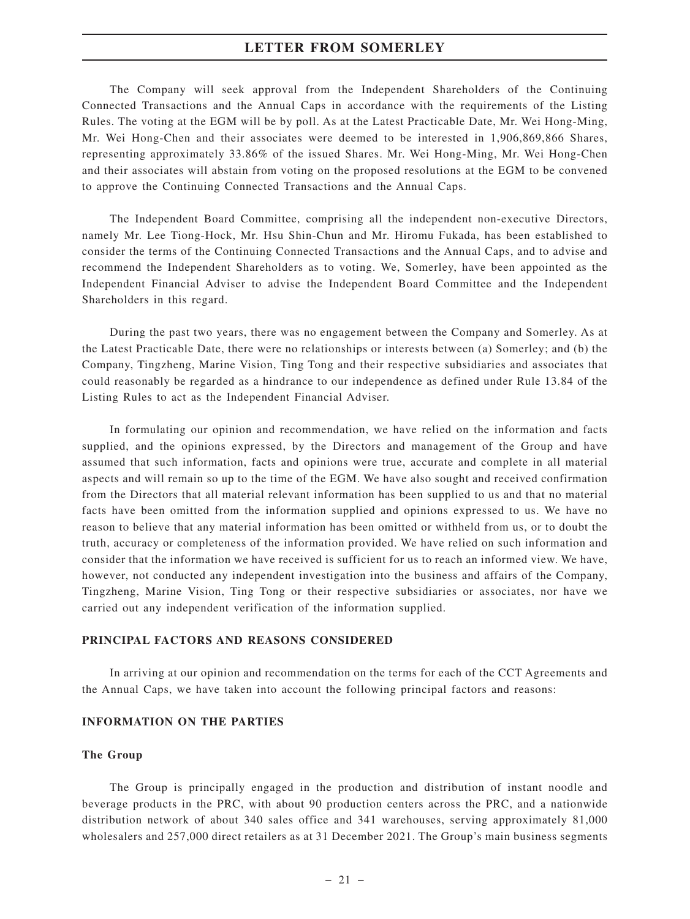The Company will seek approval from the Independent Shareholders of the Continuing Connected Transactions and the Annual Caps in accordance with the requirements of the Listing Rules. The voting at the EGM will be by poll. As at the Latest Practicable Date, Mr. Wei Hong-Ming, Mr. Wei Hong-Chen and their associates were deemed to be interested in 1,906,869,866 Shares, representing approximately 33.86% of the issued Shares. Mr. Wei Hong-Ming, Mr. Wei Hong-Chen and their associates will abstain from voting on the proposed resolutions at the EGM to be convened to approve the Continuing Connected Transactions and the Annual Caps.

The Independent Board Committee, comprising all the independent non-executive Directors, namely Mr. Lee Tiong-Hock, Mr. Hsu Shin-Chun and Mr. Hiromu Fukada, has been established to consider the terms of the Continuing Connected Transactions and the Annual Caps, and to advise and recommend the Independent Shareholders as to voting. We, Somerley, have been appointed as the Independent Financial Adviser to advise the Independent Board Committee and the Independent Shareholders in this regard.

During the past two years, there was no engagement between the Company and Somerley. As at the Latest Practicable Date, there were no relationships or interests between (a) Somerley; and (b) the Company, Tingzheng, Marine Vision, Ting Tong and their respective subsidiaries and associates that could reasonably be regarded as a hindrance to our independence as defined under Rule 13.84 of the Listing Rules to act as the Independent Financial Adviser.

In formulating our opinion and recommendation, we have relied on the information and facts supplied, and the opinions expressed, by the Directors and management of the Group and have assumed that such information, facts and opinions were true, accurate and complete in all material aspects and will remain so up to the time of the EGM. We have also sought and received confirmation from the Directors that all material relevant information has been supplied to us and that no material facts have been omitted from the information supplied and opinions expressed to us. We have no reason to believe that any material information has been omitted or withheld from us, or to doubt the truth, accuracy or completeness of the information provided. We have relied on such information and consider that the information we have received is sufficient for us to reach an informed view. We have, however, not conducted any independent investigation into the business and affairs of the Company, Tingzheng, Marine Vision, Ting Tong or their respective subsidiaries or associates, nor have we carried out any independent verification of the information supplied.

## PRINCIPAL FACTORS AND REASONS CONSIDERED

In arriving at our opinion and recommendation on the terms for each of the CCT Agreements and the Annual Caps, we have taken into account the following principal factors and reasons:

## INFORMATION ON THE PARTIES

### The Group

The Group is principally engaged in the production and distribution of instant noodle and beverage products in the PRC, with about 90 production centers across the PRC, and a nationwide distribution network of about 340 sales office and 341 warehouses, serving approximately 81,000 wholesalers and 257,000 direct retailers as at 31 December 2021. The Group's main business segments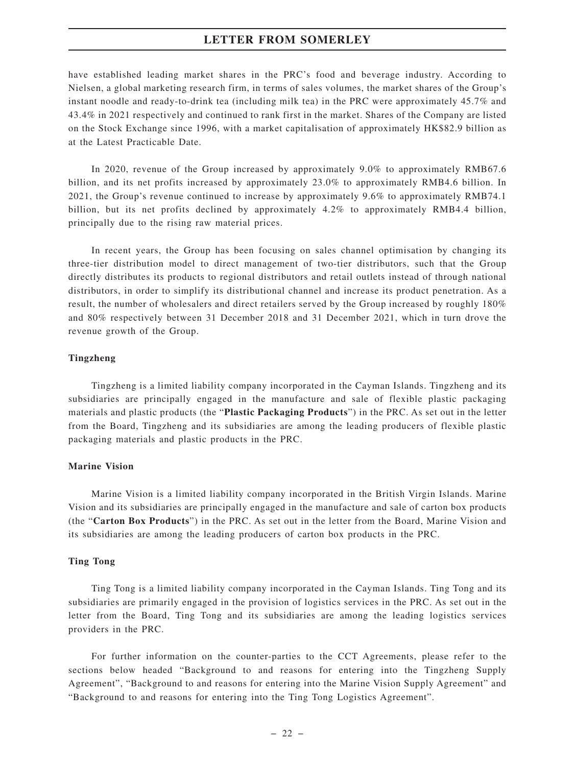have established leading market shares in the PRC's food and beverage industry. According to Nielsen, a global marketing research firm, in terms of sales volumes, the market shares of the Group's instant noodle and ready-to-drink tea (including milk tea) in the PRC were approximately 45.7% and 43.4% in 2021 respectively and continued to rank first in the market. Shares of the Company are listed on the Stock Exchange since 1996, with a market capitalisation of approximately HK$82.9 billion as at the Latest Practicable Date.

In 2020, revenue of the Group increased by approximately 9.0% to approximately RMB67.6 billion, and its net profits increased by approximately 23.0% to approximately RMB4.6 billion. In 2021, the Group's revenue continued to increase by approximately 9.6% to approximately RMB74.1 billion, but its net profits declined by approximately 4.2% to approximately RMB4.4 billion, principally due to the rising raw material prices.

In recent years, the Group has been focusing on sales channel optimisation by changing its three-tier distribution model to direct management of two-tier distributors, such that the Group directly distributes its products to regional distributors and retail outlets instead of through national distributors, in order to simplify its distributional channel and increase its product penetration. As a result, the number of wholesalers and direct retailers served by the Group increased by roughly 180% and 80% respectively between 31 December 2018 and 31 December 2021, which in turn drove the revenue growth of the Group.

**Tingzheng**

Tingzheng is a limited liability company incorporated in the Cayman Islands. Tingzheng and its subsidiaries are principally engaged in the manufacture and sale of flexible plastic packaging materials and plastic products (the "**Plastic Packaging Products**") in the PRC. As set out in the letter from the Board, Tingzheng and its subsidiaries are among the leading producers of flexible plastic packaging materials and plastic products in the PRC.

**Marine Vision**

Marine Vision is a limited liability company incorporated in the British Virgin Islands. Marine Vision and its subsidiaries are principally engaged in the manufacture and sale of carton box products (the "**Carton Box Products**") in the PRC. As set out in the letter from the Board, Marine Vision and its subsidiaries are among the leading producers of carton box products in the PRC.

**Ting Tong**

Ting Tong is a limited liability company incorporated in the Cayman Islands. Ting Tong and its subsidiaries are primarily engaged in the provision of logistics services in the PRC. As set out in the letter from the Board, Ting Tong and its subsidiaries are among the leading logistics services providers in the PRC.

For further information on the counter-parties to the CCT Agreements, please refer to the sections below headed "Background to and reasons for entering into the Tingzheng Supply Agreement", "Background to and reasons for entering into the Marine Vision Supply Agreement" and "Background to and reasons for entering into the Ting Tong Logistics Agreement".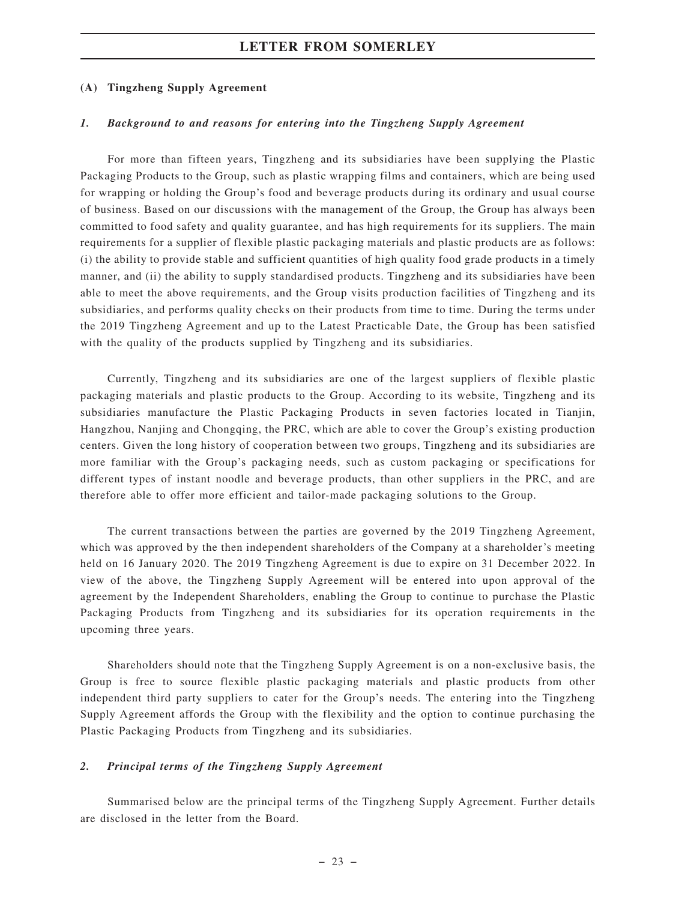### (A) Tingzheng Supply Agreement

#### *1. Background to and reasons for entering into the Tingzheng Supply Agreement*

For more than fifteen years, Tingzheng and its subsidiaries have been supplying the Plastic Packaging Products to the Group, such as plastic wrapping films and containers, which are being used for wrapping or holding the Group's food and beverage products during its ordinary and usual course of business. Based on our discussions with the management of the Group, the Group has always been committed to food safety and quality guarantee, and has high requirements for its suppliers. The main requirements for a supplier of flexible plastic packaging materials and plastic products are as follows: (i) the ability to provide stable and sufficient quantities of high quality food grade products in a timely manner, and (ii) the ability to supply standardised products. Tingzheng and its subsidiaries have been able to meet the above requirements, and the Group visits production facilities of Tingzheng and its subsidiaries, and performs quality checks on their products from time to time. During the terms under the 2019 Tingzheng Agreement and up to the Latest Practicable Date, the Group has been satisfied with the quality of the products supplied by Tingzheng and its subsidiaries.

Currently, Tingzheng and its subsidiaries are one of the largest suppliers of flexible plastic packaging materials and plastic products to the Group. According to its website, Tingzheng and its subsidiaries manufacture the Plastic Packaging Products in seven factories located in Tianjin, Hangzhou, Nanjing and Chongqing, the PRC, which are able to cover the Group's existing production centers. Given the long history of cooperation between two groups, Tingzheng and its subsidiaries are more familiar with the Group's packaging needs, such as custom packaging or specifications for different types of instant noodle and beverage products, than other suppliers in the PRC, and are therefore able to offer more efficient and tailor-made packaging solutions to the Group.

The current transactions between the parties are governed by the 2019 Tingzheng Agreement, which was approved by the then independent shareholders of the Company at a shareholder's meeting held on 16 January 2020. The 2019 Tingzheng Agreement is due to expire on 31 December 2022. In view of the above, the Tingzheng Supply Agreement will be entered into upon approval of the agreement by the Independent Shareholders, enabling the Group to continue to purchase the Plastic Packaging Products from Tingzheng and its subsidiaries for its operation requirements in the upcoming three years.

Shareholders should note that the Tingzheng Supply Agreement is on a non-exclusive basis, the Group is free to source flexible plastic packaging materials and plastic products from other independent third party suppliers to cater for the Group's needs. The entering into the Tingzheng Supply Agreement affords the Group with the flexibility and the option to continue purchasing the Plastic Packaging Products from Tingzheng and its subsidiaries.

#### *2. Principal terms of the Tingzheng Supply Agreement*

Summarised below are the principal terms of the Tingzheng Supply Agreement. Further details are disclosed in the letter from the Board.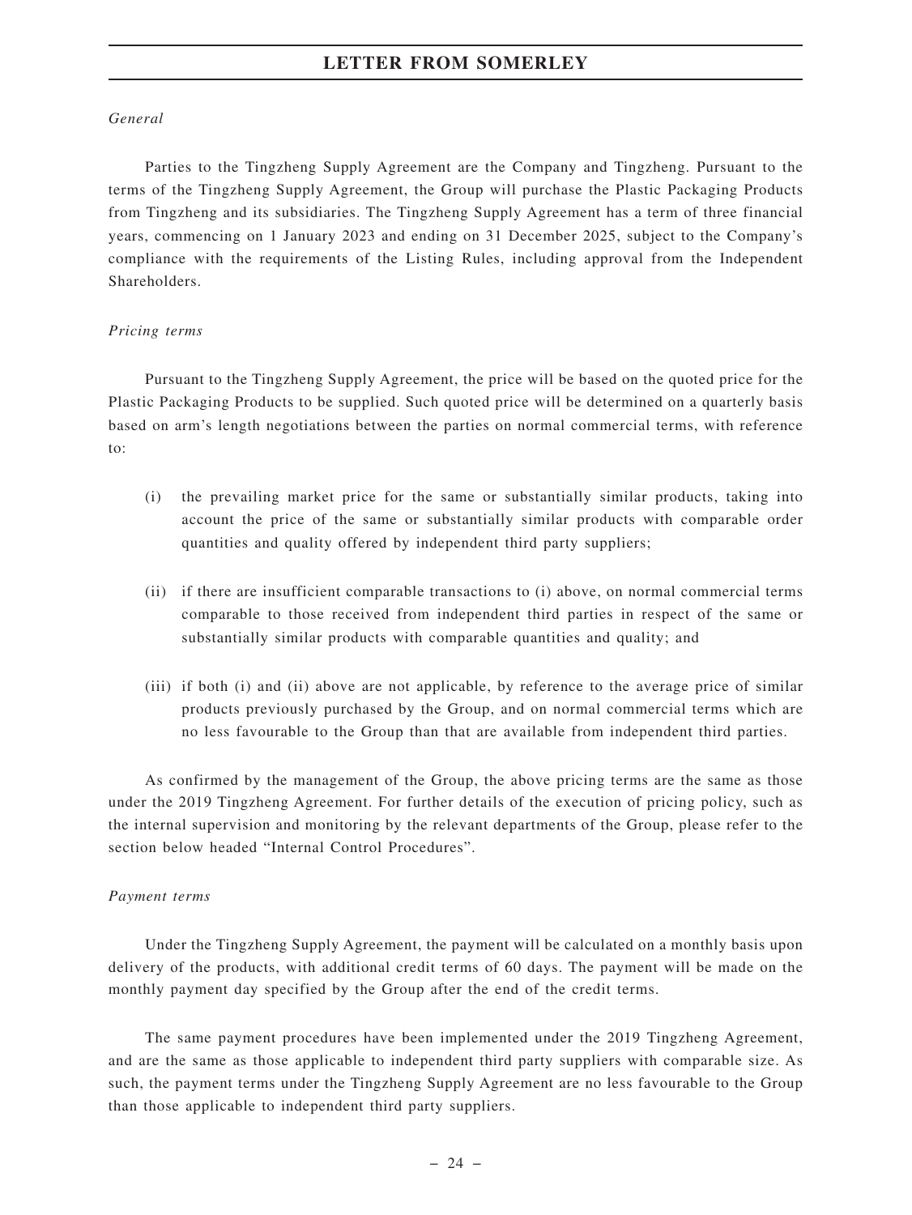*General*

Parties to the Tingzheng Supply Agreement are the Company and Tingzheng. Pursuant to the terms of the Tingzheng Supply Agreement, the Group will purchase the Plastic Packaging Products from Tingzheng and its subsidiaries. The Tingzheng Supply Agreement has a term of three financial years, commencing on 1 January 2023 and ending on 31 December 2025, subject to the Company's compliance with the requirements of the Listing Rules, including approval from the Independent Shareholders.

*Pricing terms*

Pursuant to the Tingzheng Supply Agreement, the price will be based on the quoted price for the Plastic Packaging Products to be supplied. Such quoted price will be determined on a quarterly basis based on arm's length negotiations between the parties on normal commercial terms, with reference to:

(i) the prevailing market price for the same or substantially similar products, taking into account the price of the same or substantially similar products with comparable order quantities and quality offered by independent third party suppliers;

(ii) if there are insufficient comparable transactions to (i) above, on normal commercial terms comparable to those received from independent third parties in respect of the same or substantially similar products with comparable quantities and quality; and

(iii) if both (i) and (ii) above are not applicable, by reference to the average price of similar products previously purchased by the Group, and on normal commercial terms which are no less favourable to the Group than that are available from independent third parties.

As confirmed by the management of the Group, the above pricing terms are the same as those under the 2019 Tingzheng Agreement. For further details of the execution of pricing policy, such as the internal supervision and monitoring by the relevant departments of the Group, please refer to the section below headed "Internal Control Procedures".

*Payment terms*

Under the Tingzheng Supply Agreement, the payment will be calculated on a monthly basis upon delivery of the products, with additional credit terms of 60 days. The payment will be made on the monthly payment day specified by the Group after the end of the credit terms.

The same payment procedures have been implemented under the 2019 Tingzheng Agreement, and are the same as those applicable to independent third party suppliers with comparable size. As such, the payment terms under the Tingzheng Supply Agreement are no less favourable to the Group than those applicable to independent third party suppliers.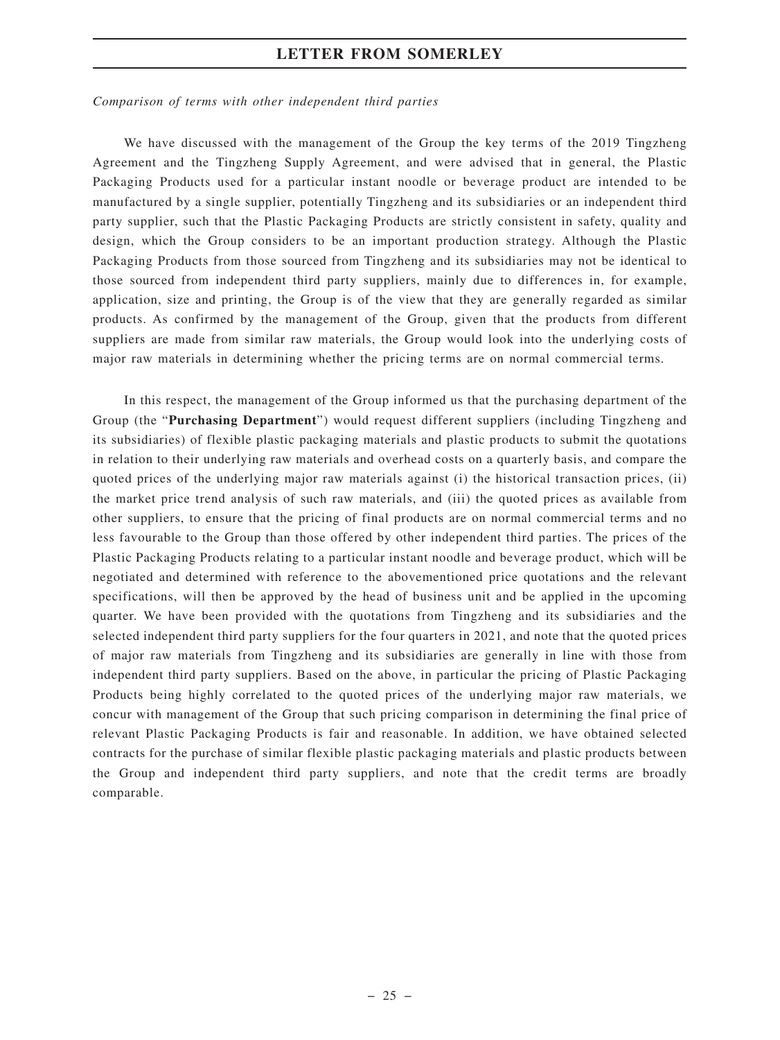*Comparison of terms with other independent third parties*

We have discussed with the management of the Group the key terms of the 2019 Tingzheng Agreement and the Tingzheng Supply Agreement, and were advised that in general, the Plastic Packaging Products used for a particular instant noodle or beverage product are intended to be manufactured by a single supplier, potentially Tingzheng and its subsidiaries or an independent third party supplier, such that the Plastic Packaging Products are strictly consistent in safety, quality and design, which the Group considers to be an important production strategy. Although the Plastic Packaging Products from those sourced from Tingzheng and its subsidiaries may not be identical to those sourced from independent third party suppliers, mainly due to differences in, for example, application, size and printing, the Group is of the view that they are generally regarded as similar products. As confirmed by the management of the Group, given that the products from different suppliers are made from similar raw materials, the Group would look into the underlying costs of major raw materials in determining whether the pricing terms are on normal commercial terms.

In this respect, the management of the Group informed us that the purchasing department of the Group (the "**Purchasing Department**") would request different suppliers (including Tingzheng and its subsidiaries) of flexible plastic packaging materials and plastic products to submit the quotations in relation to their underlying raw materials and overhead costs on a quarterly basis, and compare the quoted prices of the underlying major raw materials against (i) the historical transaction prices, (ii) the market price trend analysis of such raw materials, and (iii) the quoted prices as available from other suppliers, to ensure that the pricing of final products are on normal commercial terms and no less favourable to the Group than those offered by other independent third parties. The prices of the Plastic Packaging Products relating to a particular instant noodle and beverage product, which will be negotiated and determined with reference to the abovementioned price quotations and the relevant specifications, will then be approved by the head of business unit and be applied in the upcoming quarter. We have been provided with the quotations from Tingzheng and its subsidiaries and the selected independent third party suppliers for the four quarters in 2021, and note that the quoted prices of major raw materials from Tingzheng and its subsidiaries are generally in line with those from independent third party suppliers. Based on the above, in particular the pricing of Plastic Packaging Products being highly correlated to the quoted prices of the underlying major raw materials, we concur with management of the Group that such pricing comparison in determining the final price of relevant Plastic Packaging Products is fair and reasonable. In addition, we have obtained selected contracts for the purchase of similar flexible plastic packaging materials and plastic products between the Group and independent third party suppliers, and note that the credit terms are broadly comparable.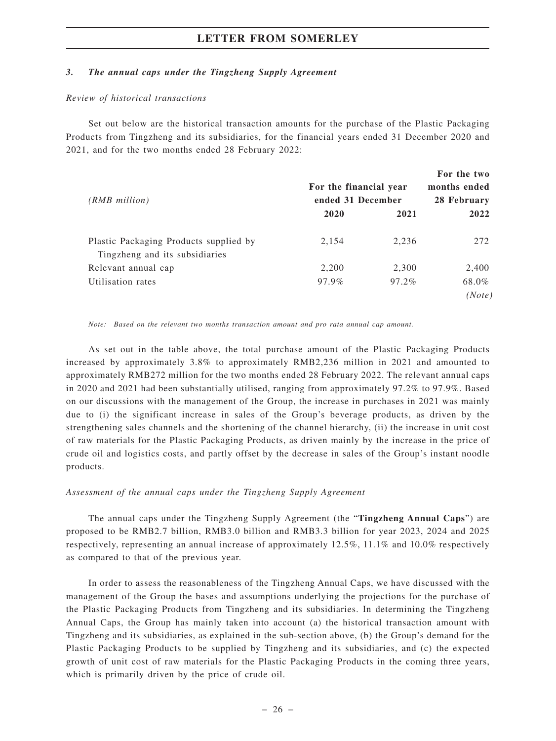### 3. *The annual caps under the Tingzheng Supply Agreement*

*Review of historical transactions*

Set out below are the historical transaction amounts for the purchase of the Plastic Packaging Products from Tingzheng and its subsidiaries, for the financial years ended 31 December 2020 and 2021, and for the two months ended 28 February 2022:

| *(RMB million)* | For the financial year ended 31 December | | For the two months ended 28 February |
|---|---|---|---|
| | **2020** | **2021** | **2022** |
| Plastic Packaging Products supplied by Tingzheng and its subsidiaries | 2,154 | 2,236 | 272 |
| Relevant annual cap | 2,200 | 2,300 | 2,400 |
| Utilisation rates | 97.9% | 97.2% | 68.0% *(Note)* |

*Note: Based on the relevant two months transaction amount and pro rata annual cap amount.*

As set out in the table above, the total purchase amount of the Plastic Packaging Products increased by approximately 3.8% to approximately RMB2,236 million in 2021 and amounted to approximately RMB272 million for the two months ended 28 February 2022. The relevant annual caps in 2020 and 2021 had been substantially utilised, ranging from approximately 97.2% to 97.9%. Based on our discussions with the management of the Group, the increase in purchases in 2021 was mainly due to (i) the significant increase in sales of the Group's beverage products, as driven by the strengthening sales channels and the shortening of the channel hierarchy, (ii) the increase in unit cost of raw materials for the Plastic Packaging Products, as driven mainly by the increase in the price of crude oil and logistics costs, and partly offset by the decrease in sales of the Group's instant noodle products.

*Assessment of the annual caps under the Tingzheng Supply Agreement*

The annual caps under the Tingzheng Supply Agreement (the "**Tingzheng Annual Caps**") are proposed to be RMB2.7 billion, RMB3.0 billion and RMB3.3 billion for year 2023, 2024 and 2025 respectively, representing an annual increase of approximately 12.5%, 11.1% and 10.0% respectively as compared to that of the previous year.

In order to assess the reasonableness of the Tingzheng Annual Caps, we have discussed with the management of the Group the bases and assumptions underlying the projections for the purchase of the Plastic Packaging Products from Tingzheng and its subsidiaries. In determining the Tingzheng Annual Caps, the Group has mainly taken into account (a) the historical transaction amount with Tingzheng and its subsidiaries, as explained in the sub-section above, (b) the Group's demand for the Plastic Packaging Products to be supplied by Tingzheng and its subsidiaries, and (c) the expected growth of unit cost of raw materials for the Plastic Packaging Products in the coming three years, which is primarily driven by the price of crude oil.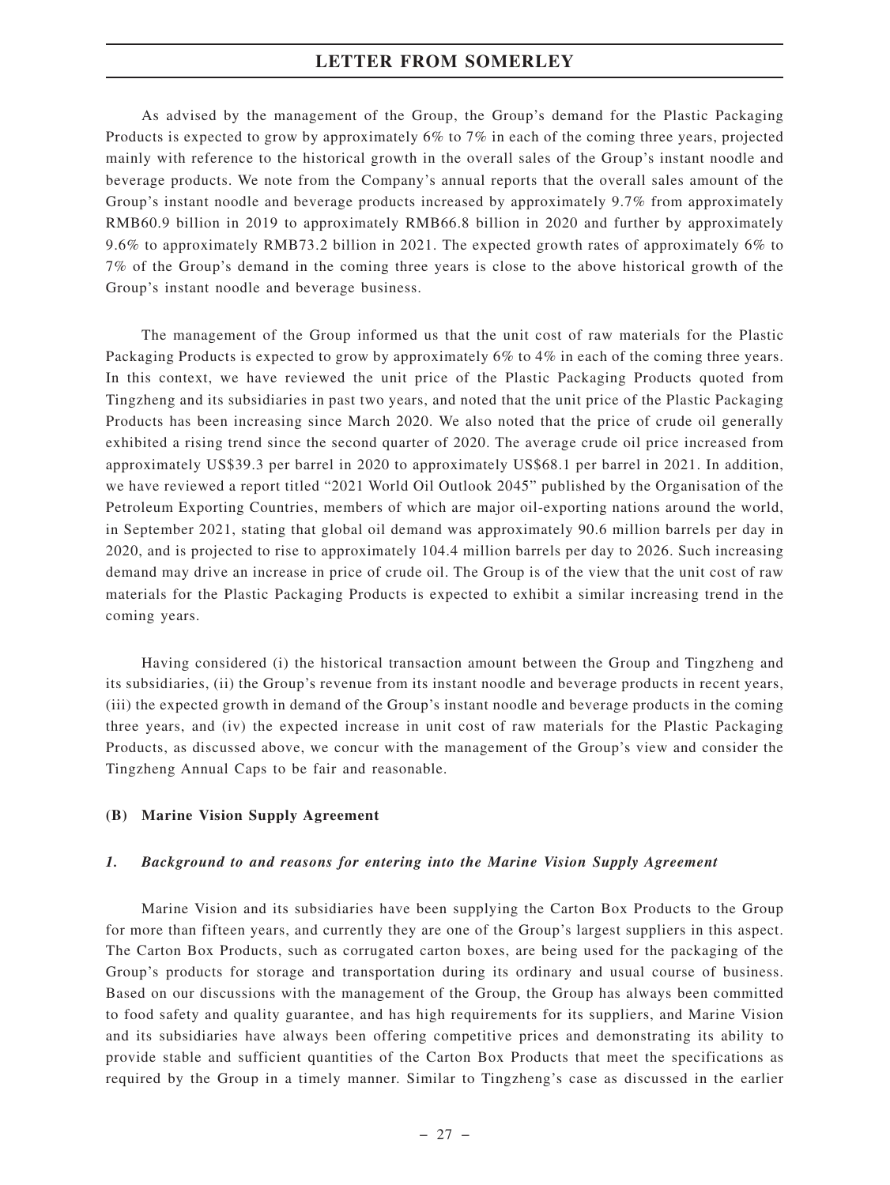As advised by the management of the Group, the Group's demand for the Plastic Packaging Products is expected to grow by approximately 6% to 7% in each of the coming three years, projected mainly with reference to the historical growth in the overall sales of the Group's instant noodle and beverage products. We note from the Company's annual reports that the overall sales amount of the Group's instant noodle and beverage products increased by approximately 9.7% from approximately RMB60.9 billion in 2019 to approximately RMB66.8 billion in 2020 and further by approximately 9.6% to approximately RMB73.2 billion in 2021. The expected growth rates of approximately 6% to 7% of the Group's demand in the coming three years is close to the above historical growth of the Group's instant noodle and beverage business.

The management of the Group informed us that the unit cost of raw materials for the Plastic Packaging Products is expected to grow by approximately 6% to 4% in each of the coming three years. In this context, we have reviewed the unit price of the Plastic Packaging Products quoted from Tingzheng and its subsidiaries in past two years, and noted that the unit price of the Plastic Packaging Products has been increasing since March 2020. We also noted that the price of crude oil generally exhibited a rising trend since the second quarter of 2020. The average crude oil price increased from approximately US$39.3 per barrel in 2020 to approximately US$68.1 per barrel in 2021. In addition, we have reviewed a report titled "2021 World Oil Outlook 2045" published by the Organisation of the Petroleum Exporting Countries, members of which are major oil-exporting nations around the world, in September 2021, stating that global oil demand was approximately 90.6 million barrels per day in 2020, and is projected to rise to approximately 104.4 million barrels per day to 2026. Such increasing demand may drive an increase in price of crude oil. The Group is of the view that the unit cost of raw materials for the Plastic Packaging Products is expected to exhibit a similar increasing trend in the coming years.

Having considered (i) the historical transaction amount between the Group and Tingzheng and its subsidiaries, (ii) the Group's revenue from its instant noodle and beverage products in recent years, (iii) the expected growth in demand of the Group's instant noodle and beverage products in the coming three years, and (iv) the expected increase in unit cost of raw materials for the Plastic Packaging Products, as discussed above, we concur with the management of the Group's view and consider the Tingzheng Annual Caps to be fair and reasonable.

**(B) Marine Vision Supply Agreement**

***1. Background to and reasons for entering into the Marine Vision Supply Agreement***

Marine Vision and its subsidiaries have been supplying the Carton Box Products to the Group for more than fifteen years, and currently they are one of the Group's largest suppliers in this aspect. The Carton Box Products, such as corrugated carton boxes, are being used for the packaging of the Group's products for storage and transportation during its ordinary and usual course of business. Based on our discussions with the management of the Group, the Group has always been committed to food safety and quality guarantee, and has high requirements for its suppliers, and Marine Vision and its subsidiaries have always been offering competitive prices and demonstrating its ability to provide stable and sufficient quantities of the Carton Box Products that meet the specifications as required by the Group in a timely manner. Similar to Tingzheng's case as discussed in the earlier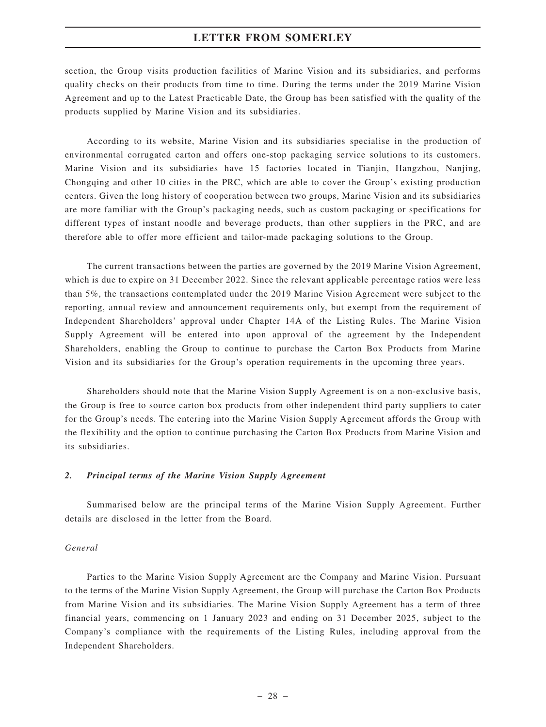section, the Group visits production facilities of Marine Vision and its subsidiaries, and performs quality checks on their products from time to time. During the terms under the 2019 Marine Vision Agreement and up to the Latest Practicable Date, the Group has been satisfied with the quality of the products supplied by Marine Vision and its subsidiaries.

According to its website, Marine Vision and its subsidiaries specialise in the production of environmental corrugated carton and offers one-stop packaging service solutions to its customers. Marine Vision and its subsidiaries have 15 factories located in Tianjin, Hangzhou, Nanjing, Chongqing and other 10 cities in the PRC, which are able to cover the Group's existing production centers. Given the long history of cooperation between two groups, Marine Vision and its subsidiaries are more familiar with the Group's packaging needs, such as custom packaging or specifications for different types of instant noodle and beverage products, than other suppliers in the PRC, and are therefore able to offer more efficient and tailor-made packaging solutions to the Group.

The current transactions between the parties are governed by the 2019 Marine Vision Agreement, which is due to expire on 31 December 2022. Since the relevant applicable percentage ratios were less than 5%, the transactions contemplated under the 2019 Marine Vision Agreement were subject to the reporting, annual review and announcement requirements only, but exempt from the requirement of Independent Shareholders' approval under Chapter 14A of the Listing Rules. The Marine Vision Supply Agreement will be entered into upon approval of the agreement by the Independent Shareholders, enabling the Group to continue to purchase the Carton Box Products from Marine Vision and its subsidiaries for the Group's operation requirements in the upcoming three years.

Shareholders should note that the Marine Vision Supply Agreement is on a non-exclusive basis, the Group is free to source carton box products from other independent third party suppliers to cater for the Group's needs. The entering into the Marine Vision Supply Agreement affords the Group with the flexibility and the option to continue purchasing the Carton Box Products from Marine Vision and its subsidiaries.

### *2. Principal terms of the Marine Vision Supply Agreement*

Summarised below are the principal terms of the Marine Vision Supply Agreement. Further details are disclosed in the letter from the Board.

*General*

Parties to the Marine Vision Supply Agreement are the Company and Marine Vision. Pursuant to the terms of the Marine Vision Supply Agreement, the Group will purchase the Carton Box Products from Marine Vision and its subsidiaries. The Marine Vision Supply Agreement has a term of three financial years, commencing on 1 January 2023 and ending on 31 December 2025, subject to the Company's compliance with the requirements of the Listing Rules, including approval from the Independent Shareholders.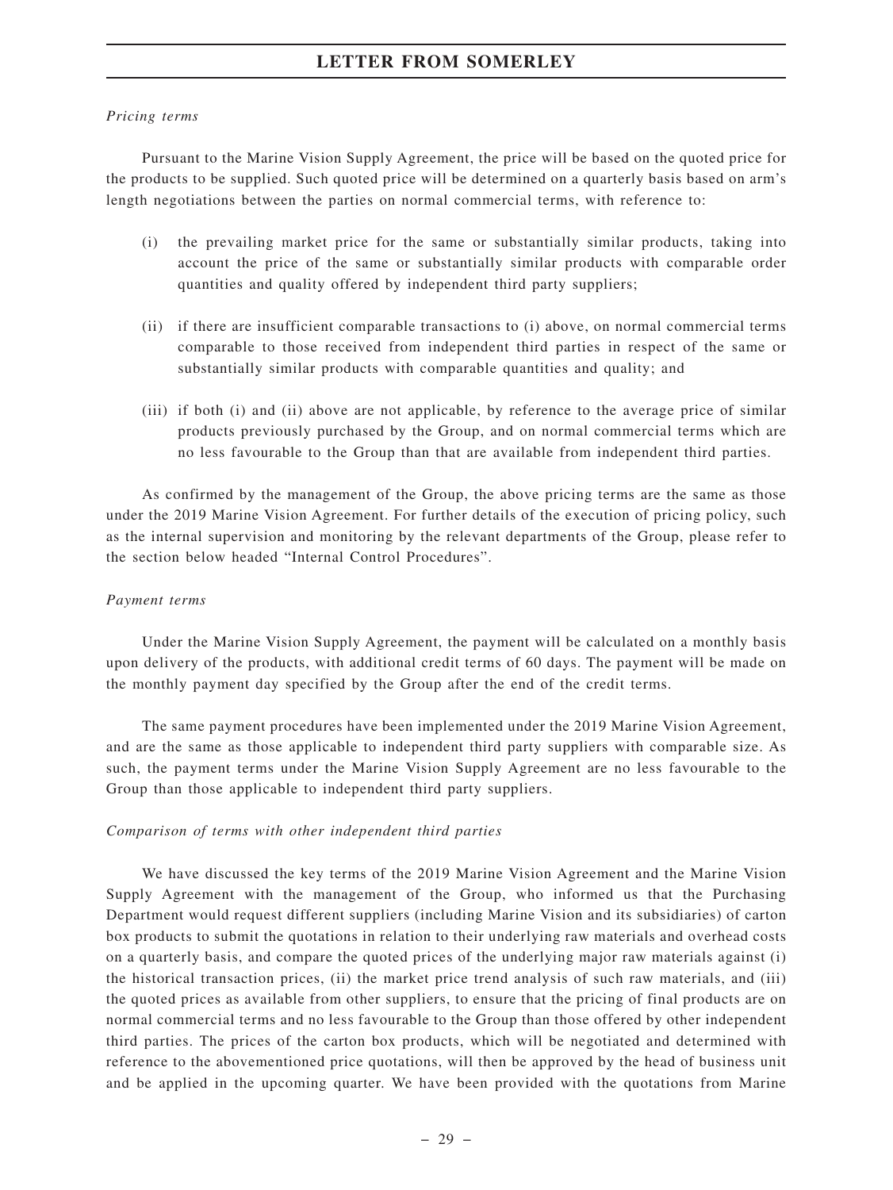*Pricing terms*

Pursuant to the Marine Vision Supply Agreement, the price will be based on the quoted price for the products to be supplied. Such quoted price will be determined on a quarterly basis based on arm's length negotiations between the parties on normal commercial terms, with reference to:

(i) the prevailing market price for the same or substantially similar products, taking into account the price of the same or substantially similar products with comparable order quantities and quality offered by independent third party suppliers;

(ii) if there are insufficient comparable transactions to (i) above, on normal commercial terms comparable to those received from independent third parties in respect of the same or substantially similar products with comparable quantities and quality; and

(iii) if both (i) and (ii) above are not applicable, by reference to the average price of similar products previously purchased by the Group, and on normal commercial terms which are no less favourable to the Group than that are available from independent third parties.

As confirmed by the management of the Group, the above pricing terms are the same as those under the 2019 Marine Vision Agreement. For further details of the execution of pricing policy, such as the internal supervision and monitoring by the relevant departments of the Group, please refer to the section below headed "Internal Control Procedures".

*Payment terms*

Under the Marine Vision Supply Agreement, the payment will be calculated on a monthly basis upon delivery of the products, with additional credit terms of 60 days. The payment will be made on the monthly payment day specified by the Group after the end of the credit terms.

The same payment procedures have been implemented under the 2019 Marine Vision Agreement, and are the same as those applicable to independent third party suppliers with comparable size. As such, the payment terms under the Marine Vision Supply Agreement are no less favourable to the Group than those applicable to independent third party suppliers.

*Comparison of terms with other independent third parties*

We have discussed the key terms of the 2019 Marine Vision Agreement and the Marine Vision Supply Agreement with the management of the Group, who informed us that the Purchasing Department would request different suppliers (including Marine Vision and its subsidiaries) of carton box products to submit the quotations in relation to their underlying raw materials and overhead costs on a quarterly basis, and compare the quoted prices of the underlying major raw materials against (i) the historical transaction prices, (ii) the market price trend analysis of such raw materials, and (iii) the quoted prices as available from other suppliers, to ensure that the pricing of final products are on normal commercial terms and no less favourable to the Group than those offered by other independent third parties. The prices of the carton box products, which will be negotiated and determined with reference to the abovementioned price quotations, will then be approved by the head of business unit and be applied in the upcoming quarter. We have been provided with the quotations from Marine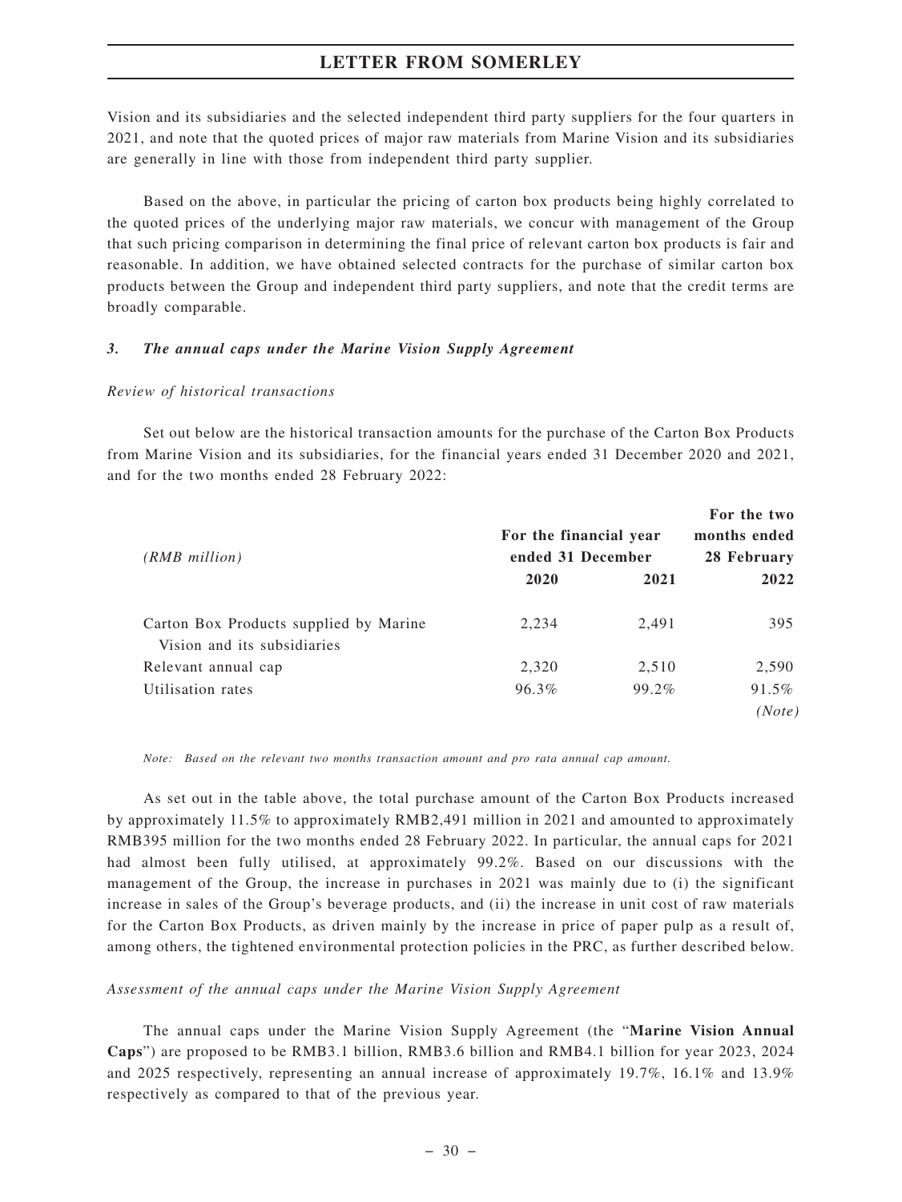Vision and its subsidiaries and the selected independent third party suppliers for the four quarters in 2021, and note that the quoted prices of major raw materials from Marine Vision and its subsidiaries are generally in line with those from independent third party supplier.

Based on the above, in particular the pricing of carton box products being highly correlated to the quoted prices of the underlying major raw materials, we concur with management of the Group that such pricing comparison in determining the final price of relevant carton box products is fair and reasonable. In addition, we have obtained selected contracts for the purchase of similar carton box products between the Group and independent third party suppliers, and note that the credit terms are broadly comparable.

### *3. The annual caps under the Marine Vision Supply Agreement*

*Review of historical transactions*

Set out below are the historical transaction amounts for the purchase of the Carton Box Products from Marine Vision and its subsidiaries, for the financial years ended 31 December 2020 and 2021, and for the two months ended 28 February 2022:

| *(RMB million)* | For the financial year ended 31 December | | For the two months ended 28 February |
|---|---|---|---|
| | **2020** | **2021** | **2022** |
| Carton Box Products supplied by Marine Vision and its subsidiaries | 2,234 | 2,491 | 395 |
| Relevant annual cap | 2,320 | 2,510 | 2,590 |
| Utilisation rates | 96.3% | 99.2% | 91.5% *(Note)* |

*Note: Based on the relevant two months transaction amount and pro rata annual cap amount.*

As set out in the table above, the total purchase amount of the Carton Box Products increased by approximately 11.5% to approximately RMB2,491 million in 2021 and amounted to approximately RMB395 million for the two months ended 28 February 2022. In particular, the annual caps for 2021 had almost been fully utilised, at approximately 99.2%. Based on our discussions with the management of the Group, the increase in purchases in 2021 was mainly due to (i) the significant increase in sales of the Group's beverage products, and (ii) the increase in unit cost of raw materials for the Carton Box Products, as driven mainly by the increase in price of paper pulp as a result of, among others, the tightened environmental protection policies in the PRC, as further described below.

*Assessment of the annual caps under the Marine Vision Supply Agreement*

The annual caps under the Marine Vision Supply Agreement (the "**Marine Vision Annual Caps**") are proposed to be RMB3.1 billion, RMB3.6 billion and RMB4.1 billion for year 2023, 2024 and 2025 respectively, representing an annual increase of approximately 19.7%, 16.1% and 13.9% respectively as compared to that of the previous year.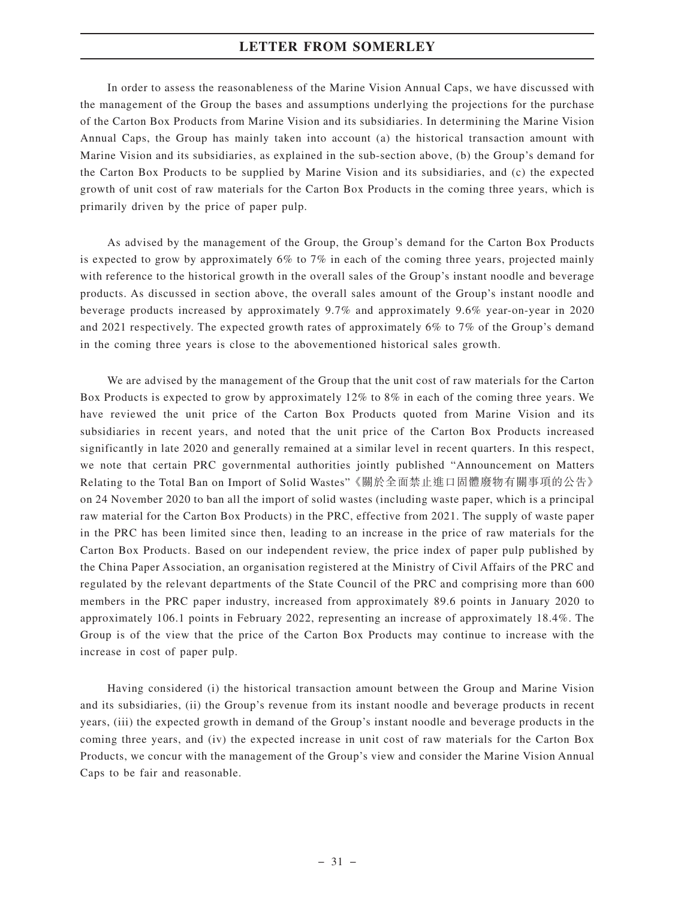In order to assess the reasonableness of the Marine Vision Annual Caps, we have discussed with the management of the Group the bases and assumptions underlying the projections for the purchase of the Carton Box Products from Marine Vision and its subsidiaries. In determining the Marine Vision Annual Caps, the Group has mainly taken into account (a) the historical transaction amount with Marine Vision and its subsidiaries, as explained in the sub-section above, (b) the Group's demand for the Carton Box Products to be supplied by Marine Vision and its subsidiaries, and (c) the expected growth of unit cost of raw materials for the Carton Box Products in the coming three years, which is primarily driven by the price of paper pulp.

As advised by the management of the Group, the Group's demand for the Carton Box Products is expected to grow by approximately 6% to 7% in each of the coming three years, projected mainly with reference to the historical growth in the overall sales of the Group's instant noodle and beverage products. As discussed in section above, the overall sales amount of the Group's instant noodle and beverage products increased by approximately 9.7% and approximately 9.6% year-on-year in 2020 and 2021 respectively. The expected growth rates of approximately 6% to 7% of the Group's demand in the coming three years is close to the abovementioned historical sales growth.

We are advised by the management of the Group that the unit cost of raw materials for the Carton Box Products is expected to grow by approximately 12% to 8% in each of the coming three years. We have reviewed the unit price of the Carton Box Products quoted from Marine Vision and its subsidiaries in recent years, and noted that the unit price of the Carton Box Products increased significantly in late 2020 and generally remained at a similar level in recent quarters. In this respect, we note that certain PRC governmental authorities jointly published "Announcement on Matters Relating to the Total Ban on Import of Solid Wastes"《關於全面禁止進口固體廢物有關事項的公告》 on 24 November 2020 to ban all the import of solid wastes (including waste paper, which is a principal raw material for the Carton Box Products) in the PRC, effective from 2021. The supply of waste paper in the PRC has been limited since then, leading to an increase in the price of raw materials for the Carton Box Products. Based on our independent review, the price index of paper pulp published by the China Paper Association, an organisation registered at the Ministry of Civil Affairs of the PRC and regulated by the relevant departments of the State Council of the PRC and comprising more than 600 members in the PRC paper industry, increased from approximately 89.6 points in January 2020 to approximately 106.1 points in February 2022, representing an increase of approximately 18.4%. The Group is of the view that the price of the Carton Box Products may continue to increase with the increase in cost of paper pulp.

Having considered (i) the historical transaction amount between the Group and Marine Vision and its subsidiaries, (ii) the Group's revenue from its instant noodle and beverage products in recent years, (iii) the expected growth in demand of the Group's instant noodle and beverage products in the coming three years, and (iv) the expected increase in unit cost of raw materials for the Carton Box Products, we concur with the management of the Group's view and consider the Marine Vision Annual Caps to be fair and reasonable.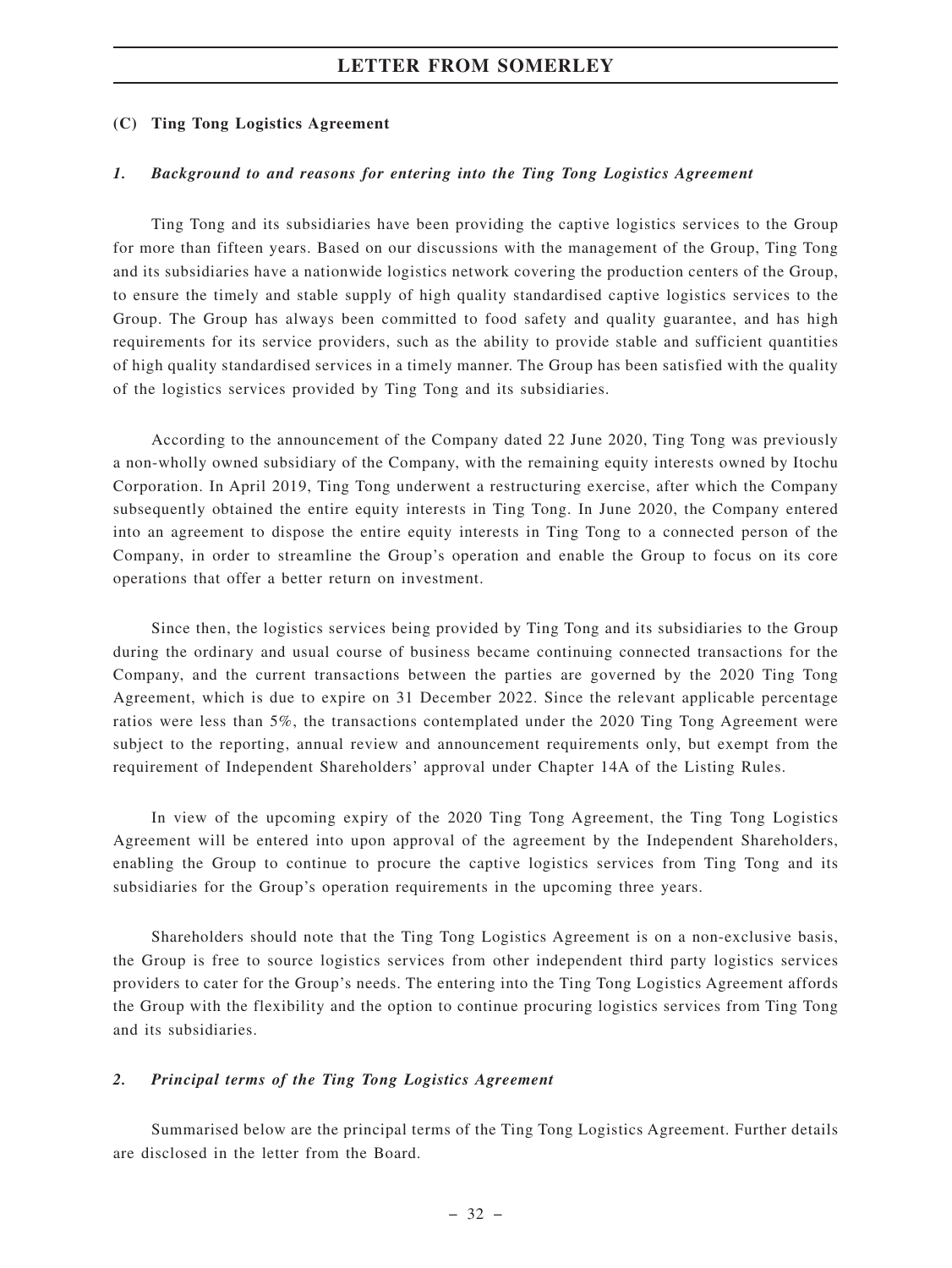### (C) Ting Tong Logistics Agreement

#### *1. Background to and reasons for entering into the Ting Tong Logistics Agreement*

Ting Tong and its subsidiaries have been providing the captive logistics services to the Group for more than fifteen years. Based on our discussions with the management of the Group, Ting Tong and its subsidiaries have a nationwide logistics network covering the production centers of the Group, to ensure the timely and stable supply of high quality standardised captive logistics services to the Group. The Group has always been committed to food safety and quality guarantee, and has high requirements for its service providers, such as the ability to provide stable and sufficient quantities of high quality standardised services in a timely manner. The Group has been satisfied with the quality of the logistics services provided by Ting Tong and its subsidiaries.

According to the announcement of the Company dated 22 June 2020, Ting Tong was previously a non-wholly owned subsidiary of the Company, with the remaining equity interests owned by Itochu Corporation. In April 2019, Ting Tong underwent a restructuring exercise, after which the Company subsequently obtained the entire equity interests in Ting Tong. In June 2020, the Company entered into an agreement to dispose the entire equity interests in Ting Tong to a connected person of the Company, in order to streamline the Group's operation and enable the Group to focus on its core operations that offer a better return on investment.

Since then, the logistics services being provided by Ting Tong and its subsidiaries to the Group during the ordinary and usual course of business became continuing connected transactions for the Company, and the current transactions between the parties are governed by the 2020 Ting Tong Agreement, which is due to expire on 31 December 2022. Since the relevant applicable percentage ratios were less than 5%, the transactions contemplated under the 2020 Ting Tong Agreement were subject to the reporting, annual review and announcement requirements only, but exempt from the requirement of Independent Shareholders' approval under Chapter 14A of the Listing Rules.

In view of the upcoming expiry of the 2020 Ting Tong Agreement, the Ting Tong Logistics Agreement will be entered into upon approval of the agreement by the Independent Shareholders, enabling the Group to continue to procure the captive logistics services from Ting Tong and its subsidiaries for the Group's operation requirements in the upcoming three years.

Shareholders should note that the Ting Tong Logistics Agreement is on a non-exclusive basis, the Group is free to source logistics services from other independent third party logistics services providers to cater for the Group's needs. The entering into the Ting Tong Logistics Agreement affords the Group with the flexibility and the option to continue procuring logistics services from Ting Tong and its subsidiaries.

#### *2. Principal terms of the Ting Tong Logistics Agreement*

Summarised below are the principal terms of the Ting Tong Logistics Agreement. Further details are disclosed in the letter from the Board.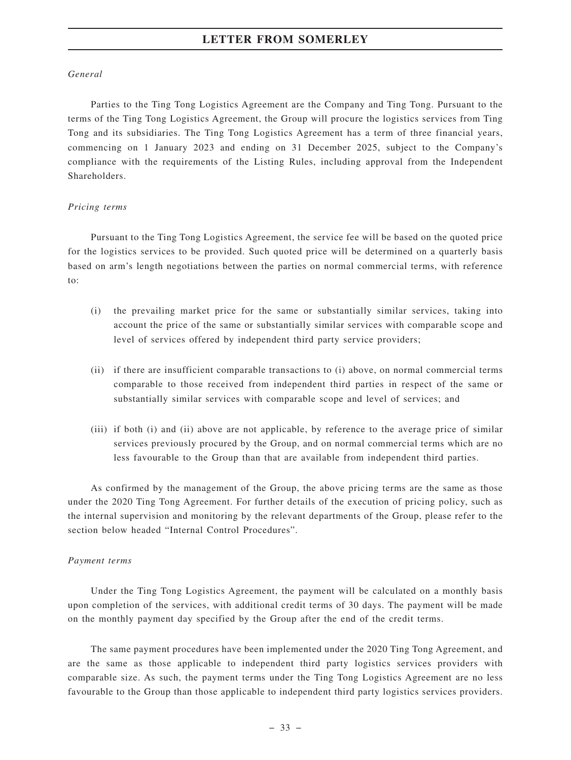*General*

Parties to the Ting Tong Logistics Agreement are the Company and Ting Tong. Pursuant to the terms of the Ting Tong Logistics Agreement, the Group will procure the logistics services from Ting Tong and its subsidiaries. The Ting Tong Logistics Agreement has a term of three financial years, commencing on 1 January 2023 and ending on 31 December 2025, subject to the Company's compliance with the requirements of the Listing Rules, including approval from the Independent Shareholders.

*Pricing terms*

Pursuant to the Ting Tong Logistics Agreement, the service fee will be based on the quoted price for the logistics services to be provided. Such quoted price will be determined on a quarterly basis based on arm's length negotiations between the parties on normal commercial terms, with reference to:

(i) the prevailing market price for the same or substantially similar services, taking into account the price of the same or substantially similar services with comparable scope and level of services offered by independent third party service providers;

(ii) if there are insufficient comparable transactions to (i) above, on normal commercial terms comparable to those received from independent third parties in respect of the same or substantially similar services with comparable scope and level of services; and

(iii) if both (i) and (ii) above are not applicable, by reference to the average price of similar services previously procured by the Group, and on normal commercial terms which are no less favourable to the Group than that are available from independent third parties.

As confirmed by the management of the Group, the above pricing terms are the same as those under the 2020 Ting Tong Agreement. For further details of the execution of pricing policy, such as the internal supervision and monitoring by the relevant departments of the Group, please refer to the section below headed "Internal Control Procedures".

*Payment terms*

Under the Ting Tong Logistics Agreement, the payment will be calculated on a monthly basis upon completion of the services, with additional credit terms of 30 days. The payment will be made on the monthly payment day specified by the Group after the end of the credit terms.

The same payment procedures have been implemented under the 2020 Ting Tong Agreement, and are the same as those applicable to independent third party logistics services providers with comparable size. As such, the payment terms under the Ting Tong Logistics Agreement are no less favourable to the Group than those applicable to independent third party logistics services providers.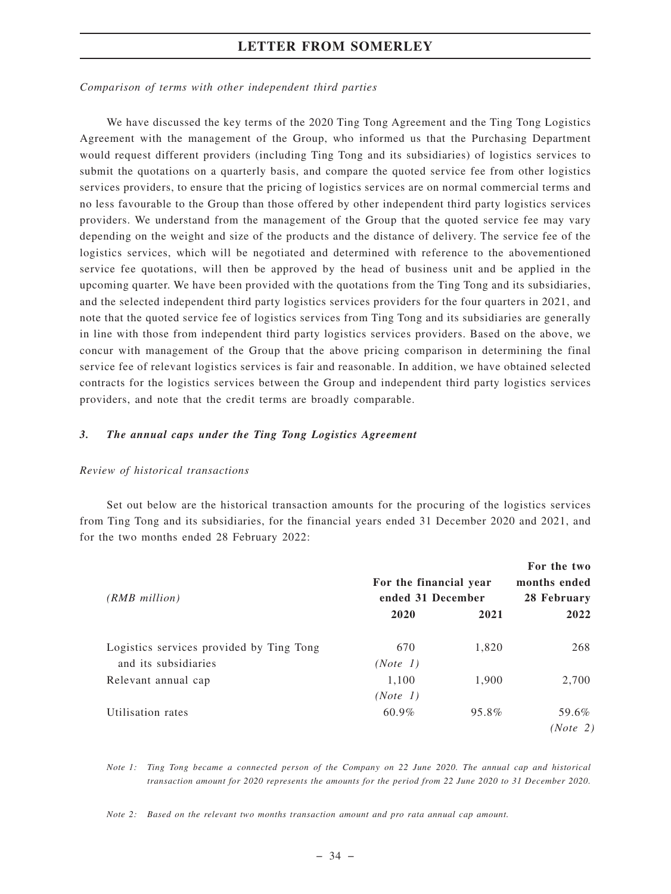*Comparison of terms with other independent third parties*

We have discussed the key terms of the 2020 Ting Tong Agreement and the Ting Tong Logistics Agreement with the management of the Group, who informed us that the Purchasing Department would request different providers (including Ting Tong and its subsidiaries) of logistics services to submit the quotations on a quarterly basis, and compare the quoted service fee from other logistics services providers, to ensure that the pricing of logistics services are on normal commercial terms and no less favourable to the Group than those offered by other independent third party logistics services providers. We understand from the management of the Group that the quoted service fee may vary depending on the weight and size of the products and the distance of delivery. The service fee of the logistics services, which will be negotiated and determined with reference to the abovementioned service fee quotations, will then be approved by the head of business unit and be applied in the upcoming quarter. We have been provided with the quotations from the Ting Tong and its subsidiaries, and the selected independent third party logistics services providers for the four quarters in 2021, and note that the quoted service fee of logistics services from Ting Tong and its subsidiaries are generally in line with those from independent third party logistics services providers. Based on the above, we concur with management of the Group that the above pricing comparison in determining the final service fee of relevant logistics services is fair and reasonable. In addition, we have obtained selected contracts for the logistics services between the Group and independent third party logistics services providers, and note that the credit terms are broadly comparable.

### *3. The annual caps under the Ting Tong Logistics Agreement*

*Review of historical transactions*

Set out below are the historical transaction amounts for the procuring of the logistics services from Ting Tong and its subsidiaries, for the financial years ended 31 December 2020 and 2021, and for the two months ended 28 February 2022:

| *(RMB million)* | For the financial year ended 31 December | | For the two months ended 28 February |
|---|---|---|---|
| | **2020** | **2021** | **2022** |
| Logistics services provided by Ting Tong and its subsidiaries | 670 *(Note 1)* | 1,820 | 268 |
| Relevant annual cap | 1,100 *(Note 1)* | 1,900 | 2,700 |
| Utilisation rates | 60.9% | 95.8% | 59.6% *(Note 2)* |

*Note 1: Ting Tong became a connected person of the Company on 22 June 2020. The annual cap and historical transaction amount for 2020 represents the amounts for the period from 22 June 2020 to 31 December 2020.*

*Note 2: Based on the relevant two months transaction amount and pro rata annual cap amount.*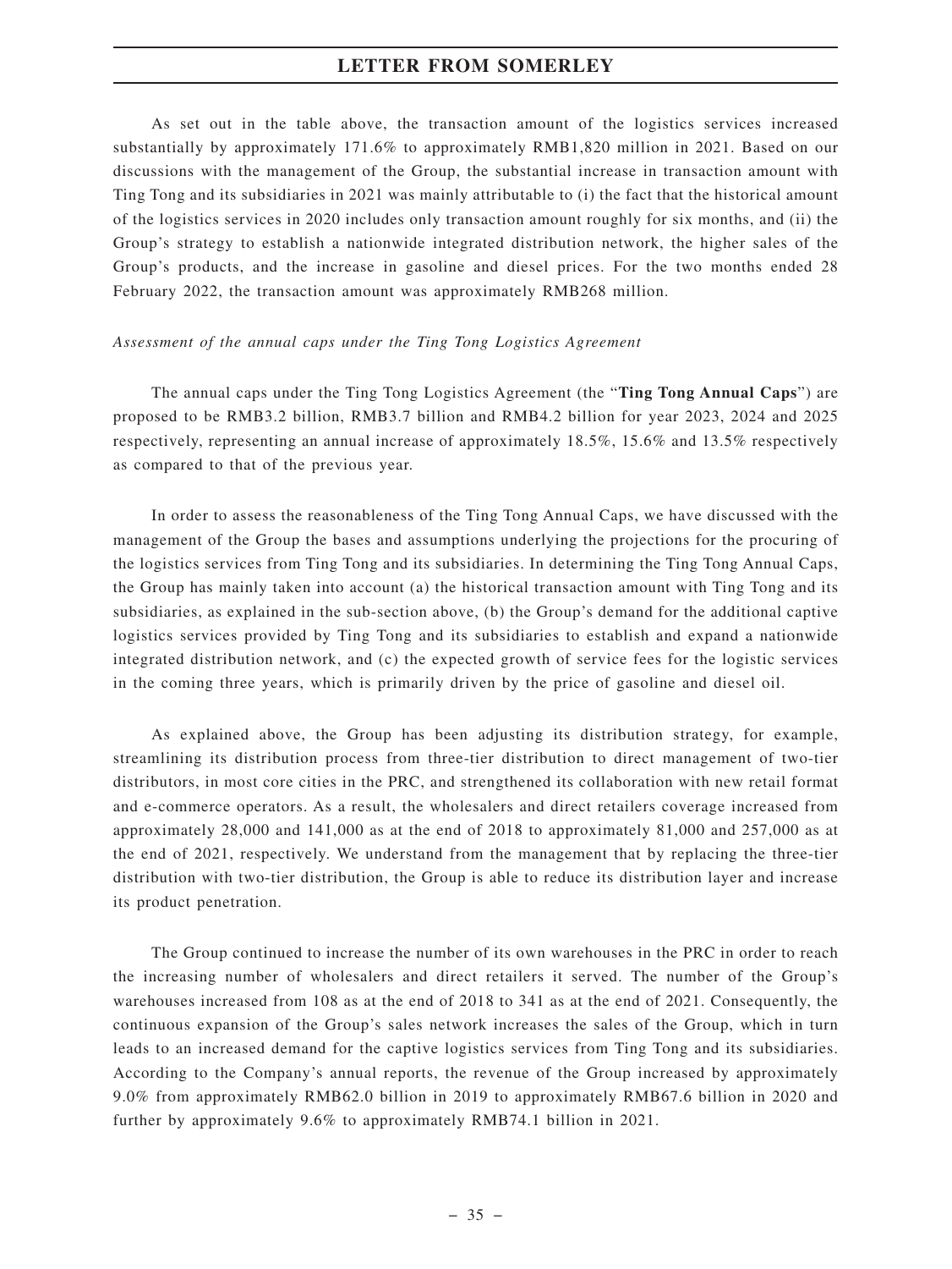As set out in the table above, the transaction amount of the logistics services increased substantially by approximately 171.6% to approximately RMB1,820 million in 2021. Based on our discussions with the management of the Group, the substantial increase in transaction amount with Ting Tong and its subsidiaries in 2021 was mainly attributable to (i) the fact that the historical amount of the logistics services in 2020 includes only transaction amount roughly for six months, and (ii) the Group's strategy to establish a nationwide integrated distribution network, the higher sales of the Group's products, and the increase in gasoline and diesel prices. For the two months ended 28 February 2022, the transaction amount was approximately RMB268 million.

*Assessment of the annual caps under the Ting Tong Logistics Agreement*

The annual caps under the Ting Tong Logistics Agreement (the "**Ting Tong Annual Caps**") are proposed to be RMB3.2 billion, RMB3.7 billion and RMB4.2 billion for year 2023, 2024 and 2025 respectively, representing an annual increase of approximately 18.5%, 15.6% and 13.5% respectively as compared to that of the previous year.

In order to assess the reasonableness of the Ting Tong Annual Caps, we have discussed with the management of the Group the bases and assumptions underlying the projections for the procuring of the logistics services from Ting Tong and its subsidiaries. In determining the Ting Tong Annual Caps, the Group has mainly taken into account (a) the historical transaction amount with Ting Tong and its subsidiaries, as explained in the sub-section above, (b) the Group's demand for the additional captive logistics services provided by Ting Tong and its subsidiaries to establish and expand a nationwide integrated distribution network, and (c) the expected growth of service fees for the logistic services in the coming three years, which is primarily driven by the price of gasoline and diesel oil.

As explained above, the Group has been adjusting its distribution strategy, for example, streamlining its distribution process from three-tier distribution to direct management of two-tier distributors, in most core cities in the PRC, and strengthened its collaboration with new retail format and e-commerce operators. As a result, the wholesalers and direct retailers coverage increased from approximately 28,000 and 141,000 as at the end of 2018 to approximately 81,000 and 257,000 as at the end of 2021, respectively. We understand from the management that by replacing the three-tier distribution with two-tier distribution, the Group is able to reduce its distribution layer and increase its product penetration.

The Group continued to increase the number of its own warehouses in the PRC in order to reach the increasing number of wholesalers and direct retailers it served. The number of the Group's warehouses increased from 108 as at the end of 2018 to 341 as at the end of 2021. Consequently, the continuous expansion of the Group's sales network increases the sales of the Group, which in turn leads to an increased demand for the captive logistics services from Ting Tong and its subsidiaries. According to the Company's annual reports, the revenue of the Group increased by approximately 9.0% from approximately RMB62.0 billion in 2019 to approximately RMB67.6 billion in 2020 and further by approximately 9.6% to approximately RMB74.1 billion in 2021.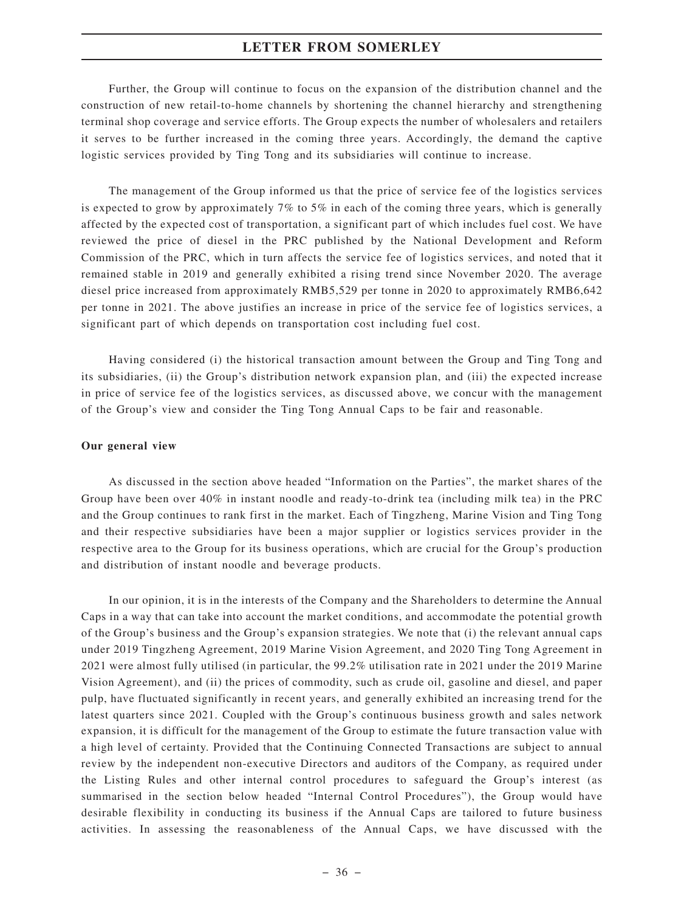Further, the Group will continue to focus on the expansion of the distribution channel and the construction of new retail-to-home channels by shortening the channel hierarchy and strengthening terminal shop coverage and service efforts. The Group expects the number of wholesalers and retailers it serves to be further increased in the coming three years. Accordingly, the demand the captive logistic services provided by Ting Tong and its subsidiaries will continue to increase.

The management of the Group informed us that the price of service fee of the logistics services is expected to grow by approximately 7% to 5% in each of the coming three years, which is generally affected by the expected cost of transportation, a significant part of which includes fuel cost. We have reviewed the price of diesel in the PRC published by the National Development and Reform Commission of the PRC, which in turn affects the service fee of logistics services, and noted that it remained stable in 2019 and generally exhibited a rising trend since November 2020. The average diesel price increased from approximately RMB5,529 per tonne in 2020 to approximately RMB6,642 per tonne in 2021. The above justifies an increase in price of the service fee of logistics services, a significant part of which depends on transportation cost including fuel cost.

Having considered (i) the historical transaction amount between the Group and Ting Tong and its subsidiaries, (ii) the Group's distribution network expansion plan, and (iii) the expected increase in price of service fee of the logistics services, as discussed above, we concur with the management of the Group's view and consider the Ting Tong Annual Caps to be fair and reasonable.

**Our general view**

As discussed in the section above headed "Information on the Parties", the market shares of the Group have been over 40% in instant noodle and ready-to-drink tea (including milk tea) in the PRC and the Group continues to rank first in the market. Each of Tingzheng, Marine Vision and Ting Tong and their respective subsidiaries have been a major supplier or logistics services provider in the respective area to the Group for its business operations, which are crucial for the Group's production and distribution of instant noodle and beverage products.

In our opinion, it is in the interests of the Company and the Shareholders to determine the Annual Caps in a way that can take into account the market conditions, and accommodate the potential growth of the Group's business and the Group's expansion strategies. We note that (i) the relevant annual caps under 2019 Tingzheng Agreement, 2019 Marine Vision Agreement, and 2020 Ting Tong Agreement in 2021 were almost fully utilised (in particular, the 99.2% utilisation rate in 2021 under the 2019 Marine Vision Agreement), and (ii) the prices of commodity, such as crude oil, gasoline and diesel, and paper pulp, have fluctuated significantly in recent years, and generally exhibited an increasing trend for the latest quarters since 2021. Coupled with the Group's continuous business growth and sales network expansion, it is difficult for the management of the Group to estimate the future transaction value with a high level of certainty. Provided that the Continuing Connected Transactions are subject to annual review by the independent non-executive Directors and auditors of the Company, as required under the Listing Rules and other internal control procedures to safeguard the Group's interest (as summarised in the section below headed "Internal Control Procedures"), the Group would have desirable flexibility in conducting its business if the Annual Caps are tailored to future business activities. In assessing the reasonableness of the Annual Caps, we have discussed with the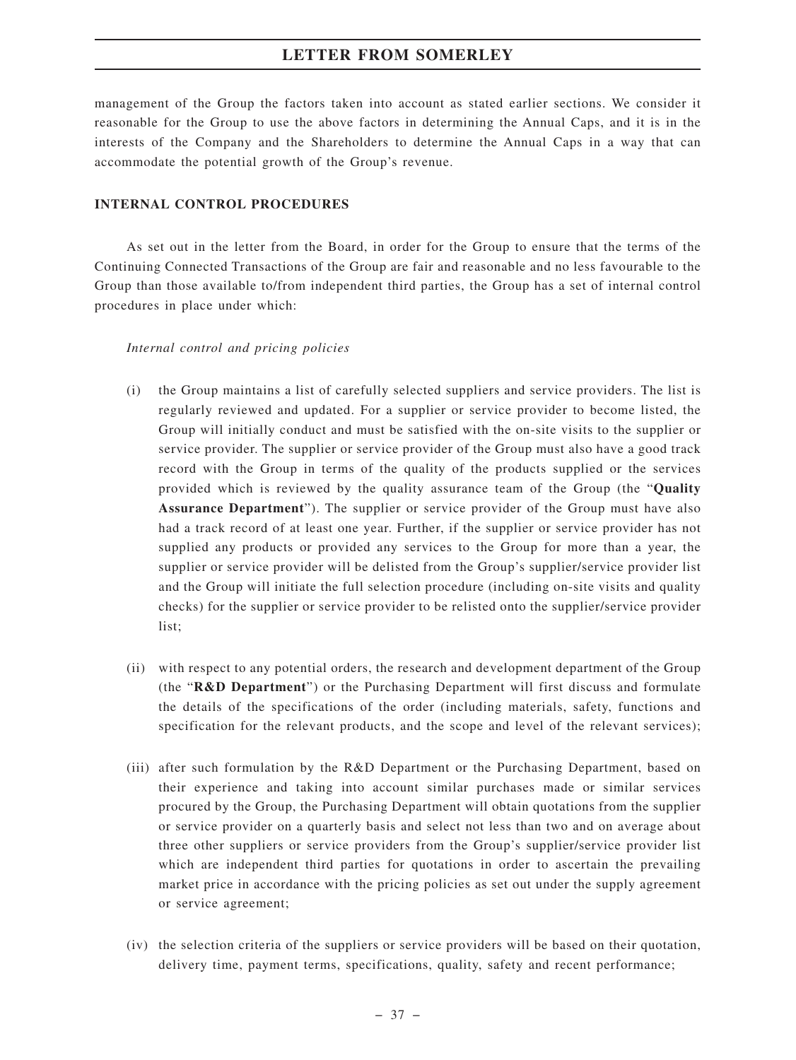management of the Group the factors taken into account as stated earlier sections. We consider it reasonable for the Group to use the above factors in determining the Annual Caps, and it is in the interests of the Company and the Shareholders to determine the Annual Caps in a way that can accommodate the potential growth of the Group's revenue.

## INTERNAL CONTROL PROCEDURES

As set out in the letter from the Board, in order for the Group to ensure that the terms of the Continuing Connected Transactions of the Group are fair and reasonable and no less favourable to the Group than those available to/from independent third parties, the Group has a set of internal control procedures in place under which:

*Internal control and pricing policies*

(i) the Group maintains a list of carefully selected suppliers and service providers. The list is regularly reviewed and updated. For a supplier or service provider to become listed, the Group will initially conduct and must be satisfied with the on-site visits to the supplier or service provider. The supplier or service provider of the Group must also have a good track record with the Group in terms of the quality of the products supplied or the services provided which is reviewed by the quality assurance team of the Group (the "**Quality Assurance Department**"). The supplier or service provider of the Group must have also had a track record of at least one year. Further, if the supplier or service provider has not supplied any products or provided any services to the Group for more than a year, the supplier or service provider will be delisted from the Group's supplier/service provider list and the Group will initiate the full selection procedure (including on-site visits and quality checks) for the supplier or service provider to be relisted onto the supplier/service provider list;

(ii) with respect to any potential orders, the research and development department of the Group (the "**R&D Department**") or the Purchasing Department will first discuss and formulate the details of the specifications of the order (including materials, safety, functions and specification for the relevant products, and the scope and level of the relevant services);

(iii) after such formulation by the R&D Department or the Purchasing Department, based on their experience and taking into account similar purchases made or similar services procured by the Group, the Purchasing Department will obtain quotations from the supplier or service provider on a quarterly basis and select not less than two and on average about three other suppliers or service providers from the Group's supplier/service provider list which are independent third parties for quotations in order to ascertain the prevailing market price in accordance with the pricing policies as set out under the supply agreement or service agreement;

(iv) the selection criteria of the suppliers or service providers will be based on their quotation, delivery time, payment terms, specifications, quality, safety and recent performance;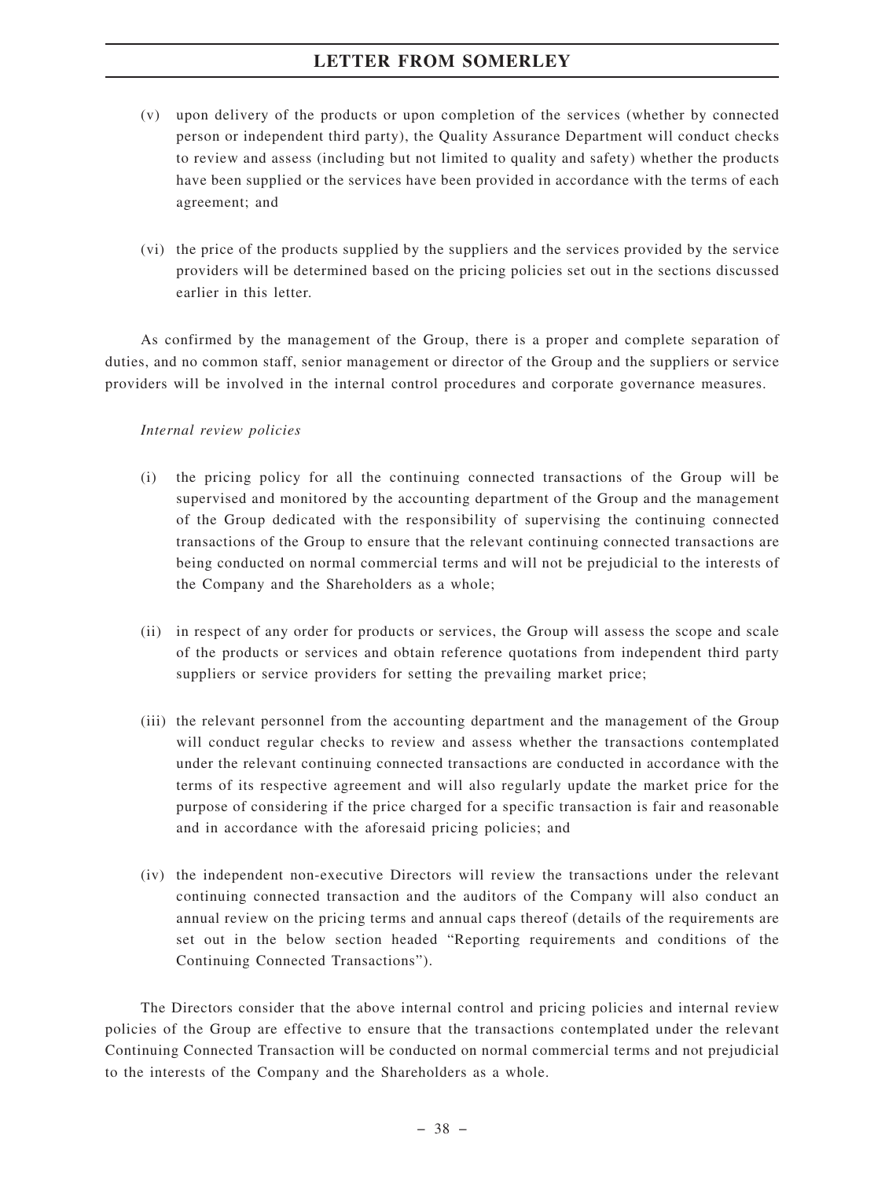(v) upon delivery of the products or upon completion of the services (whether by connected person or independent third party), the Quality Assurance Department will conduct checks to review and assess (including but not limited to quality and safety) whether the products have been supplied or the services have been provided in accordance with the terms of each agreement; and

(vi) the price of the products supplied by the suppliers and the services provided by the service providers will be determined based on the pricing policies set out in the sections discussed earlier in this letter.

As confirmed by the management of the Group, there is a proper and complete separation of duties, and no common staff, senior management or director of the Group and the suppliers or service providers will be involved in the internal control procedures and corporate governance measures.

*Internal review policies*

(i) the pricing policy for all the continuing connected transactions of the Group will be supervised and monitored by the accounting department of the Group and the management of the Group dedicated with the responsibility of supervising the continuing connected transactions of the Group to ensure that the relevant continuing connected transactions are being conducted on normal commercial terms and will not be prejudicial to the interests of the Company and the Shareholders as a whole;

(ii) in respect of any order for products or services, the Group will assess the scope and scale of the products or services and obtain reference quotations from independent third party suppliers or service providers for setting the prevailing market price;

(iii) the relevant personnel from the accounting department and the management of the Group will conduct regular checks to review and assess whether the transactions contemplated under the relevant continuing connected transactions are conducted in accordance with the terms of its respective agreement and will also regularly update the market price for the purpose of considering if the price charged for a specific transaction is fair and reasonable and in accordance with the aforesaid pricing policies; and

(iv) the independent non-executive Directors will review the transactions under the relevant continuing connected transaction and the auditors of the Company will also conduct an annual review on the pricing terms and annual caps thereof (details of the requirements are set out in the below section headed "Reporting requirements and conditions of the Continuing Connected Transactions").

The Directors consider that the above internal control and pricing policies and internal review policies of the Group are effective to ensure that the transactions contemplated under the relevant Continuing Connected Transaction will be conducted on normal commercial terms and not prejudicial to the interests of the Company and the Shareholders as a whole.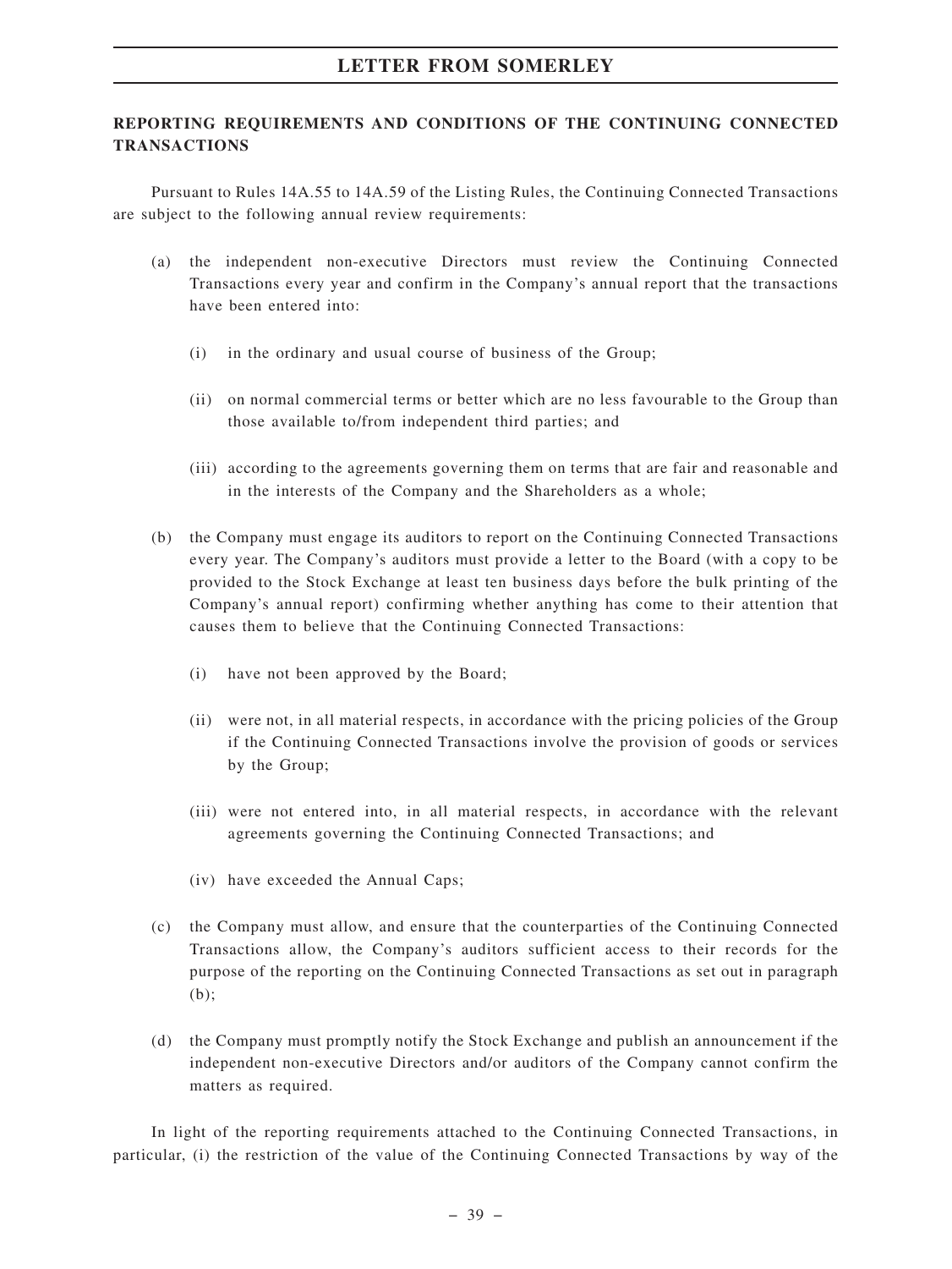## REPORTING REQUIREMENTS AND CONDITIONS OF THE CONTINUING CONNECTED TRANSACTIONS

Pursuant to Rules 14A.55 to 14A.59 of the Listing Rules, the Continuing Connected Transactions are subject to the following annual review requirements:

(a) the independent non-executive Directors must review the Continuing Connected Transactions every year and confirm in the Company's annual report that the transactions have been entered into:

   (i) in the ordinary and usual course of business of the Group;

   (ii) on normal commercial terms or better which are no less favourable to the Group than those available to/from independent third parties; and

   (iii) according to the agreements governing them on terms that are fair and reasonable and in the interests of the Company and the Shareholders as a whole;

(b) the Company must engage its auditors to report on the Continuing Connected Transactions every year. The Company's auditors must provide a letter to the Board (with a copy to be provided to the Stock Exchange at least ten business days before the bulk printing of the Company's annual report) confirming whether anything has come to their attention that causes them to believe that the Continuing Connected Transactions:

   (i) have not been approved by the Board;

   (ii) were not, in all material respects, in accordance with the pricing policies of the Group if the Continuing Connected Transactions involve the provision of goods or services by the Group;

   (iii) were not entered into, in all material respects, in accordance with the relevant agreements governing the Continuing Connected Transactions; and

   (iv) have exceeded the Annual Caps;

(c) the Company must allow, and ensure that the counterparties of the Continuing Connected Transactions allow, the Company's auditors sufficient access to their records for the purpose of the reporting on the Continuing Connected Transactions as set out in paragraph (b);

(d) the Company must promptly notify the Stock Exchange and publish an announcement if the independent non-executive Directors and/or auditors of the Company cannot confirm the matters as required.

In light of the reporting requirements attached to the Continuing Connected Transactions, in particular, (i) the restriction of the value of the Continuing Connected Transactions by way of the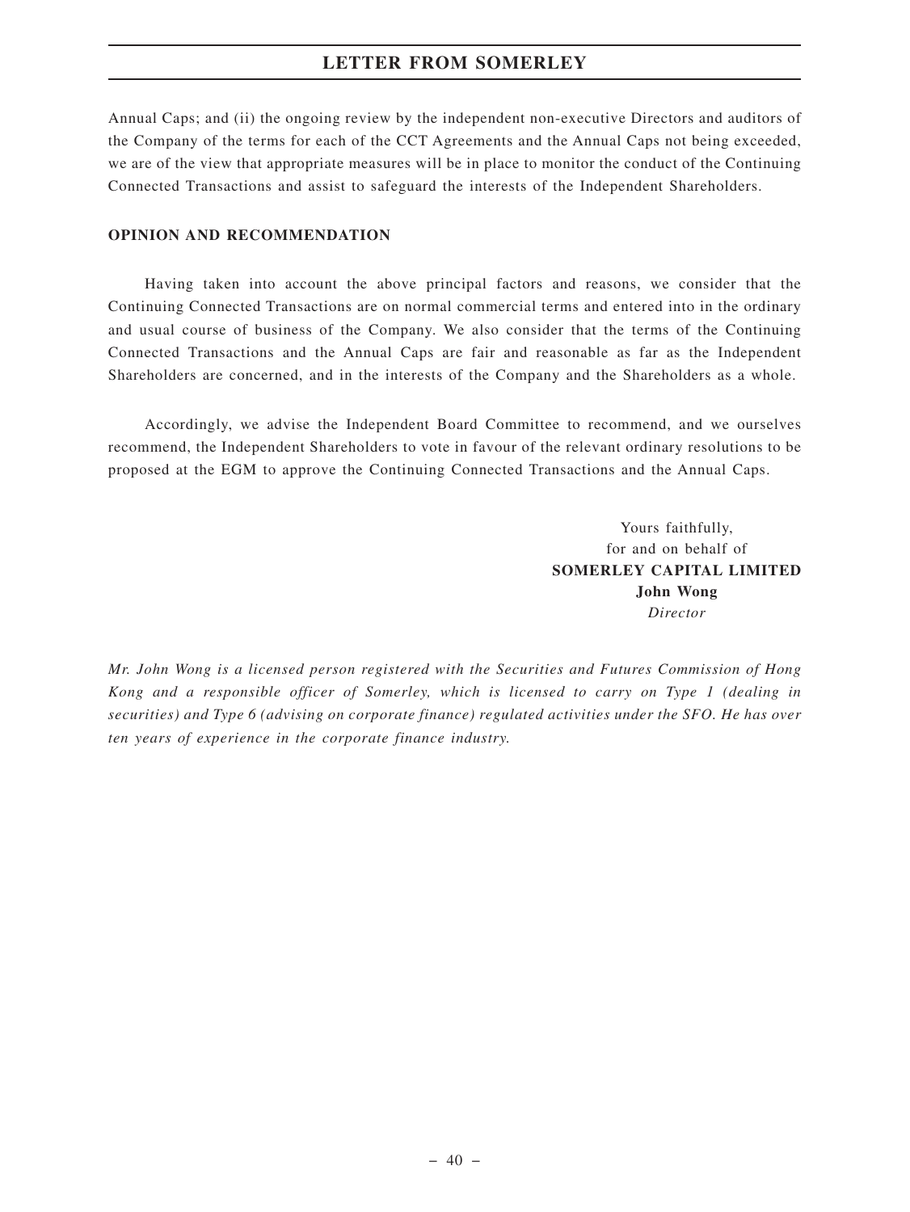Annual Caps; and (ii) the ongoing review by the independent non-executive Directors and auditors of the Company of the terms for each of the CCT Agreements and the Annual Caps not being exceeded, we are of the view that appropriate measures will be in place to monitor the conduct of the Continuing Connected Transactions and assist to safeguard the interests of the Independent Shareholders.

**OPINION AND RECOMMENDATION**

Having taken into account the above principal factors and reasons, we consider that the Continuing Connected Transactions are on normal commercial terms and entered into in the ordinary and usual course of business of the Company. We also consider that the terms of the Continuing Connected Transactions and the Annual Caps are fair and reasonable as far as the Independent Shareholders are concerned, and in the interests of the Company and the Shareholders as a whole.

Accordingly, we advise the Independent Board Committee to recommend, and we ourselves recommend, the Independent Shareholders to vote in favour of the relevant ordinary resolutions to be proposed at the EGM to approve the Continuing Connected Transactions and the Annual Caps.

Yours faithfully,
for and on behalf of
**SOMERLEY CAPITAL LIMITED**
**John Wong**
*Director*

*Mr. John Wong is a licensed person registered with the Securities and Futures Commission of Hong Kong and a responsible officer of Somerley, which is licensed to carry on Type 1 (dealing in securities) and Type 6 (advising on corporate finance) regulated activities under the SFO. He has over ten years of experience in the corporate finance industry.*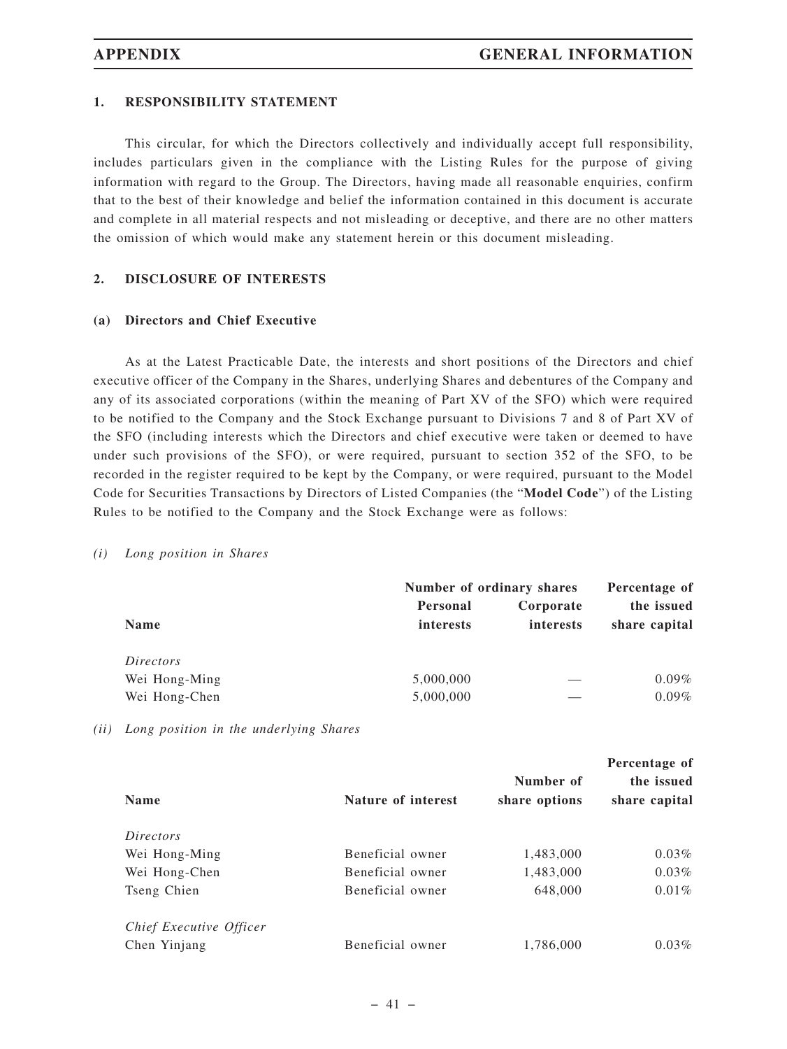## 1. RESPONSIBILITY STATEMENT

This circular, for which the Directors collectively and individually accept full responsibility, includes particulars given in the compliance with the Listing Rules for the purpose of giving information with regard to the Group. The Directors, having made all reasonable enquiries, confirm that to the best of their knowledge and belief the information contained in this document is accurate and complete in all material respects and not misleading or deceptive, and there are no other matters the omission of which would make any statement herein or this document misleading.

## 2. DISCLOSURE OF INTERESTS

### (a) Directors and Chief Executive

As at the Latest Practicable Date, the interests and short positions of the Directors and chief executive officer of the Company in the Shares, underlying Shares and debentures of the Company and any of its associated corporations (within the meaning of Part XV of the SFO) which were required to be notified to the Company and the Stock Exchange pursuant to Divisions 7 and 8 of Part XV of the SFO (including interests which the Directors and chief executive were taken or deemed to have under such provisions of the SFO), or were required, pursuant to section 352 of the SFO, to be recorded in the register required to be kept by the Company, or were required, pursuant to the Model Code for Securities Transactions by Directors of Listed Companies (the "**Model Code**") of the Listing Rules to be notified to the Company and the Stock Exchange were as follows:

*(i) Long position in Shares*

| Name | Number of ordinary shares | | Percentage of the issued share capital |
|---|---|---|---|
| | Personal interests | Corporate interests | |
| *Directors* | | | |
| Wei Hong-Ming | 5,000,000 | — | 0.09% |
| Wei Hong-Chen | 5,000,000 | — | 0.09% |

*(ii) Long position in the underlying Shares*

| Name | Nature of interest | Number of share options | Percentage of the issued share capital |
|---|---|---|---|
| *Directors* | | | |
| Wei Hong-Ming | Beneficial owner | 1,483,000 | 0.03% |
| Wei Hong-Chen | Beneficial owner | 1,483,000 | 0.03% |
| Tseng Chien | Beneficial owner | 648,000 | 0.01% |
| *Chief Executive Officer* | | | |
| Chen Yinjang | Beneficial owner | 1,786,000 | 0.03% |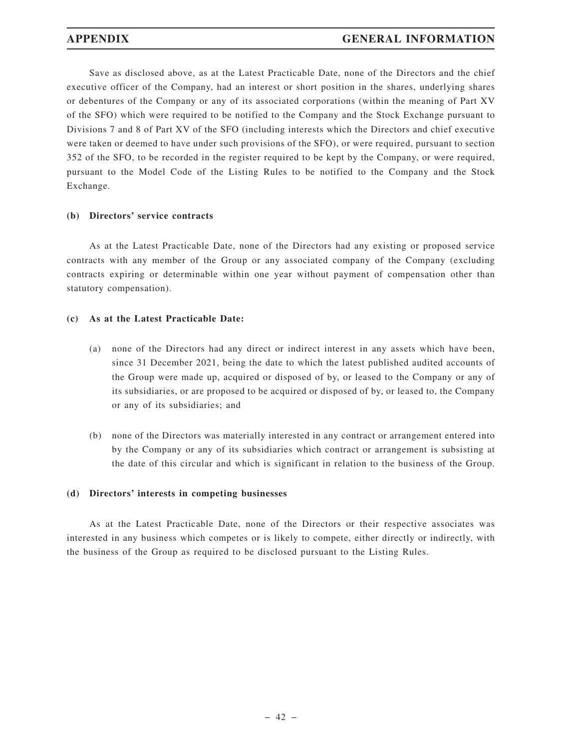Save as disclosed above, as at the Latest Practicable Date, none of the Directors and the chief executive officer of the Company, had an interest or short position in the shares, underlying shares or debentures of the Company or any of its associated corporations (within the meaning of Part XV of the SFO) which were required to be notified to the Company and the Stock Exchange pursuant to Divisions 7 and 8 of Part XV of the SFO (including interests which the Directors and chief executive were taken or deemed to have under such provisions of the SFO), or were required, pursuant to section 352 of the SFO, to be recorded in the register required to be kept by the Company, or were required, pursuant to the Model Code of the Listing Rules to be notified to the Company and the Stock Exchange.

**(b) Directors' service contracts**

As at the Latest Practicable Date, none of the Directors had any existing or proposed service contracts with any member of the Group or any associated company of the Company (excluding contracts expiring or determinable within one year without payment of compensation other than statutory compensation).

**(c) As at the Latest Practicable Date:**

(a) none of the Directors had any direct or indirect interest in any assets which have been, since 31 December 2021, being the date to which the latest published audited accounts of the Group were made up, acquired or disposed of by, or leased to the Company or any of its subsidiaries, or are proposed to be acquired or disposed of by, or leased to, the Company or any of its subsidiaries; and

(b) none of the Directors was materially interested in any contract or arrangement entered into by the Company or any of its subsidiaries which contract or arrangement is subsisting at the date of this circular and which is significant in relation to the business of the Group.

**(d) Directors' interests in competing businesses**

As at the Latest Practicable Date, none of the Directors or their respective associates was interested in any business which competes or is likely to compete, either directly or indirectly, with the business of the Group as required to be disclosed pursuant to the Listing Rules.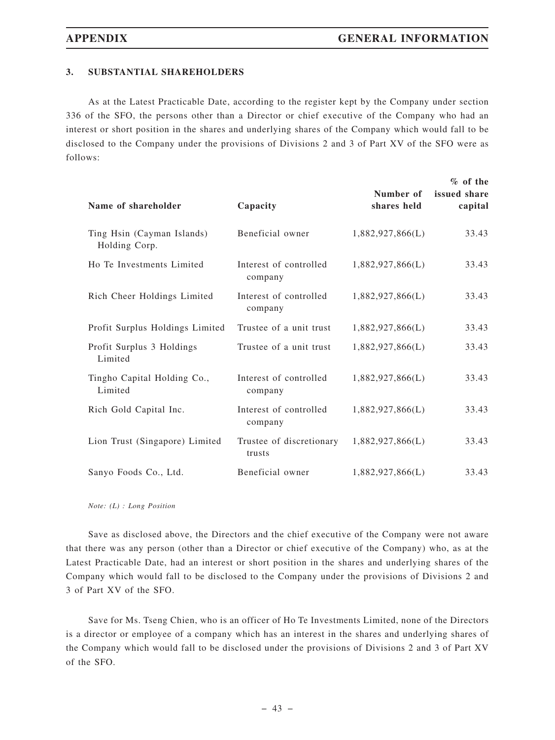### 3. SUBSTANTIAL SHAREHOLDERS

As at the Latest Practicable Date, according to the register kept by the Company under section 336 of the SFO, the persons other than a Director or chief executive of the Company who had an interest or short position in the shares and underlying shares of the Company which would fall to be disclosed to the Company under the provisions of Divisions 2 and 3 of Part XV of the SFO were as follows:

| Name of shareholder | Capacity | Number of shares held | % of the issued share capital |
|---|---|---|---|
| Ting Hsin (Cayman Islands) Holding Corp. | Beneficial owner | 1,882,927,866(L) | 33.43 |
| Ho Te Investments Limited | Interest of controlled company | 1,882,927,866(L) | 33.43 |
| Rich Cheer Holdings Limited | Interest of controlled company | 1,882,927,866(L) | 33.43 |
| Profit Surplus Holdings Limited | Trustee of a unit trust | 1,882,927,866(L) | 33.43 |
| Profit Surplus 3 Holdings Limited | Trustee of a unit trust | 1,882,927,866(L) | 33.43 |
| Tingho Capital Holding Co., Limited | Interest of controlled company | 1,882,927,866(L) | 33.43 |
| Rich Gold Capital Inc. | Interest of controlled company | 1,882,927,866(L) | 33.43 |
| Lion Trust (Singapore) Limited | Trustee of discretionary trusts | 1,882,927,866(L) | 33.43 |
| Sanyo Foods Co., Ltd. | Beneficial owner | 1,882,927,866(L) | 33.43 |

*Note: (L) : Long Position*

Save as disclosed above, the Directors and the chief executive of the Company were not aware that there was any person (other than a Director or chief executive of the Company) who, as at the Latest Practicable Date, had an interest or short position in the shares and underlying shares of the Company which would fall to be disclosed to the Company under the provisions of Divisions 2 and 3 of Part XV of the SFO.

Save for Ms. Tseng Chien, who is an officer of Ho Te Investments Limited, none of the Directors is a director or employee of a company which has an interest in the shares and underlying shares of the Company which would fall to be disclosed under the provisions of Divisions 2 and 3 of Part XV of the SFO.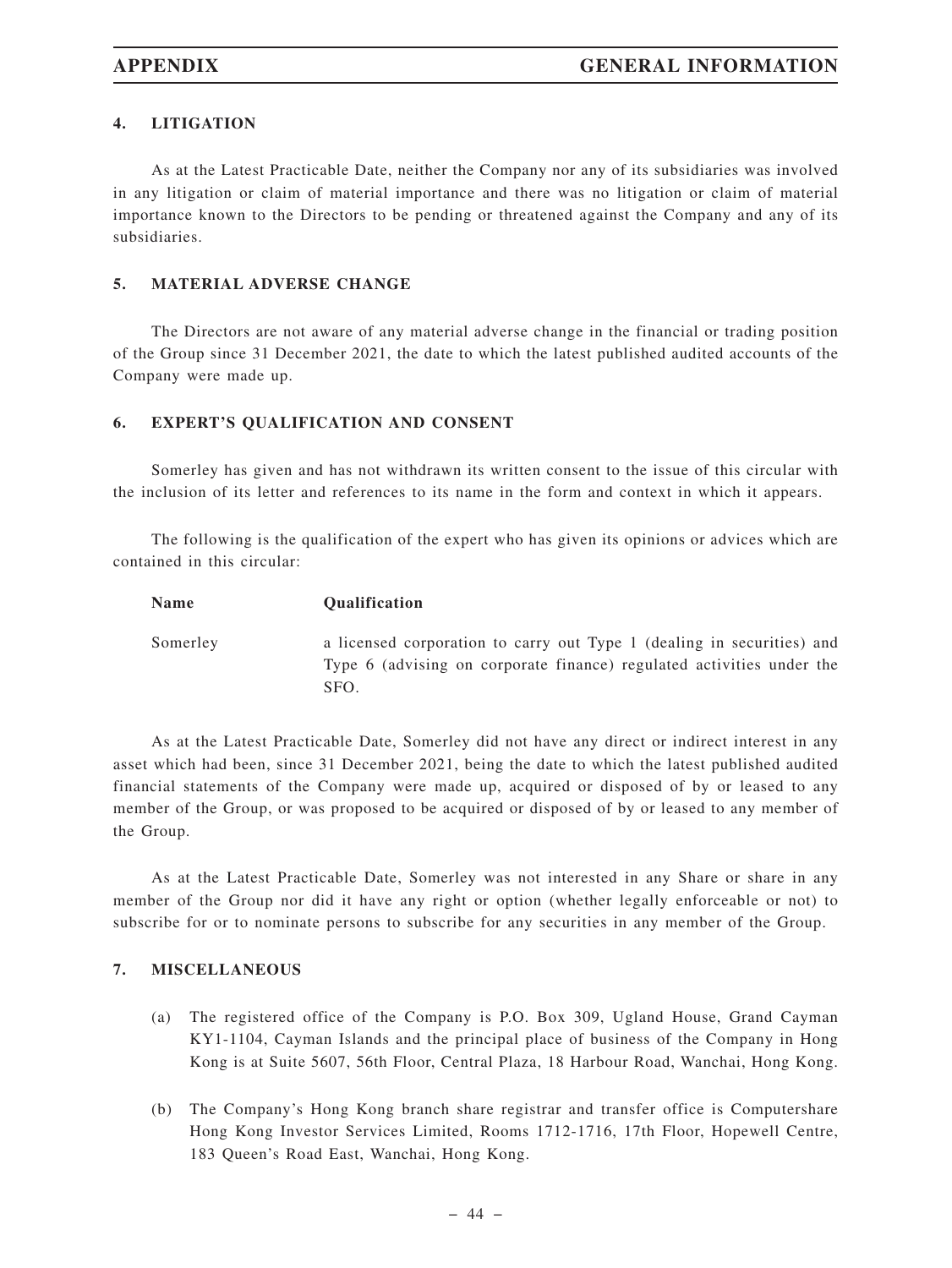## 4. LITIGATION

As at the Latest Practicable Date, neither the Company nor any of its subsidiaries was involved in any litigation or claim of material importance and there was no litigation or claim of material importance known to the Directors to be pending or threatened against the Company and any of its subsidiaries.

## 5. MATERIAL ADVERSE CHANGE

The Directors are not aware of any material adverse change in the financial or trading position of the Group since 31 December 2021, the date to which the latest published audited accounts of the Company were made up.

## 6. EXPERT'S QUALIFICATION AND CONSENT

Somerley has given and has not withdrawn its written consent to the issue of this circular with the inclusion of its letter and references to its name in the form and context in which it appears.

The following is the qualification of the expert who has given its opinions or advices which are contained in this circular:

| Name | Qualification |
| --- | --- |
| Somerley | a licensed corporation to carry out Type 1 (dealing in securities) and Type 6 (advising on corporate finance) regulated activities under the SFO. |

As at the Latest Practicable Date, Somerley did not have any direct or indirect interest in any asset which had been, since 31 December 2021, being the date to which the latest published audited financial statements of the Company were made up, acquired or disposed of by or leased to any member of the Group, or was proposed to be acquired or disposed of by or leased to any member of the Group.

As at the Latest Practicable Date, Somerley was not interested in any Share or share in any member of the Group nor did it have any right or option (whether legally enforceable or not) to subscribe for or to nominate persons to subscribe for any securities in any member of the Group.

## 7. MISCELLANEOUS

(a) The registered office of the Company is P.O. Box 309, Ugland House, Grand Cayman KY1-1104, Cayman Islands and the principal place of business of the Company in Hong Kong is at Suite 5607, 56th Floor, Central Plaza, 18 Harbour Road, Wanchai, Hong Kong.

(b) The Company's Hong Kong branch share registrar and transfer office is Computershare Hong Kong Investor Services Limited, Rooms 1712-1716, 17th Floor, Hopewell Centre, 183 Queen's Road East, Wanchai, Hong Kong.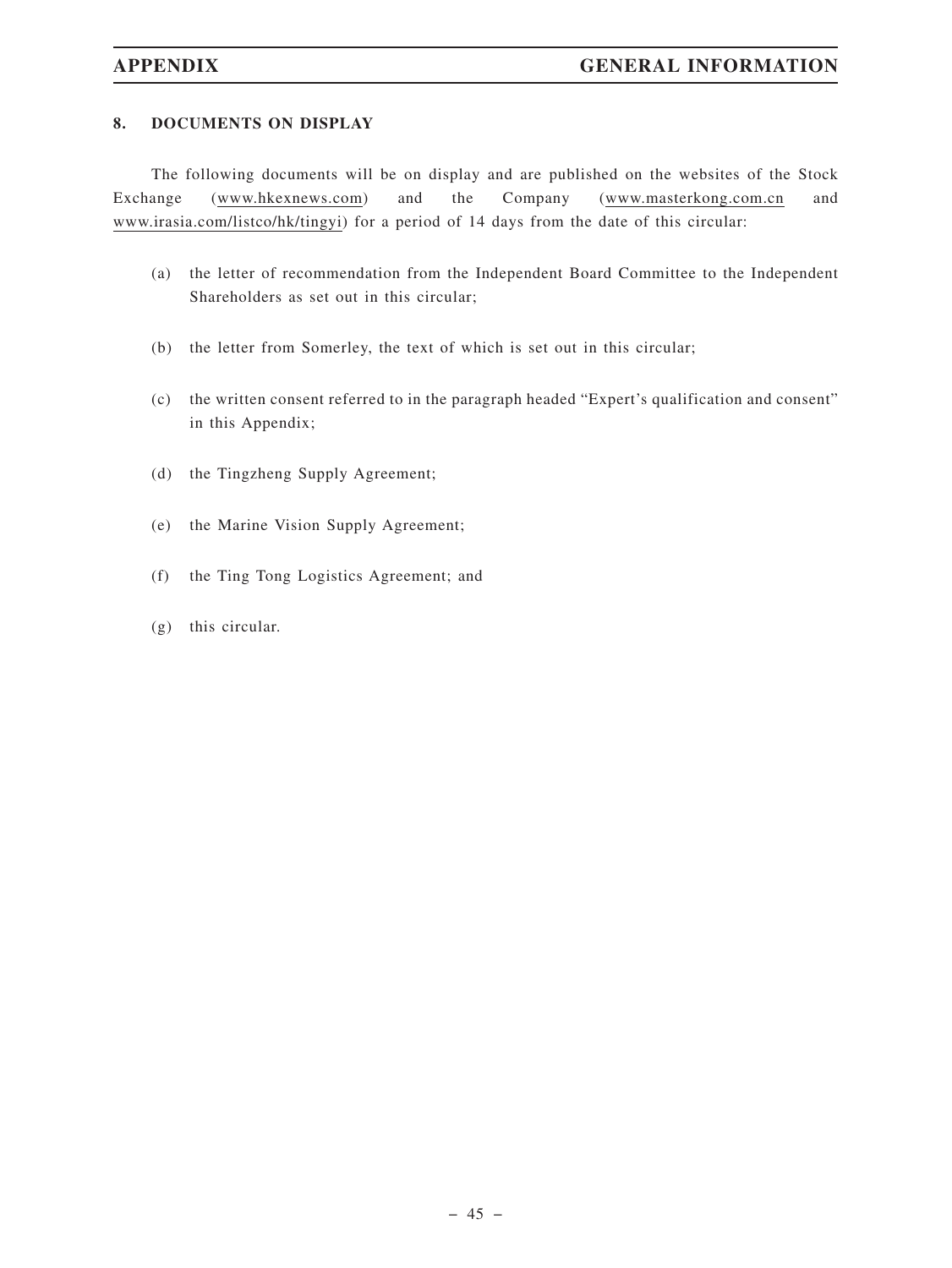## 8. DOCUMENTS ON DISPLAY

The following documents will be on display and are published on the websites of the Stock Exchange (www.hkexnews.com) and the Company (www.masterkong.com.cn and www.irasia.com/listco/hk/tingyi) for a period of 14 days from the date of this circular:

(a) the letter of recommendation from the Independent Board Committee to the Independent Shareholders as set out in this circular;

(b) the letter from Somerley, the text of which is set out in this circular;

(c) the written consent referred to in the paragraph headed "Expert's qualification and consent" in this Appendix;

(d) the Tingzheng Supply Agreement;

(e) the Marine Vision Supply Agreement;

(f) the Ting Tong Logistics Agreement; and

(g) this circular.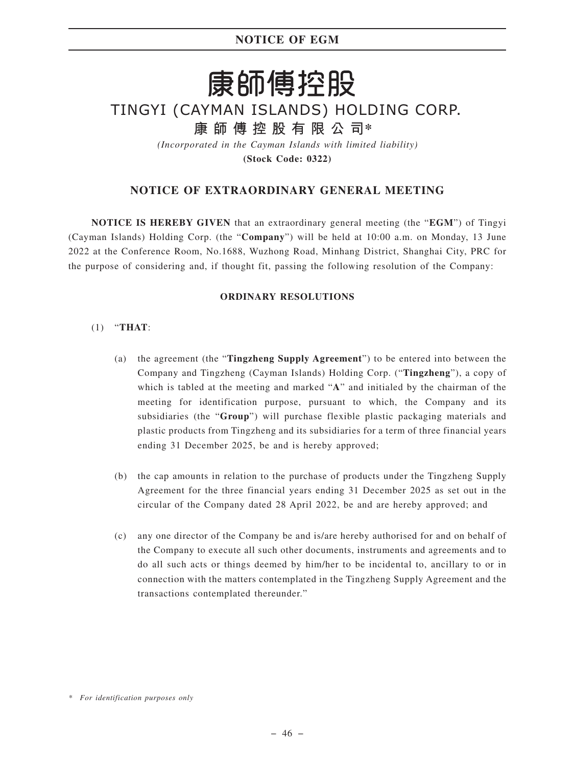# 康師傅控股

# TINGYI (CAYMAN ISLANDS) HOLDING CORP.

## 康師傅控股有限公司*

*(Incorporated in the Cayman Islands with limited liability)*

**(Stock Code: 0322)**

## NOTICE OF EXTRAORDINARY GENERAL MEETING

**NOTICE IS HEREBY GIVEN** that an extraordinary general meeting (the "**EGM**") of Tingyi (Cayman Islands) Holding Corp. (the "**Company**") will be held at 10:00 a.m. on Monday, 13 June 2022 at the Conference Room, No.1688, Wuzhong Road, Minhang District, Shanghai City, PRC for the purpose of considering and, if thought fit, passing the following resolution of the Company:

### ORDINARY RESOLUTIONS

(1) "**THAT**:

(a) the agreement (the "**Tingzheng Supply Agreement**") to be entered into between the Company and Tingzheng (Cayman Islands) Holding Corp. ("**Tingzheng**"), a copy of which is tabled at the meeting and marked "**A**" and initialed by the chairman of the meeting for identification purpose, pursuant to which, the Company and its subsidiaries (the "**Group**") will purchase flexible plastic packaging materials and plastic products from Tingzheng and its subsidiaries for a term of three financial years ending 31 December 2025, be and is hereby approved;

(b) the cap amounts in relation to the purchase of products under the Tingzheng Supply Agreement for the three financial years ending 31 December 2025 as set out in the circular of the Company dated 28 April 2022, be and are hereby approved; and

(c) any one director of the Company be and is/are hereby authorised for and on behalf of the Company to execute all such other documents, instruments and agreements and to do all such acts or things deemed by him/her to be incidental to, ancillary to or in connection with the matters contemplated in the Tingzheng Supply Agreement and the transactions contemplated thereunder."

\* *For identification purposes only*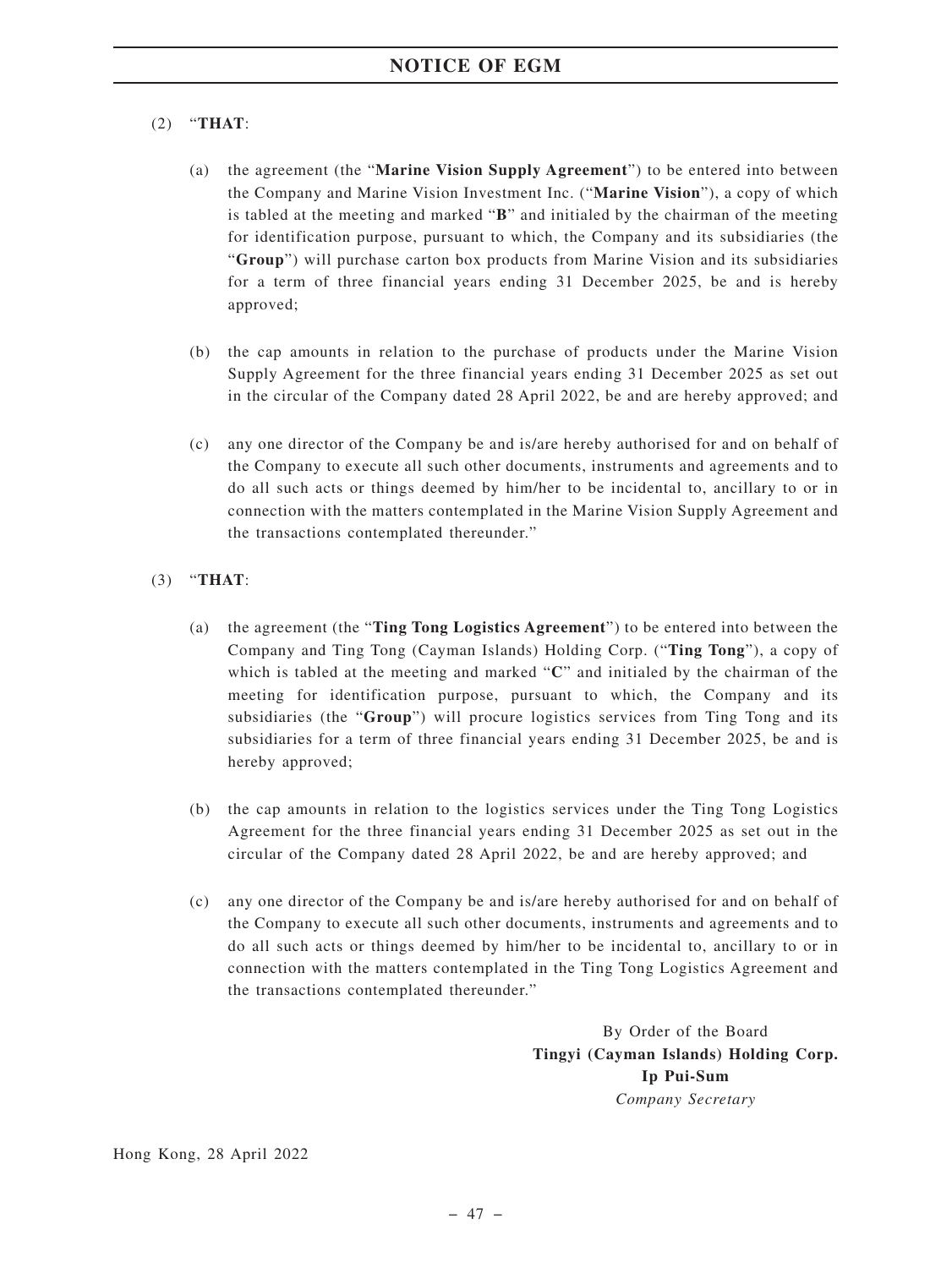(2) "**THAT**:

(a) the agreement (the "**Marine Vision Supply Agreement**") to be entered into between the Company and Marine Vision Investment Inc. ("**Marine Vision**"), a copy of which is tabled at the meeting and marked "**B**" and initialed by the chairman of the meeting for identification purpose, pursuant to which, the Company and its subsidiaries (the "**Group**") will purchase carton box products from Marine Vision and its subsidiaries for a term of three financial years ending 31 December 2025, be and is hereby approved;

(b) the cap amounts in relation to the purchase of products under the Marine Vision Supply Agreement for the three financial years ending 31 December 2025 as set out in the circular of the Company dated 28 April 2022, be and are hereby approved; and

(c) any one director of the Company be and is/are hereby authorised for and on behalf of the Company to execute all such other documents, instruments and agreements and to do all such acts or things deemed by him/her to be incidental to, ancillary to or in connection with the matters contemplated in the Marine Vision Supply Agreement and the transactions contemplated thereunder."

(3) "**THAT**:

(a) the agreement (the "**Ting Tong Logistics Agreement**") to be entered into between the Company and Ting Tong (Cayman Islands) Holding Corp. ("**Ting Tong**"), a copy of which is tabled at the meeting and marked "**C**" and initialed by the chairman of the meeting for identification purpose, pursuant to which, the Company and its subsidiaries (the "**Group**") will procure logistics services from Ting Tong and its subsidiaries for a term of three financial years ending 31 December 2025, be and is hereby approved;

(b) the cap amounts in relation to the logistics services under the Ting Tong Logistics Agreement for the three financial years ending 31 December 2025 as set out in the circular of the Company dated 28 April 2022, be and are hereby approved; and

(c) any one director of the Company be and is/are hereby authorised for and on behalf of the Company to execute all such other documents, instruments and agreements and to do all such acts or things deemed by him/her to be incidental to, ancillary to or in connection with the matters contemplated in the Ting Tong Logistics Agreement and the transactions contemplated thereunder."

By Order of the Board
**Tingyi (Cayman Islands) Holding Corp.**
**Ip Pui-Sum**
*Company Secretary*

Hong Kong, 28 April 2022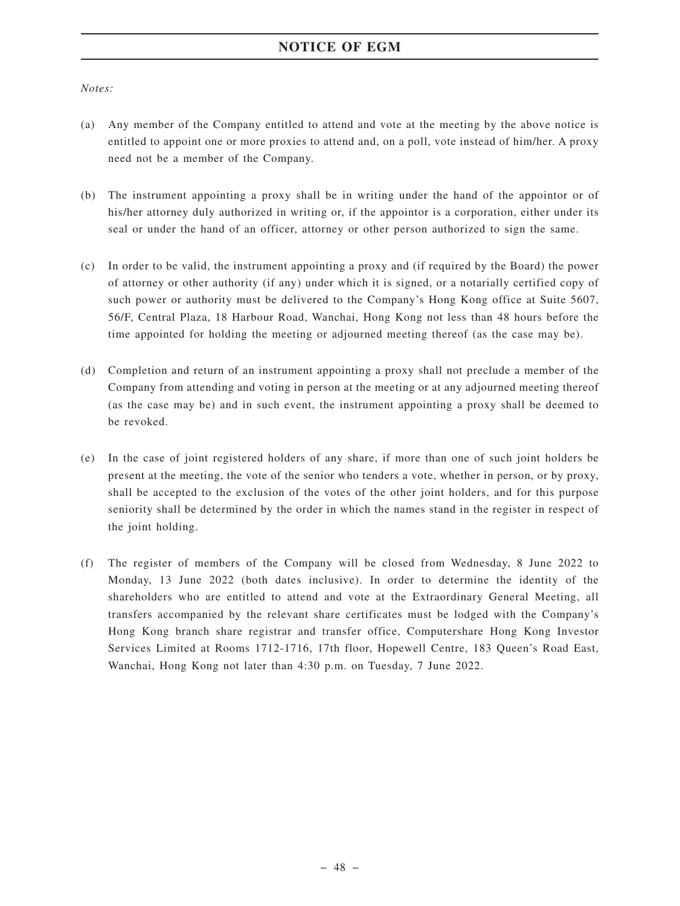*Notes:*

(a) Any member of the Company entitled to attend and vote at the meeting by the above notice is entitled to appoint one or more proxies to attend and, on a poll, vote instead of him/her. A proxy need not be a member of the Company.

(b) The instrument appointing a proxy shall be in writing under the hand of the appointor or of his/her attorney duly authorized in writing or, if the appointor is a corporation, either under its seal or under the hand of an officer, attorney or other person authorized to sign the same.

(c) In order to be valid, the instrument appointing a proxy and (if required by the Board) the power of attorney or other authority (if any) under which it is signed, or a notarially certified copy of such power or authority must be delivered to the Company's Hong Kong office at Suite 5607, 56/F, Central Plaza, 18 Harbour Road, Wanchai, Hong Kong not less than 48 hours before the time appointed for holding the meeting or adjourned meeting thereof (as the case may be).

(d) Completion and return of an instrument appointing a proxy shall not preclude a member of the Company from attending and voting in person at the meeting or at any adjourned meeting thereof (as the case may be) and in such event, the instrument appointing a proxy shall be deemed to be revoked.

(e) In the case of joint registered holders of any share, if more than one of such joint holders be present at the meeting, the vote of the senior who tenders a vote, whether in person, or by proxy, shall be accepted to the exclusion of the votes of the other joint holders, and for this purpose seniority shall be determined by the order in which the names stand in the register in respect of the joint holding.

(f) The register of members of the Company will be closed from Wednesday, 8 June 2022 to Monday, 13 June 2022 (both dates inclusive). In order to determine the identity of the shareholders who are entitled to attend and vote at the Extraordinary General Meeting, all transfers accompanied by the relevant share certificates must be lodged with the Company's Hong Kong branch share registrar and transfer office, Computershare Hong Kong Investor Services Limited at Rooms 1712-1716, 17th floor, Hopewell Centre, 183 Queen's Road East, Wanchai, Hong Kong not later than 4:30 p.m. on Tuesday, 7 June 2022.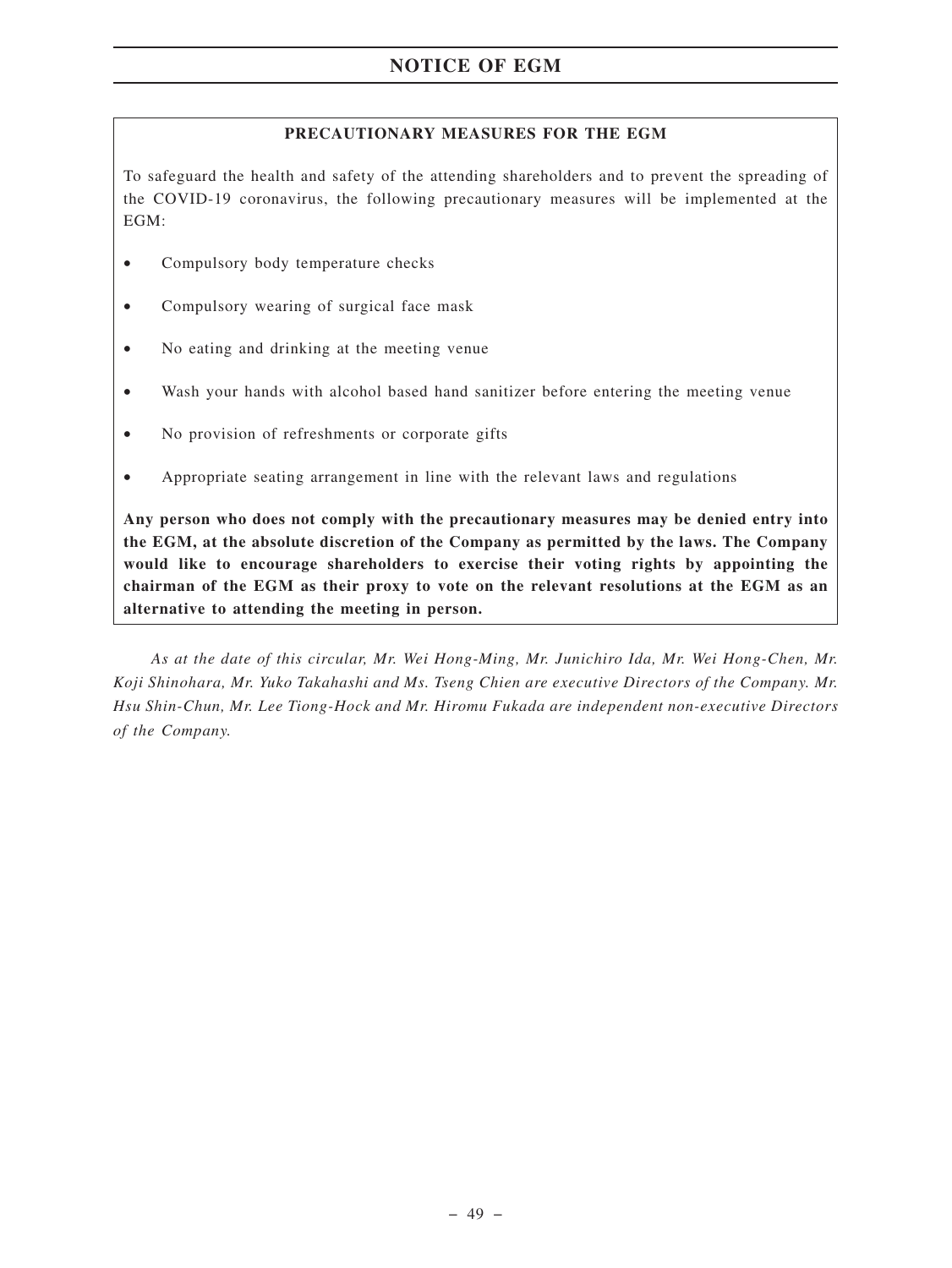## PRECAUTIONARY MEASURES FOR THE EGM

To safeguard the health and safety of the attending shareholders and to prevent the spreading of the COVID-19 coronavirus, the following precautionary measures will be implemented at the EGM:

- Compulsory body temperature checks
- Compulsory wearing of surgical face mask
- No eating and drinking at the meeting venue
- Wash your hands with alcohol based hand sanitizer before entering the meeting venue
- No provision of refreshments or corporate gifts
- Appropriate seating arrangement in line with the relevant laws and regulations

**Any person who does not comply with the precautionary measures may be denied entry into the EGM, at the absolute discretion of the Company as permitted by the laws. The Company would like to encourage shareholders to exercise their voting rights by appointing the chairman of the EGM as their proxy to vote on the relevant resolutions at the EGM as an alternative to attending the meeting in person.**

*As at the date of this circular, Mr. Wei Hong-Ming, Mr. Junichiro Ida, Mr. Wei Hong-Chen, Mr. Koji Shinohara, Mr. Yuko Takahashi and Ms. Tseng Chien are executive Directors of the Company. Mr. Hsu Shin-Chun, Mr. Lee Tiong-Hock and Mr. Hiromu Fukada are independent non-executive Directors of the Company.*